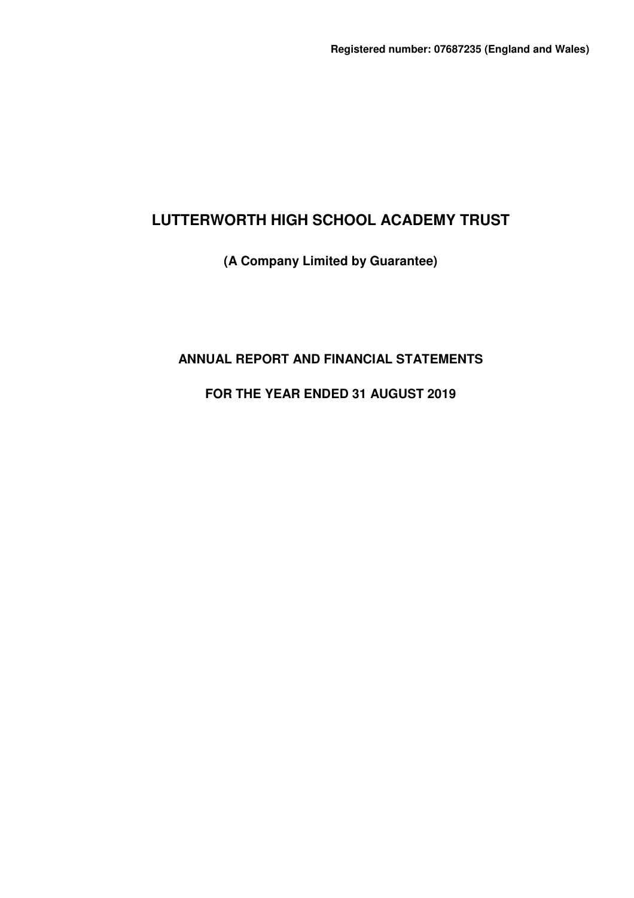**Registered number: 07687235 (England and Wales)**

# LUTTERWORTH HIGH SCHOOL ACADEMY TRUST

**(A Company Limited by Guarantee)**

## ANNUAL REPORT AND FINANCIAL STATEMENTS

## FOR THE YEAR ENDED 31 AUGUST 2019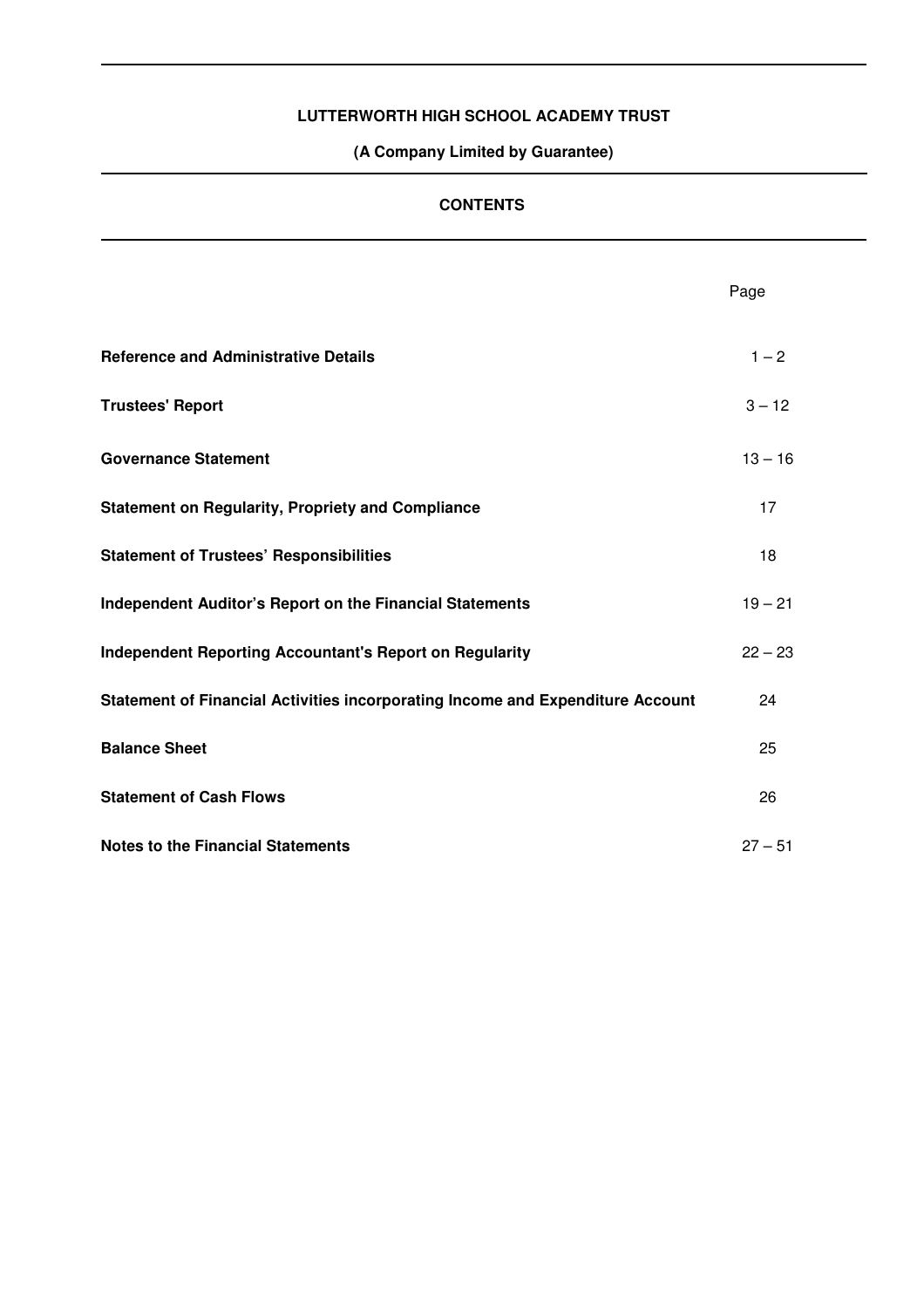**LUTTERWORTH HIGH SCHOOL ACADEMY TRUST**

**(A Company Limited by Guarantee)**

**CONTENTS**

| | Page |
|---|---|
| **Reference and Administrative Details** | 1 – 2 |
| **Trustees' Report** | 3 – 12 |
| **Governance Statement** | 13 – 16 |
| **Statement on Regularity, Propriety and Compliance** | 17 |
| **Statement of Trustees' Responsibilities** | 18 |
| **Independent Auditor's Report on the Financial Statements** | 19 – 21 |
| **Independent Reporting Accountant's Report on Regularity** | 22 – 23 |
| **Statement of Financial Activities incorporating Income and Expenditure Account** | 24 |
| **Balance Sheet** | 25 |
| **Statement of Cash Flows** | 26 |
| **Notes to the Financial Statements** | 27 – 51 |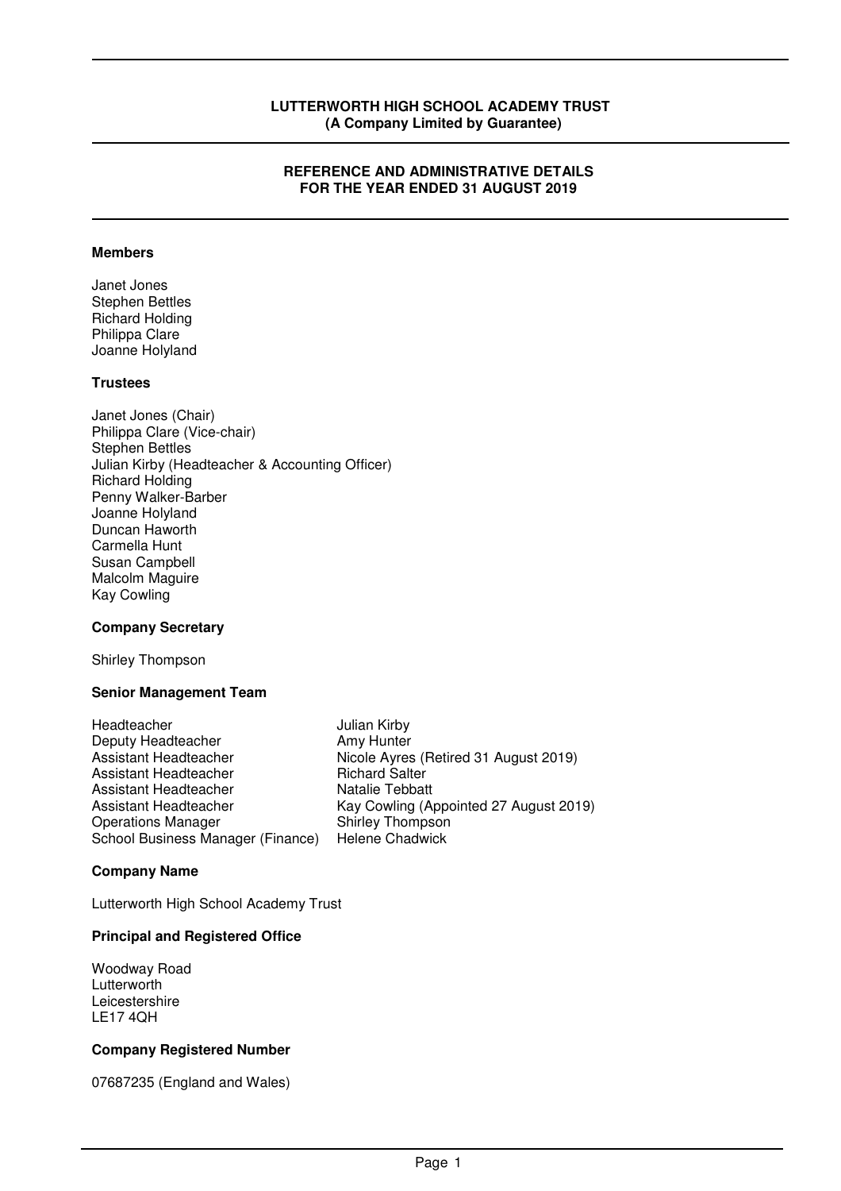**LUTTERWORTH HIGH SCHOOL ACADEMY TRUST**
**(A Company Limited by Guarantee)**

# REFERENCE AND ADMINISTRATIVE DETAILS FOR THE YEAR ENDED 31 AUGUST 2019

### Members

Janet Jones
Stephen Bettles
Richard Holding
Philippa Clare
Joanne Holyland

### Trustees

Janet Jones (Chair)
Philippa Clare (Vice-chair)
Stephen Bettles
Julian Kirby (Headteacher & Accounting Officer)
Richard Holding
Penny Walker-Barber
Joanne Holyland
Duncan Haworth
Carmella Hunt
Susan Campbell
Malcolm Maguire
Kay Cowling

### Company Secretary

Shirley Thompson

### Senior Management Team

| | |
|---|---|
| Headteacher | Julian Kirby |
| Deputy Headteacher | Amy Hunter |
| Assistant Headteacher | Nicole Ayres (Retired 31 August 2019) |
| Assistant Headteacher | Richard Salter |
| Assistant Headteacher | Natalie Tebbatt |
| Assistant Headteacher | Kay Cowling (Appointed 27 August 2019) |
| Operations Manager | Shirley Thompson |
| School Business Manager (Finance) | Helene Chadwick |

### Company Name

Lutterworth High School Academy Trust

### Principal and Registered Office

Woodway Road
Lutterworth
Leicestershire
LE17 4QH

### Company Registered Number

07687235 (England and Wales)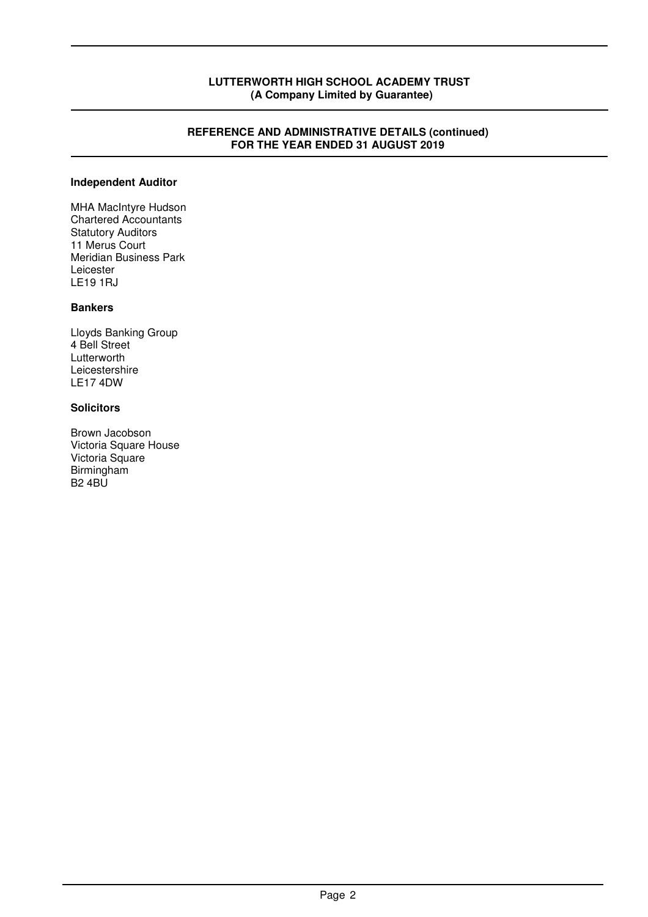**LUTTERWORTH HIGH SCHOOL ACADEMY TRUST**
**(A Company Limited by Guarantee)**

**REFERENCE AND ADMINISTRATIVE DETAILS (continued)**
**FOR THE YEAR ENDED 31 AUGUST 2019**

### Independent Auditor

MHA MacIntyre Hudson
Chartered Accountants
Statutory Auditors
11 Merus Court
Meridian Business Park
Leicester
LE19 1RJ

### Bankers

Lloyds Banking Group
4 Bell Street
Lutterworth
Leicestershire
LE17 4DW

### Solicitors

Brown Jacobson
Victoria Square House
Victoria Square
Birmingham
B2 4BU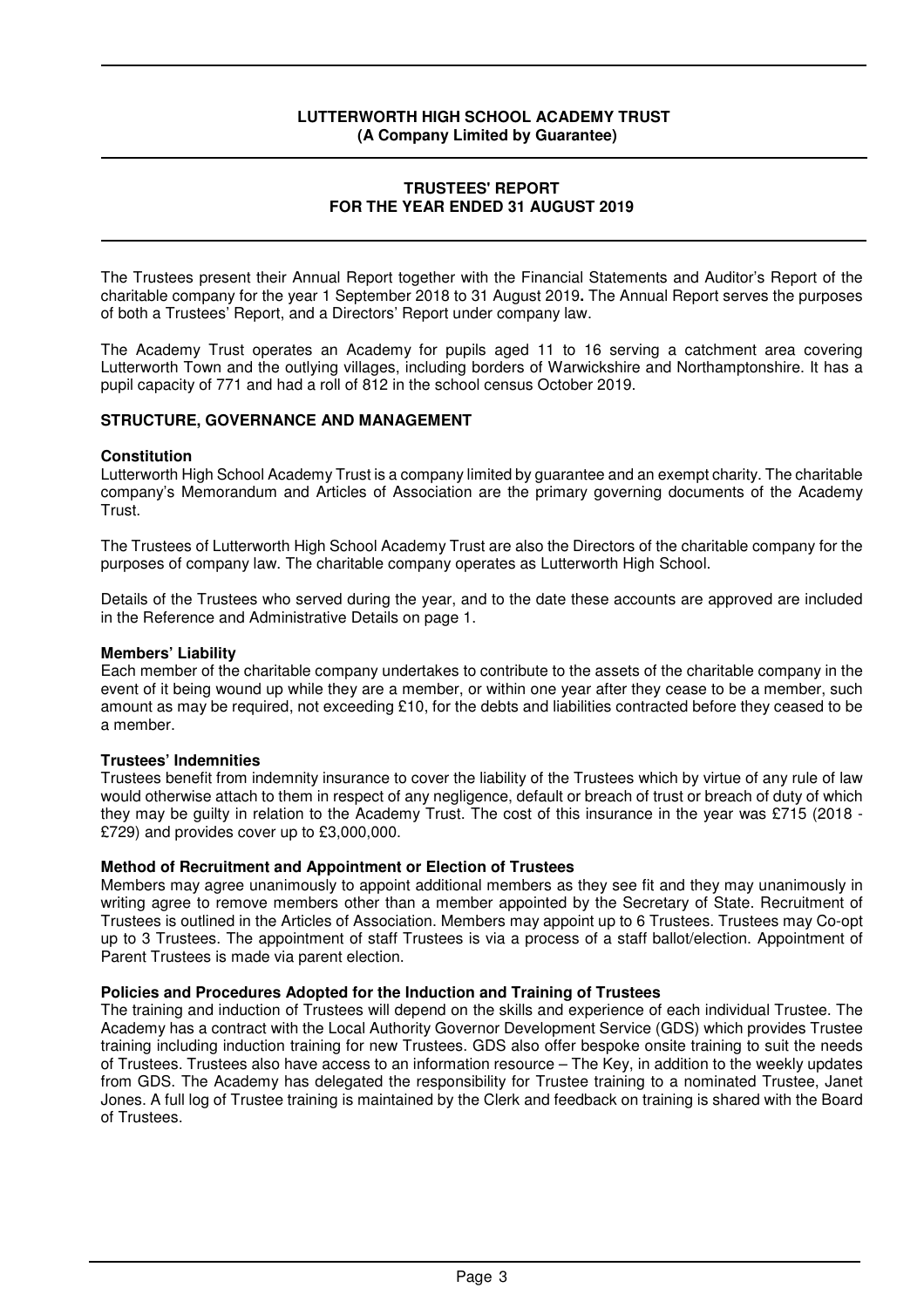**LUTTERWORTH HIGH SCHOOL ACADEMY TRUST**
**(A Company Limited by Guarantee)**

# TRUSTEES' REPORT FOR THE YEAR ENDED 31 AUGUST 2019

The Trustees present their Annual Report together with the Financial Statements and Auditor's Report of the charitable company for the year 1 September 2018 to 31 August 2019**.** The Annual Report serves the purposes of both a Trustees' Report, and a Directors' Report under company law.

The Academy Trust operates an Academy for pupils aged 11 to 16 serving a catchment area covering Lutterworth Town and the outlying villages, including borders of Warwickshire and Northamptonshire. It has a pupil capacity of 771 and had a roll of 812 in the school census October 2019.

## STRUCTURE, GOVERNANCE AND MANAGEMENT

### Constitution

Lutterworth High School Academy Trust is a company limited by guarantee and an exempt charity. The charitable company's Memorandum and Articles of Association are the primary governing documents of the Academy Trust.

The Trustees of Lutterworth High School Academy Trust are also the Directors of the charitable company for the purposes of company law. The charitable company operates as Lutterworth High School.

Details of the Trustees who served during the year, and to the date these accounts are approved are included in the Reference and Administrative Details on page 1.

### Members' Liability

Each member of the charitable company undertakes to contribute to the assets of the charitable company in the event of it being wound up while they are a member, or within one year after they cease to be a member, such amount as may be required, not exceeding £10, for the debts and liabilities contracted before they ceased to be a member.

### Trustees' Indemnities

Trustees benefit from indemnity insurance to cover the liability of the Trustees which by virtue of any rule of law would otherwise attach to them in respect of any negligence, default or breach of trust or breach of duty of which they may be guilty in relation to the Academy Trust. The cost of this insurance in the year was £715 (2018 - £729) and provides cover up to £3,000,000.

### Method of Recruitment and Appointment or Election of Trustees

Members may agree unanimously to appoint additional members as they see fit and they may unanimously in writing agree to remove members other than a member appointed by the Secretary of State. Recruitment of Trustees is outlined in the Articles of Association. Members may appoint up to 6 Trustees. Trustees may Co-opt up to 3 Trustees. The appointment of staff Trustees is via a process of a staff ballot/election. Appointment of Parent Trustees is made via parent election.

### Policies and Procedures Adopted for the Induction and Training of Trustees

The training and induction of Trustees will depend on the skills and experience of each individual Trustee. The Academy has a contract with the Local Authority Governor Development Service (GDS) which provides Trustee training including induction training for new Trustees. GDS also offer bespoke onsite training to suit the needs of Trustees. Trustees also have access to an information resource – The Key, in addition to the weekly updates from GDS. The Academy has delegated the responsibility for Trustee training to a nominated Trustee, Janet Jones. A full log of Trustee training is maintained by the Clerk and feedback on training is shared with the Board of Trustees.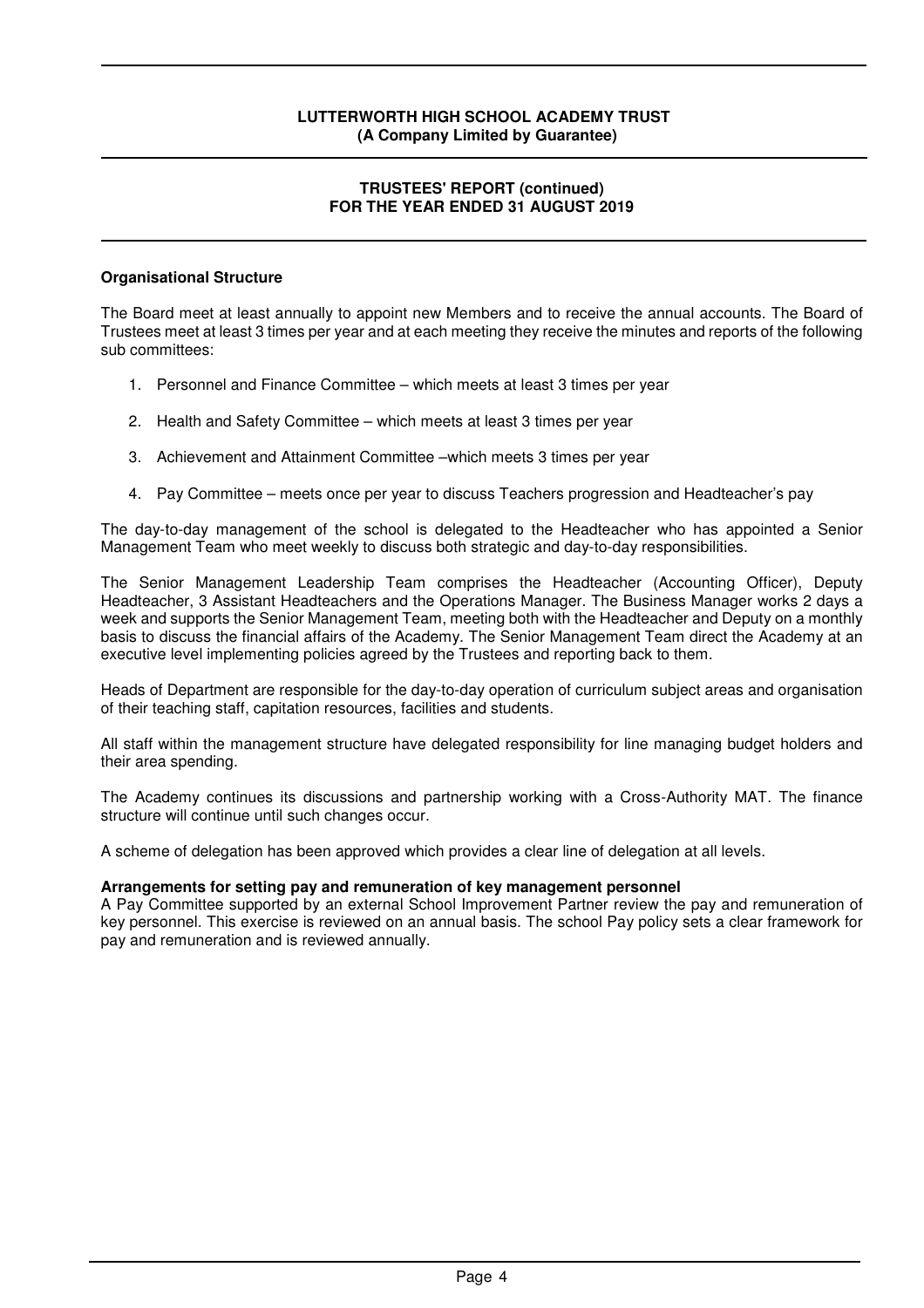## Organisational Structure

The Board meet at least annually to appoint new Members and to receive the annual accounts. The Board of Trustees meet at least 3 times per year and at each meeting they receive the minutes and reports of the following sub committees:

1. Personnel and Finance Committee – which meets at least 3 times per year

2. Health and Safety Committee – which meets at least 3 times per year

3. Achievement and Attainment Committee –which meets 3 times per year

4. Pay Committee – meets once per year to discuss Teachers progression and Headteacher's pay

The day-to-day management of the school is delegated to the Headteacher who has appointed a Senior Management Team who meet weekly to discuss both strategic and day-to-day responsibilities.

The Senior Management Leadership Team comprises the Headteacher (Accounting Officer), Deputy Headteacher, 3 Assistant Headteachers and the Operations Manager. The Business Manager works 2 days a week and supports the Senior Management Team, meeting both with the Headteacher and Deputy on a monthly basis to discuss the financial affairs of the Academy. The Senior Management Team direct the Academy at an executive level implementing policies agreed by the Trustees and reporting back to them.

Heads of Department are responsible for the day-to-day operation of curriculum subject areas and organisation of their teaching staff, capitation resources, facilities and students.

All staff within the management structure have delegated responsibility for line managing budget holders and their area spending.

The Academy continues its discussions and partnership working with a Cross-Authority MAT. The finance structure will continue until such changes occur.

A scheme of delegation has been approved which provides a clear line of delegation at all levels.

**Arrangements for setting pay and remuneration of key management personnel**

A Pay Committee supported by an external School Improvement Partner review the pay and remuneration of key personnel. This exercise is reviewed on an annual basis. The school Pay policy sets a clear framework for pay and remuneration and is reviewed annually.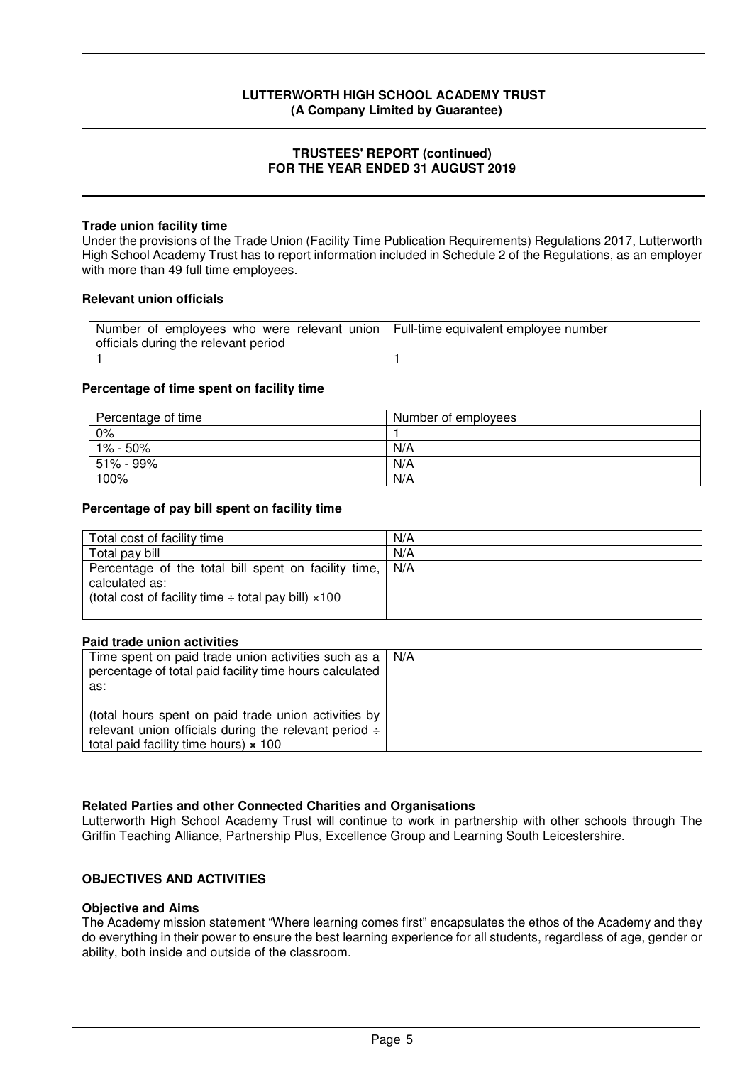### Trade union facility time

Under the provisions of the Trade Union (Facility Time Publication Requirements) Regulations 2017, Lutterworth High School Academy Trust has to report information included in Schedule 2 of the Regulations, as an employer with more than 49 full time employees.

#### Relevant union officials

| Number of employees who were relevant union officials during the relevant period | Full-time equivalent employee number |
|---|---|
| 1 | 1 |

#### Percentage of time spent on facility time

| Percentage of time | Number of employees |
|---|---|
| 0% | 1 |
| 1% - 50% | N/A |
| 51% - 99% | N/A |
| 100% | N/A |

#### Percentage of pay bill spent on facility time

| | |
|---|---|
| Total cost of facility time | N/A |
| Total pay bill | N/A |
| Percentage of the total bill spent on facility time, calculated as: (total cost of facility time ÷ total pay bill) ×100 | N/A |

#### Paid trade union activities

| | |
|---|---|
| Time spent on paid trade union activities such as a percentage of total paid facility time hours calculated as: (total hours spent on paid trade union activities by relevant union officials during the relevant period ÷ total paid facility time hours) × 100 | N/A |

### Related Parties and other Connected Charities and Organisations

Lutterworth High School Academy Trust will continue to work in partnership with other schools through The Griffin Teaching Alliance, Partnership Plus, Excellence Group and Learning South Leicestershire.

## OBJECTIVES AND ACTIVITIES

### Objective and Aims

The Academy mission statement "Where learning comes first" encapsulates the ethos of the Academy and they do everything in their power to ensure the best learning experience for all students, regardless of age, gender or ability, both inside and outside of the classroom.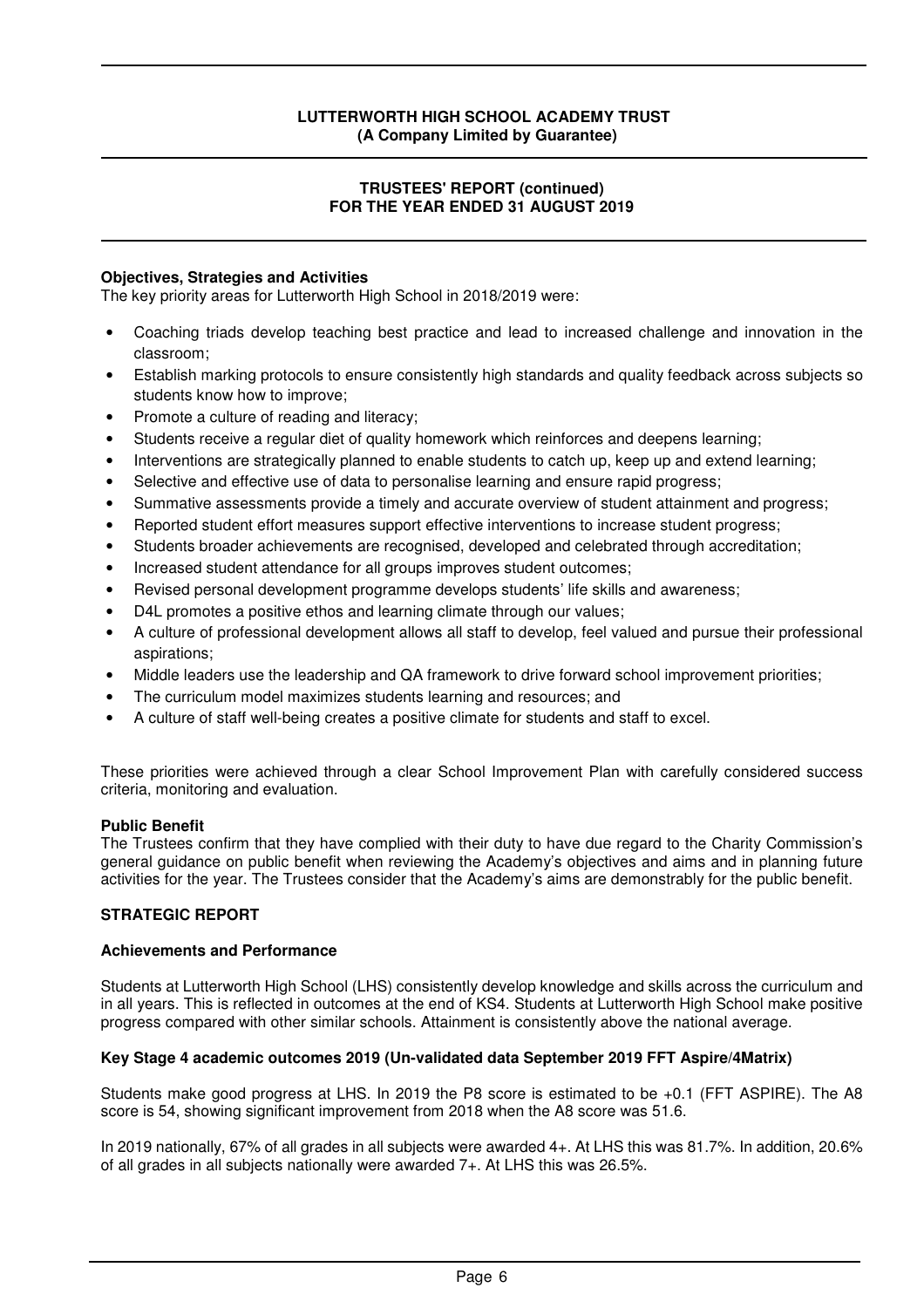**Objectives, Strategies and Activities**

The key priority areas for Lutterworth High School in 2018/2019 were:

- Coaching triads develop teaching best practice and lead to increased challenge and innovation in the classroom;
- Establish marking protocols to ensure consistently high standards and quality feedback across subjects so students know how to improve;
- Promote a culture of reading and literacy;
- Students receive a regular diet of quality homework which reinforces and deepens learning;
- Interventions are strategically planned to enable students to catch up, keep up and extend learning;
- Selective and effective use of data to personalise learning and ensure rapid progress;
- Summative assessments provide a timely and accurate overview of student attainment and progress;
- Reported student effort measures support effective interventions to increase student progress;
- Students broader achievements are recognised, developed and celebrated through accreditation;
- Increased student attendance for all groups improves student outcomes;
- Revised personal development programme develops students' life skills and awareness;
- D4L promotes a positive ethos and learning climate through our values;
- A culture of professional development allows all staff to develop, feel valued and pursue their professional aspirations;
- Middle leaders use the leadership and QA framework to drive forward school improvement priorities;
- The curriculum model maximizes students learning and resources; and
- A culture of staff well-being creates a positive climate for students and staff to excel.

These priorities were achieved through a clear School Improvement Plan with carefully considered success criteria, monitoring and evaluation.

**Public Benefit**

The Trustees confirm that they have complied with their duty to have due regard to the Charity Commission's general guidance on public benefit when reviewing the Academy's objectives and aims and in planning future activities for the year. The Trustees consider that the Academy's aims are demonstrably for the public benefit.

## STRATEGIC REPORT

**Achievements and Performance**

Students at Lutterworth High School (LHS) consistently develop knowledge and skills across the curriculum and in all years. This is reflected in outcomes at the end of KS4. Students at Lutterworth High School make positive progress compared with other similar schools. Attainment is consistently above the national average.

**Key Stage 4 academic outcomes 2019 (Un-validated data September 2019 FFT Aspire/4Matrix)**

Students make good progress at LHS. In 2019 the P8 score is estimated to be +0.1 (FFT ASPIRE). The A8 score is 54, showing significant improvement from 2018 when the A8 score was 51.6.

In 2019 nationally, 67% of all grades in all subjects were awarded 4+. At LHS this was 81.7%. In addition, 20.6% of all grades in all subjects nationally were awarded 7+. At LHS this was 26.5%.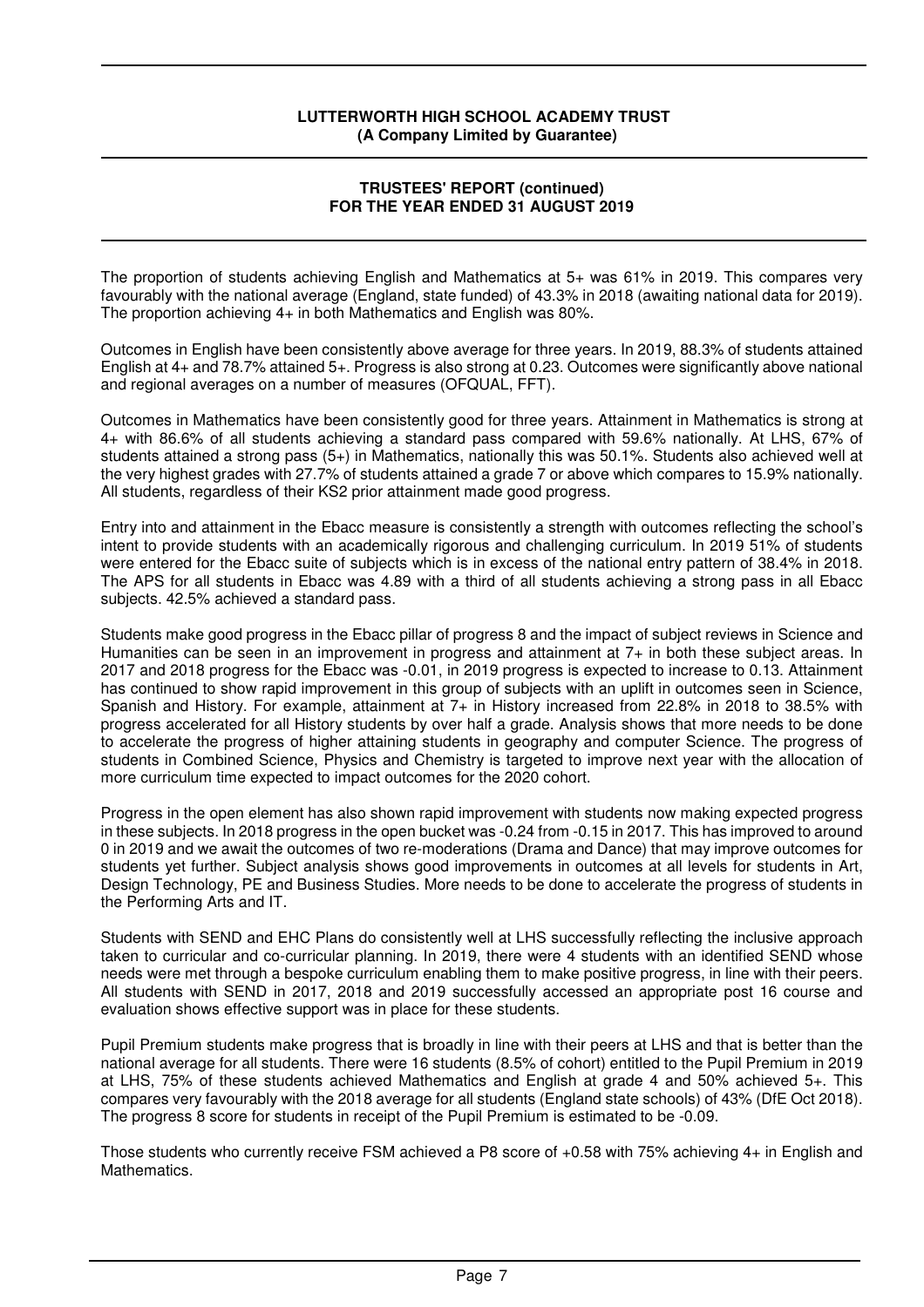The proportion of students achieving English and Mathematics at 5+ was 61% in 2019. This compares very favourably with the national average (England, state funded) of 43.3% in 2018 (awaiting national data for 2019). The proportion achieving 4+ in both Mathematics and English was 80%.

Outcomes in English have been consistently above average for three years. In 2019, 88.3% of students attained English at 4+ and 78.7% attained 5+. Progress is also strong at 0.23. Outcomes were significantly above national and regional averages on a number of measures (OFQUAL, FFT).

Outcomes in Mathematics have been consistently good for three years. Attainment in Mathematics is strong at 4+ with 86.6% of all students achieving a standard pass compared with 59.6% nationally. At LHS, 67% of students attained a strong pass (5+) in Mathematics, nationally this was 50.1%. Students also achieved well at the very highest grades with 27.7% of students attained a grade 7 or above which compares to 15.9% nationally. All students, regardless of their KS2 prior attainment made good progress.

Entry into and attainment in the Ebacc measure is consistently a strength with outcomes reflecting the school's intent to provide students with an academically rigorous and challenging curriculum. In 2019 51% of students were entered for the Ebacc suite of subjects which is in excess of the national entry pattern of 38.4% in 2018. The APS for all students in Ebacc was 4.89 with a third of all students achieving a strong pass in all Ebacc subjects. 42.5% achieved a standard pass.

Students make good progress in the Ebacc pillar of progress 8 and the impact of subject reviews in Science and Humanities can be seen in an improvement in progress and attainment at 7+ in both these subject areas. In 2017 and 2018 progress for the Ebacc was -0.01, in 2019 progress is expected to increase to 0.13. Attainment has continued to show rapid improvement in this group of subjects with an uplift in outcomes seen in Science, Spanish and History. For example, attainment at 7+ in History increased from 22.8% in 2018 to 38.5% with progress accelerated for all History students by over half a grade. Analysis shows that more needs to be done to accelerate the progress of higher attaining students in geography and computer Science. The progress of students in Combined Science, Physics and Chemistry is targeted to improve next year with the allocation of more curriculum time expected to impact outcomes for the 2020 cohort.

Progress in the open element has also shown rapid improvement with students now making expected progress in these subjects. In 2018 progress in the open bucket was -0.24 from -0.15 in 2017. This has improved to around 0 in 2019 and we await the outcomes of two re-moderations (Drama and Dance) that may improve outcomes for students yet further. Subject analysis shows good improvements in outcomes at all levels for students in Art, Design Technology, PE and Business Studies. More needs to be done to accelerate the progress of students in the Performing Arts and IT.

Students with SEND and EHC Plans do consistently well at LHS successfully reflecting the inclusive approach taken to curricular and co-curricular planning. In 2019, there were 4 students with an identified SEND whose needs were met through a bespoke curriculum enabling them to make positive progress, in line with their peers. All students with SEND in 2017, 2018 and 2019 successfully accessed an appropriate post 16 course and evaluation shows effective support was in place for these students.

Pupil Premium students make progress that is broadly in line with their peers at LHS and that is better than the national average for all students. There were 16 students (8.5% of cohort) entitled to the Pupil Premium in 2019 at LHS, 75% of these students achieved Mathematics and English at grade 4 and 50% achieved 5+. This compares very favourably with the 2018 average for all students (England state schools) of 43% (DfE Oct 2018). The progress 8 score for students in receipt of the Pupil Premium is estimated to be -0.09.

Those students who currently receive FSM achieved a P8 score of +0.58 with 75% achieving 4+ in English and Mathematics.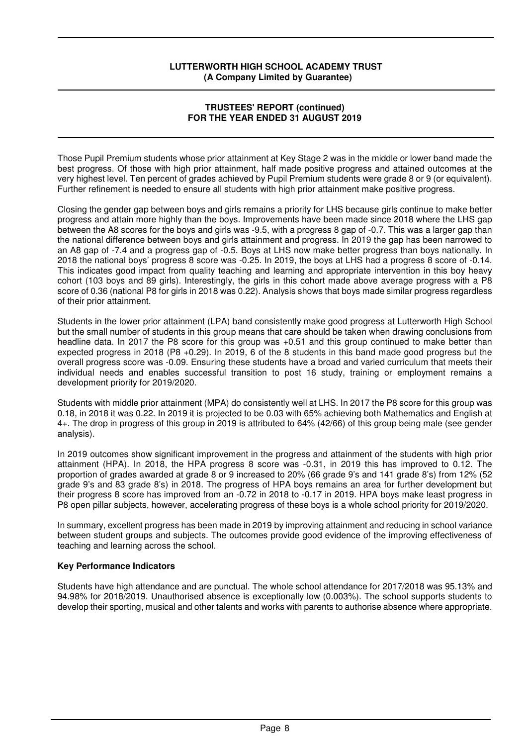Those Pupil Premium students whose prior attainment at Key Stage 2 was in the middle or lower band made the best progress. Of those with high prior attainment, half made positive progress and attained outcomes at the very highest level. Ten percent of grades achieved by Pupil Premium students were grade 8 or 9 (or equivalent). Further refinement is needed to ensure all students with high prior attainment make positive progress.

Closing the gender gap between boys and girls remains a priority for LHS because girls continue to make better progress and attain more highly than the boys. Improvements have been made since 2018 where the LHS gap between the A8 scores for the boys and girls was -9.5, with a progress 8 gap of -0.7. This was a larger gap than the national difference between boys and girls attainment and progress. In 2019 the gap has been narrowed to an A8 gap of -7.4 and a progress gap of -0.5. Boys at LHS now make better progress than boys nationally. In 2018 the national boys' progress 8 score was -0.25. In 2019, the boys at LHS had a progress 8 score of -0.14. This indicates good impact from quality teaching and learning and appropriate intervention in this boy heavy cohort (103 boys and 89 girls). Interestingly, the girls in this cohort made above average progress with a P8 score of 0.36 (national P8 for girls in 2018 was 0.22). Analysis shows that boys made similar progress regardless of their prior attainment.

Students in the lower prior attainment (LPA) band consistently make good progress at Lutterworth High School but the small number of students in this group means that care should be taken when drawing conclusions from headline data. In 2017 the P8 score for this group was +0.51 and this group continued to make better than expected progress in 2018 (P8 +0.29). In 2019, 6 of the 8 students in this band made good progress but the overall progress score was -0.09. Ensuring these students have a broad and varied curriculum that meets their individual needs and enables successful transition to post 16 study, training or employment remains a development priority for 2019/2020.

Students with middle prior attainment (MPA) do consistently well at LHS. In 2017 the P8 score for this group was 0.18, in 2018 it was 0.22. In 2019 it is projected to be 0.03 with 65% achieving both Mathematics and English at 4+. The drop in progress of this group in 2019 is attributed to 64% (42/66) of this group being male (see gender analysis).

In 2019 outcomes show significant improvement in the progress and attainment of the students with high prior attainment (HPA). In 2018, the HPA progress 8 score was -0.31, in 2019 this has improved to 0.12. The proportion of grades awarded at grade 8 or 9 increased to 20% (66 grade 9's and 141 grade 8's) from 12% (52 grade 9's and 83 grade 8's) in 2018. The progress of HPA boys remains an area for further development but their progress 8 score has improved from an -0.72 in 2018 to -0.17 in 2019. HPA boys make least progress in P8 open pillar subjects, however, accelerating progress of these boys is a whole school priority for 2019/2020.

In summary, excellent progress has been made in 2019 by improving attainment and reducing in school variance between student groups and subjects. The outcomes provide good evidence of the improving effectiveness of teaching and learning across the school.

**Key Performance Indicators**

Students have high attendance and are punctual. The whole school attendance for 2017/2018 was 95.13% and 94.98% for 2018/2019. Unauthorised absence is exceptionally low (0.003%). The school supports students to develop their sporting, musical and other talents and works with parents to authorise absence where appropriate.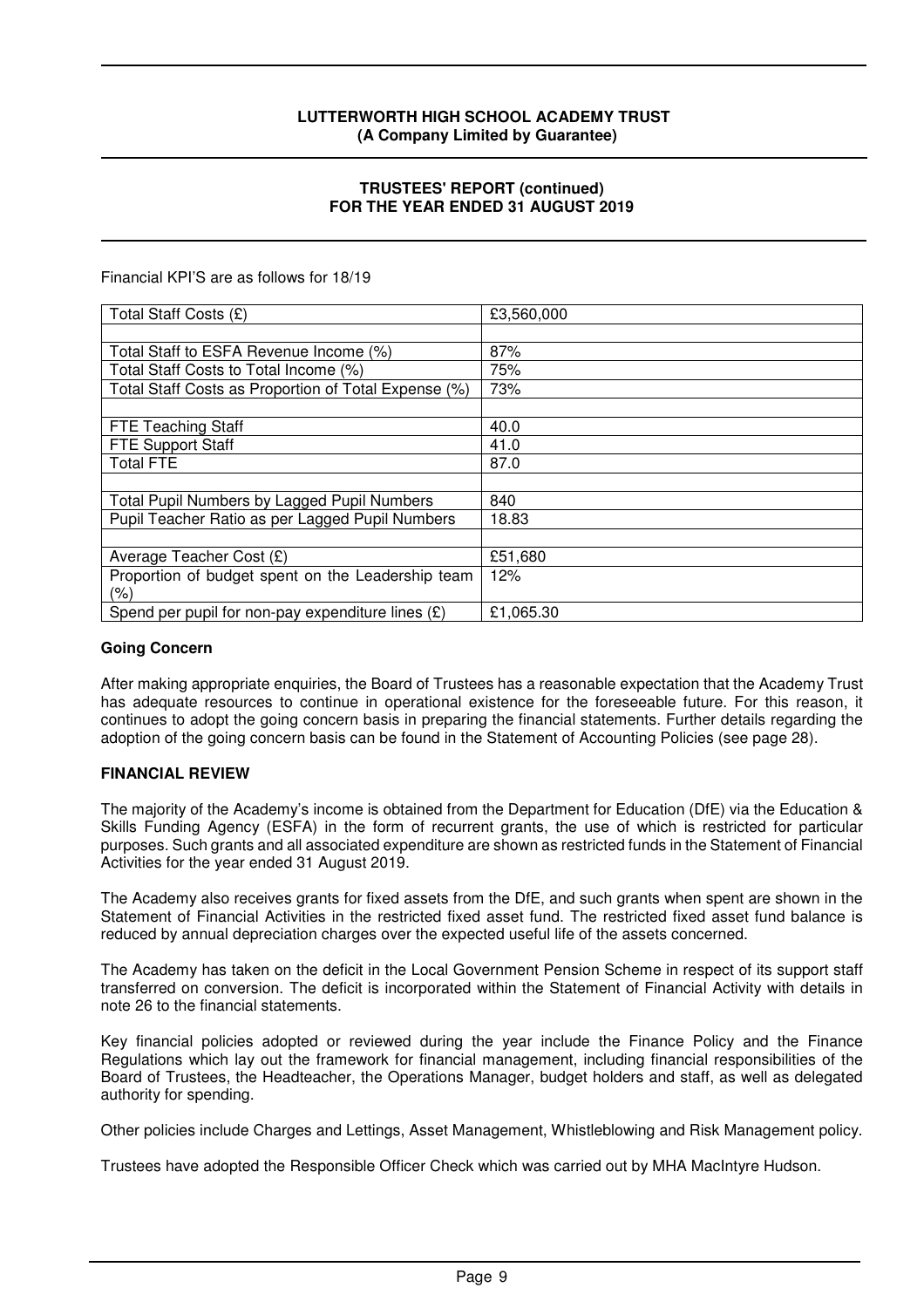Financial KPI'S are as follows for 18/19

| | |
|---|---|
| Total Staff Costs (£) | £3,560,000 |
| | |
| Total Staff to ESFA Revenue Income (%) | 87% |
| Total Staff Costs to Total Income (%) | 75% |
| Total Staff Costs as Proportion of Total Expense (%) | 73% |
| | |
| FTE Teaching Staff | 40.0 |
| FTE Support Staff | 41.0 |
| Total FTE | 87.0 |
| | |
| Total Pupil Numbers by Lagged Pupil Numbers | 840 |
| Pupil Teacher Ratio as per Lagged Pupil Numbers | 18.83 |
| | |
| Average Teacher Cost (£) | £51,680 |
| Proportion of budget spent on the Leadership team (%) | 12% |
| Spend per pupil for non-pay expenditure lines (£) | £1,065.30 |

**Going Concern**

After making appropriate enquiries, the Board of Trustees has a reasonable expectation that the Academy Trust has adequate resources to continue in operational existence for the foreseeable future. For this reason, it continues to adopt the going concern basis in preparing the financial statements. Further details regarding the adoption of the going concern basis can be found in the Statement of Accounting Policies (see page 28).

**FINANCIAL REVIEW**

The majority of the Academy's income is obtained from the Department for Education (DfE) via the Education & Skills Funding Agency (ESFA) in the form of recurrent grants, the use of which is restricted for particular purposes. Such grants and all associated expenditure are shown as restricted funds in the Statement of Financial Activities for the year ended 31 August 2019.

The Academy also receives grants for fixed assets from the DfE, and such grants when spent are shown in the Statement of Financial Activities in the restricted fixed asset fund. The restricted fixed asset fund balance is reduced by annual depreciation charges over the expected useful life of the assets concerned.

The Academy has taken on the deficit in the Local Government Pension Scheme in respect of its support staff transferred on conversion. The deficit is incorporated within the Statement of Financial Activity with details in note 26 to the financial statements.

Key financial policies adopted or reviewed during the year include the Finance Policy and the Finance Regulations which lay out the framework for financial management, including financial responsibilities of the Board of Trustees, the Headteacher, the Operations Manager, budget holders and staff, as well as delegated authority for spending.

Other policies include Charges and Lettings, Asset Management, Whistleblowing and Risk Management policy.

Trustees have adopted the Responsible Officer Check which was carried out by MHA MacIntyre Hudson.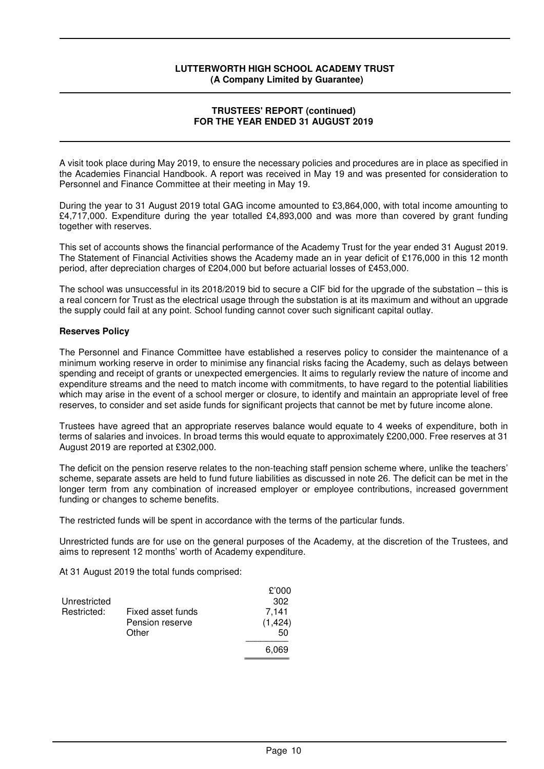A visit took place during May 2019, to ensure the necessary policies and procedures are in place as specified in the Academies Financial Handbook. A report was received in May 19 and was presented for consideration to Personnel and Finance Committee at their meeting in May 19.

During the year to 31 August 2019 total GAG income amounted to £3,864,000, with total income amounting to £4,717,000. Expenditure during the year totalled £4,893,000 and was more than covered by grant funding together with reserves.

This set of accounts shows the financial performance of the Academy Trust for the year ended 31 August 2019. The Statement of Financial Activities shows the Academy made an in year deficit of £176,000 in this 12 month period, after depreciation charges of £204,000 but before actuarial losses of £453,000.

The school was unsuccessful in its 2018/2019 bid to secure a CIF bid for the upgrade of the substation – this is a real concern for Trust as the electrical usage through the substation is at its maximum and without an upgrade the supply could fail at any point. School funding cannot cover such significant capital outlay.

**Reserves Policy**

The Personnel and Finance Committee have established a reserves policy to consider the maintenance of a minimum working reserve in order to minimise any financial risks facing the Academy, such as delays between spending and receipt of grants or unexpected emergencies. It aims to regularly review the nature of income and expenditure streams and the need to match income with commitments, to have regard to the potential liabilities which may arise in the event of a school merger or closure, to identify and maintain an appropriate level of free reserves, to consider and set aside funds for significant projects that cannot be met by future income alone.

Trustees have agreed that an appropriate reserves balance would equate to 4 weeks of expenditure, both in terms of salaries and invoices. In broad terms this would equate to approximately £200,000. Free reserves at 31 August 2019 are reported at £302,000.

The deficit on the pension reserve relates to the non-teaching staff pension scheme where, unlike the teachers' scheme, separate assets are held to fund future liabilities as discussed in note 26. The deficit can be met in the longer term from any combination of increased employer or employee contributions, increased government funding or changes to scheme benefits.

The restricted funds will be spent in accordance with the terms of the particular funds.

Unrestricted funds are for use on the general purposes of the Academy, at the discretion of the Trustees, and aims to represent 12 months' worth of Academy expenditure.

At 31 August 2019 the total funds comprised:

| | | £'000 |
|---|---|---|
| Unrestricted | | 302 |
| Restricted: | Fixed asset funds | 7,141 |
| | Pension reserve | (1,424) |
| | Other | 50 |
| | | 6,069 |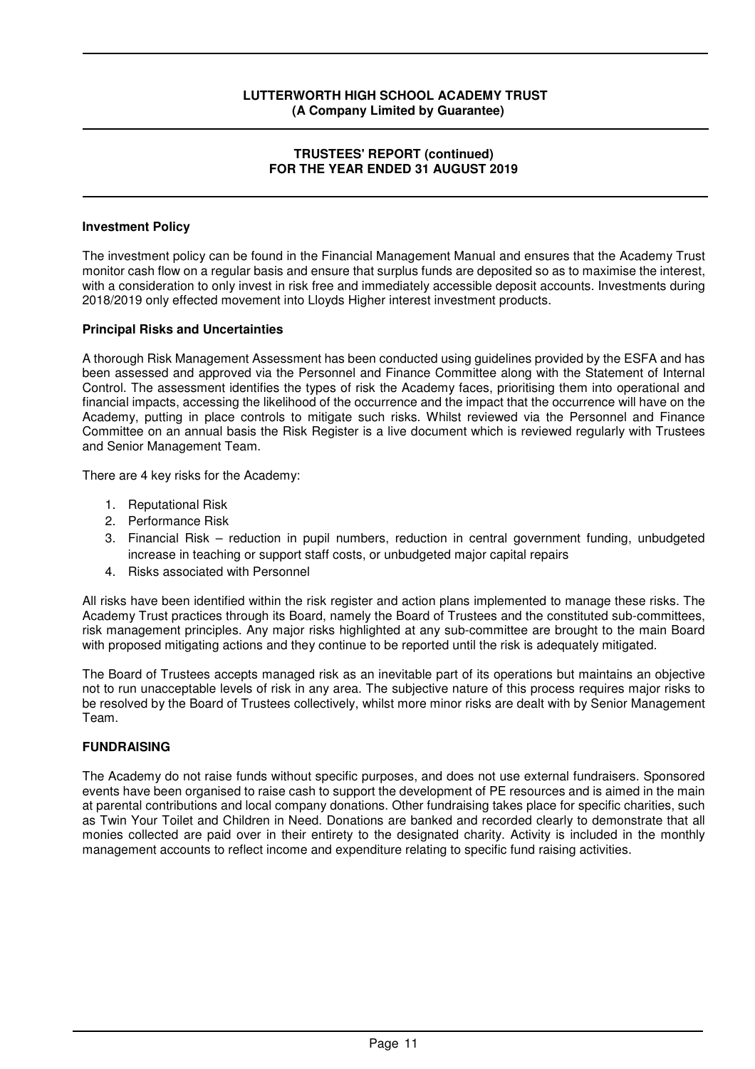## Investment Policy

The investment policy can be found in the Financial Management Manual and ensures that the Academy Trust monitor cash flow on a regular basis and ensure that surplus funds are deposited so as to maximise the interest, with a consideration to only invest in risk free and immediately accessible deposit accounts. Investments during 2018/2019 only effected movement into Lloyds Higher interest investment products.

## Principal Risks and Uncertainties

A thorough Risk Management Assessment has been conducted using guidelines provided by the ESFA and has been assessed and approved via the Personnel and Finance Committee along with the Statement of Internal Control. The assessment identifies the types of risk the Academy faces, prioritising them into operational and financial impacts, accessing the likelihood of the occurrence and the impact that the occurrence will have on the Academy, putting in place controls to mitigate such risks. Whilst reviewed via the Personnel and Finance Committee on an annual basis the Risk Register is a live document which is reviewed regularly with Trustees and Senior Management Team.

There are 4 key risks for the Academy:

1. Reputational Risk
2. Performance Risk
3. Financial Risk – reduction in pupil numbers, reduction in central government funding, unbudgeted increase in teaching or support staff costs, or unbudgeted major capital repairs
4. Risks associated with Personnel

All risks have been identified within the risk register and action plans implemented to manage these risks. The Academy Trust practices through its Board, namely the Board of Trustees and the constituted sub-committees, risk management principles. Any major risks highlighted at any sub-committee are brought to the main Board with proposed mitigating actions and they continue to be reported until the risk is adequately mitigated.

The Board of Trustees accepts managed risk as an inevitable part of its operations but maintains an objective not to run unacceptable levels of risk in any area. The subjective nature of this process requires major risks to be resolved by the Board of Trustees collectively, whilst more minor risks are dealt with by Senior Management Team.

## FUNDRAISING

The Academy do not raise funds without specific purposes, and does not use external fundraisers. Sponsored events have been organised to raise cash to support the development of PE resources and is aimed in the main at parental contributions and local company donations. Other fundraising takes place for specific charities, such as Twin Your Toilet and Children in Need. Donations are banked and recorded clearly to demonstrate that all monies collected are paid over in their entirety to the designated charity. Activity is included in the monthly management accounts to reflect income and expenditure relating to specific fund raising activities.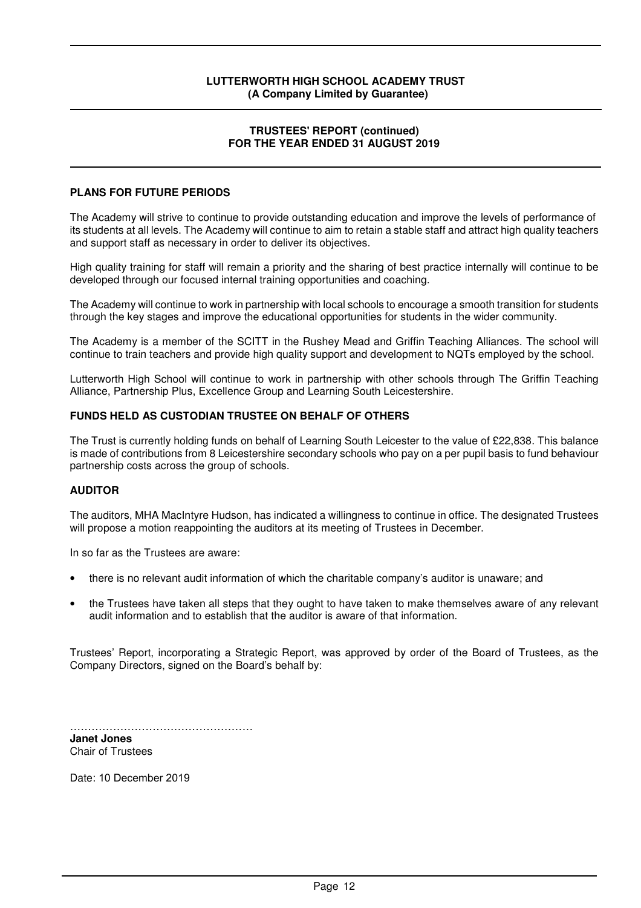## PLANS FOR FUTURE PERIODS

The Academy will strive to continue to provide outstanding education and improve the levels of performance of its students at all levels. The Academy will continue to aim to retain a stable staff and attract high quality teachers and support staff as necessary in order to deliver its objectives.

High quality training for staff will remain a priority and the sharing of best practice internally will continue to be developed through our focused internal training opportunities and coaching.

The Academy will continue to work in partnership with local schools to encourage a smooth transition for students through the key stages and improve the educational opportunities for students in the wider community.

The Academy is a member of the SCITT in the Rushey Mead and Griffin Teaching Alliances. The school will continue to train teachers and provide high quality support and development to NQTs employed by the school.

Lutterworth High School will continue to work in partnership with other schools through The Griffin Teaching Alliance, Partnership Plus, Excellence Group and Learning South Leicestershire.

## FUNDS HELD AS CUSTODIAN TRUSTEE ON BEHALF OF OTHERS

The Trust is currently holding funds on behalf of Learning South Leicester to the value of £22,838. This balance is made of contributions from 8 Leicestershire secondary schools who pay on a per pupil basis to fund behaviour partnership costs across the group of schools.

## AUDITOR

The auditors, MHA MacIntyre Hudson, has indicated a willingness to continue in office. The designated Trustees will propose a motion reappointing the auditors at its meeting of Trustees in December.

In so far as the Trustees are aware:

- there is no relevant audit information of which the charitable company's auditor is unaware; and
- the Trustees have taken all steps that they ought to have taken to make themselves aware of any relevant audit information and to establish that the auditor is aware of that information.

Trustees' Report, incorporating a Strategic Report, was approved by order of the Board of Trustees, as the Company Directors, signed on the Board's behalf by:

……………………………………………
**Janet Jones**
Chair of Trustees

Date: 10 December 2019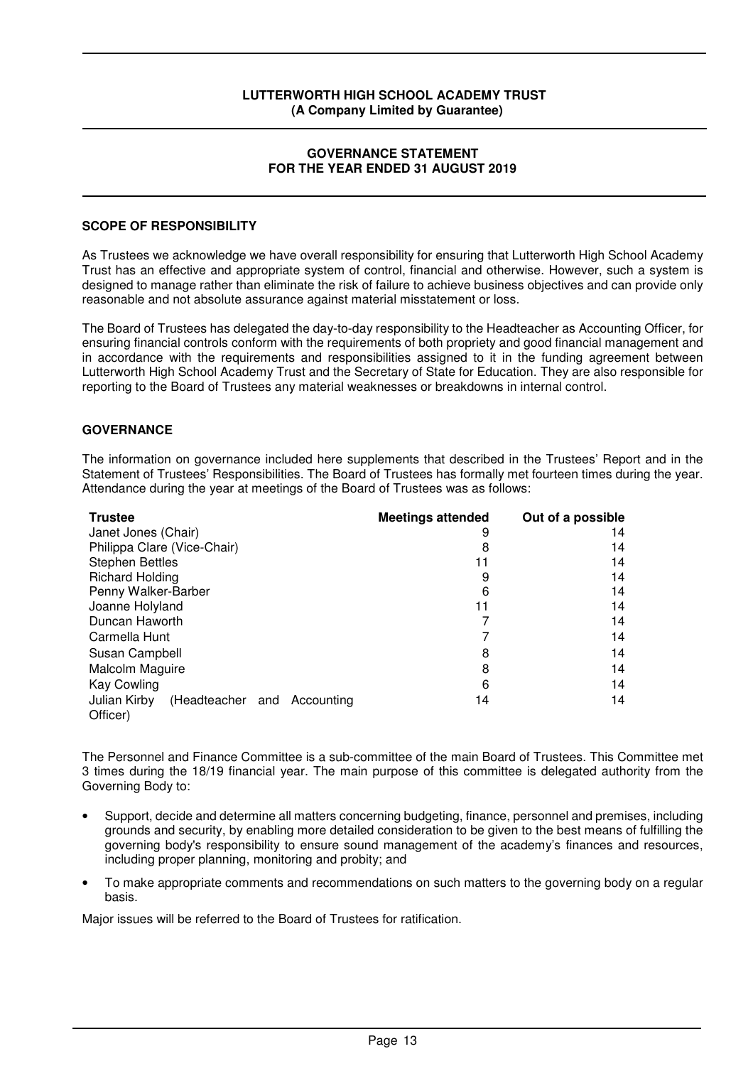**LUTTERWORTH HIGH SCHOOL ACADEMY TRUST**
**(A Company Limited by Guarantee)**

# GOVERNANCE STATEMENT
## FOR THE YEAR ENDED 31 AUGUST 2019

### SCOPE OF RESPONSIBILITY

As Trustees we acknowledge we have overall responsibility for ensuring that Lutterworth High School Academy Trust has an effective and appropriate system of control, financial and otherwise. However, such a system is designed to manage rather than eliminate the risk of failure to achieve business objectives and can provide only reasonable and not absolute assurance against material misstatement or loss.

The Board of Trustees has delegated the day-to-day responsibility to the Headteacher as Accounting Officer, for ensuring financial controls conform with the requirements of both propriety and good financial management and in accordance with the requirements and responsibilities assigned to it in the funding agreement between Lutterworth High School Academy Trust and the Secretary of State for Education. They are also responsible for reporting to the Board of Trustees any material weaknesses or breakdowns in internal control.

### GOVERNANCE

The information on governance included here supplements that described in the Trustees' Report and in the Statement of Trustees' Responsibilities. The Board of Trustees has formally met fourteen times during the year. Attendance during the year at meetings of the Board of Trustees was as follows:

| Trustee | Meetings attended | Out of a possible |
|---|---|---|
| Janet Jones (Chair) | 9 | 14 |
| Philippa Clare (Vice-Chair) | 8 | 14 |
| Stephen Bettles | 11 | 14 |
| Richard Holding | 9 | 14 |
| Penny Walker-Barber | 6 | 14 |
| Joanne Holyland | 11 | 14 |
| Duncan Haworth | 7 | 14 |
| Carmella Hunt | 7 | 14 |
| Susan Campbell | 8 | 14 |
| Malcolm Maguire | 8 | 14 |
| Kay Cowling | 6 | 14 |
| Julian Kirby (Headteacher and Accounting Officer) | 14 | 14 |

The Personnel and Finance Committee is a sub-committee of the main Board of Trustees. This Committee met 3 times during the 18/19 financial year. The main purpose of this committee is delegated authority from the Governing Body to:

- Support, decide and determine all matters concerning budgeting, finance, personnel and premises, including grounds and security, by enabling more detailed consideration to be given to the best means of fulfilling the governing body's responsibility to ensure sound management of the academy's finances and resources, including proper planning, monitoring and probity; and
- To make appropriate comments and recommendations on such matters to the governing body on a regular basis.

Major issues will be referred to the Board of Trustees for ratification.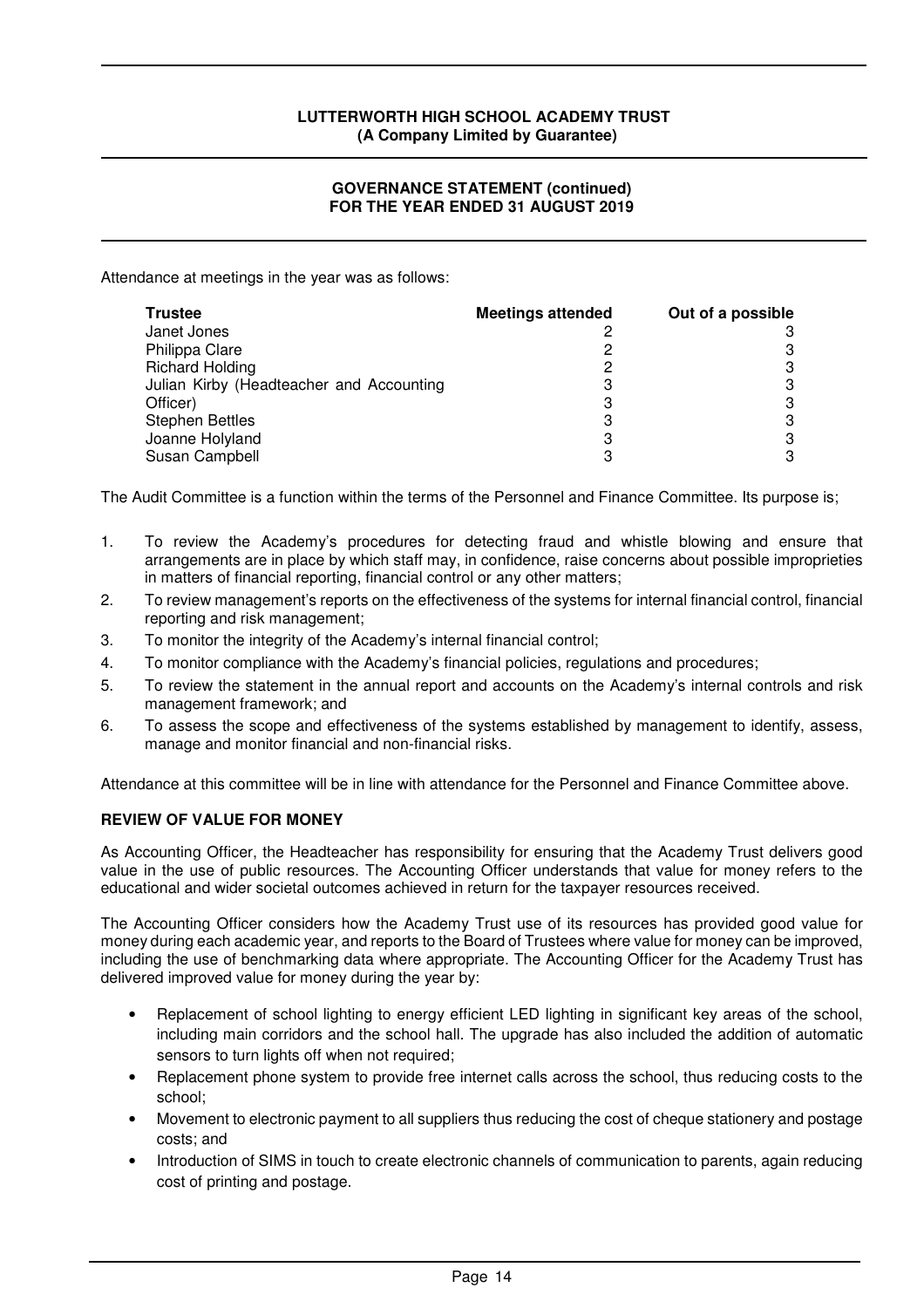Attendance at meetings in the year was as follows:

| Trustee | Meetings attended | Out of a possible |
|---|---|---|
| Janet Jones | 2 | 3 |
| Philippa Clare | 2 | 3 |
| Richard Holding | 2 | 3 |
| Julian Kirby (Headteacher and Accounting | 3 | 3 |
| Officer) | 3 | 3 |
| Stephen Bettles | 3 | 3 |
| Joanne Holyland | 3 | 3 |
| Susan Campbell | 3 | 3 |

The Audit Committee is a function within the terms of the Personnel and Finance Committee. Its purpose is;

1. To review the Academy's procedures for detecting fraud and whistle blowing and ensure that arrangements are in place by which staff may, in confidence, raise concerns about possible improprieties in matters of financial reporting, financial control or any other matters;
2. To review management's reports on the effectiveness of the systems for internal financial control, financial reporting and risk management;
3. To monitor the integrity of the Academy's internal financial control;
4. To monitor compliance with the Academy's financial policies, regulations and procedures;
5. To review the statement in the annual report and accounts on the Academy's internal controls and risk management framework; and
6. To assess the scope and effectiveness of the systems established by management to identify, assess, manage and monitor financial and non-financial risks.

Attendance at this committee will be in line with attendance for the Personnel and Finance Committee above.

**REVIEW OF VALUE FOR MONEY**

As Accounting Officer, the Headteacher has responsibility for ensuring that the Academy Trust delivers good value in the use of public resources. The Accounting Officer understands that value for money refers to the educational and wider societal outcomes achieved in return for the taxpayer resources received.

The Accounting Officer considers how the Academy Trust use of its resources has provided good value for money during each academic year, and reports to the Board of Trustees where value for money can be improved, including the use of benchmarking data where appropriate. The Accounting Officer for the Academy Trust has delivered improved value for money during the year by:

- Replacement of school lighting to energy efficient LED lighting in significant key areas of the school, including main corridors and the school hall. The upgrade has also included the addition of automatic sensors to turn lights off when not required;
- Replacement phone system to provide free internet calls across the school, thus reducing costs to the school;
- Movement to electronic payment to all suppliers thus reducing the cost of cheque stationery and postage costs; and
- Introduction of SIMS in touch to create electronic channels of communication to parents, again reducing cost of printing and postage.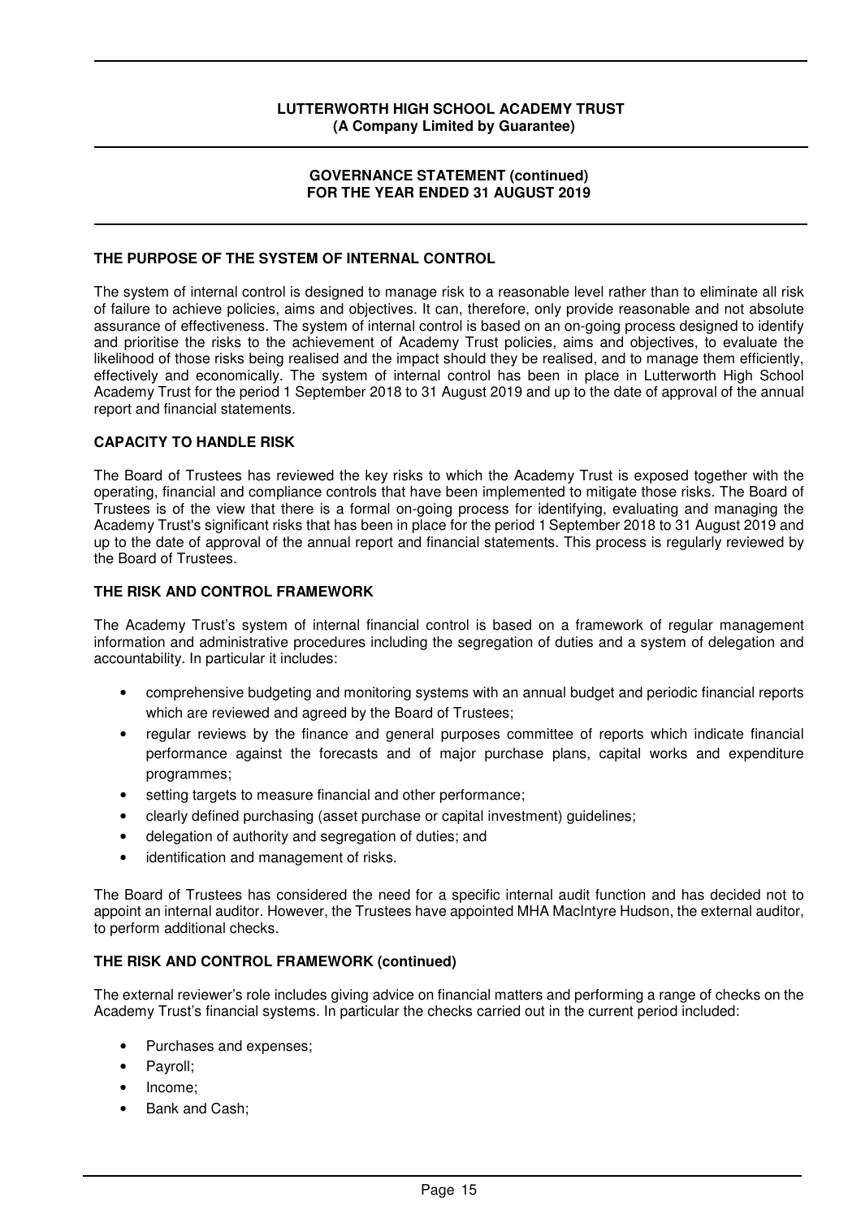## THE PURPOSE OF THE SYSTEM OF INTERNAL CONTROL

The system of internal control is designed to manage risk to a reasonable level rather than to eliminate all risk of failure to achieve policies, aims and objectives. It can, therefore, only provide reasonable and not absolute assurance of effectiveness. The system of internal control is based on an on-going process designed to identify and prioritise the risks to the achievement of Academy Trust policies, aims and objectives, to evaluate the likelihood of those risks being realised and the impact should they be realised, and to manage them efficiently, effectively and economically. The system of internal control has been in place in Lutterworth High School Academy Trust for the period 1 September 2018 to 31 August 2019 and up to the date of approval of the annual report and financial statements.

## CAPACITY TO HANDLE RISK

The Board of Trustees has reviewed the key risks to which the Academy Trust is exposed together with the operating, financial and compliance controls that have been implemented to mitigate those risks. The Board of Trustees is of the view that there is a formal on-going process for identifying, evaluating and managing the Academy Trust's significant risks that has been in place for the period 1 September 2018 to 31 August 2019 and up to the date of approval of the annual report and financial statements. This process is regularly reviewed by the Board of Trustees.

## THE RISK AND CONTROL FRAMEWORK

The Academy Trust's system of internal financial control is based on a framework of regular management information and administrative procedures including the segregation of duties and a system of delegation and accountability. In particular it includes:

- comprehensive budgeting and monitoring systems with an annual budget and periodic financial reports which are reviewed and agreed by the Board of Trustees;
- regular reviews by the finance and general purposes committee of reports which indicate financial performance against the forecasts and of major purchase plans, capital works and expenditure programmes;
- setting targets to measure financial and other performance;
- clearly defined purchasing (asset purchase or capital investment) guidelines;
- delegation of authority and segregation of duties; and
- identification and management of risks.

The Board of Trustees has considered the need for a specific internal audit function and has decided not to appoint an internal auditor. However, the Trustees have appointed MHA MacIntyre Hudson, the external auditor, to perform additional checks.

## THE RISK AND CONTROL FRAMEWORK (continued)

The external reviewer's role includes giving advice on financial matters and performing a range of checks on the Academy Trust's financial systems. In particular the checks carried out in the current period included:

- Purchases and expenses;
- Payroll;
- Income;
- Bank and Cash;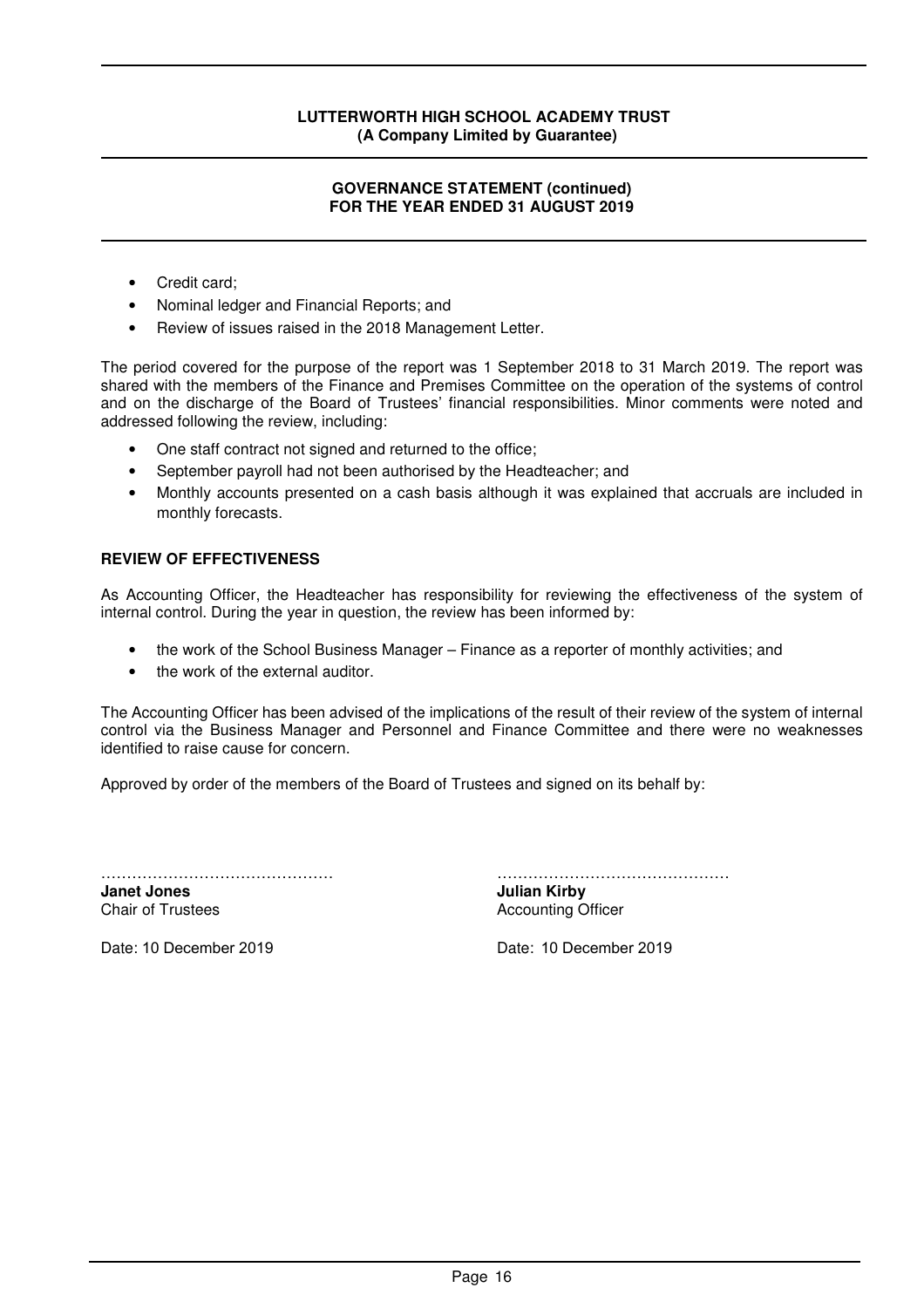- Credit card;
- Nominal ledger and Financial Reports; and
- Review of issues raised in the 2018 Management Letter.

The period covered for the purpose of the report was 1 September 2018 to 31 March 2019. The report was shared with the members of the Finance and Premises Committee on the operation of the systems of control and on the discharge of the Board of Trustees' financial responsibilities. Minor comments were noted and addressed following the review, including:

- One staff contract not signed and returned to the office;
- September payroll had not been authorised by the Headteacher; and
- Monthly accounts presented on a cash basis although it was explained that accruals are included in monthly forecasts.

## REVIEW OF EFFECTIVENESS

As Accounting Officer, the Headteacher has responsibility for reviewing the effectiveness of the system of internal control. During the year in question, the review has been informed by:

- the work of the School Business Manager – Finance as a reporter of monthly activities; and
- the work of the external auditor.

The Accounting Officer has been advised of the implications of the result of their review of the system of internal control via the Business Manager and Personnel and Finance Committee and there were no weaknesses identified to raise cause for concern.

Approved by order of the members of the Board of Trustees and signed on its behalf by:

……………………………………… 
**Janet Jones**
Chair of Trustees

Date: 10 December 2019

……………………………………… 
**Julian Kirby**
Accounting Officer

Date: 10 December 2019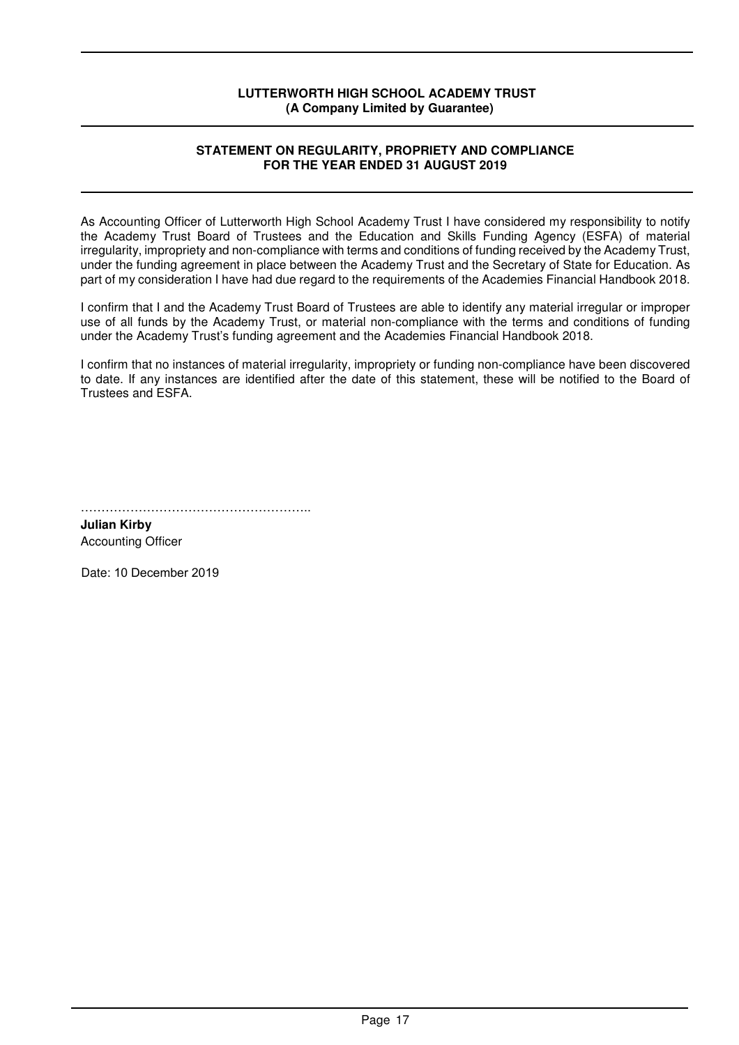**LUTTERWORTH HIGH SCHOOL ACADEMY TRUST**
**(A Company Limited by Guarantee)**

## STATEMENT ON REGULARITY, PROPRIETY AND COMPLIANCE FOR THE YEAR ENDED 31 AUGUST 2019

As Accounting Officer of Lutterworth High School Academy Trust I have considered my responsibility to notify the Academy Trust Board of Trustees and the Education and Skills Funding Agency (ESFA) of material irregularity, impropriety and non-compliance with terms and conditions of funding received by the Academy Trust, under the funding agreement in place between the Academy Trust and the Secretary of State for Education. As part of my consideration I have had due regard to the requirements of the Academies Financial Handbook 2018.

I confirm that I and the Academy Trust Board of Trustees are able to identify any material irregular or improper use of all funds by the Academy Trust, or material non-compliance with the terms and conditions of funding under the Academy Trust's funding agreement and the Academies Financial Handbook 2018.

I confirm that no instances of material irregularity, impropriety or funding non-compliance have been discovered to date. If any instances are identified after the date of this statement, these will be notified to the Board of Trustees and ESFA.

………………………………………………..

**Julian Kirby**
Accounting Officer

Date: 10 December 2019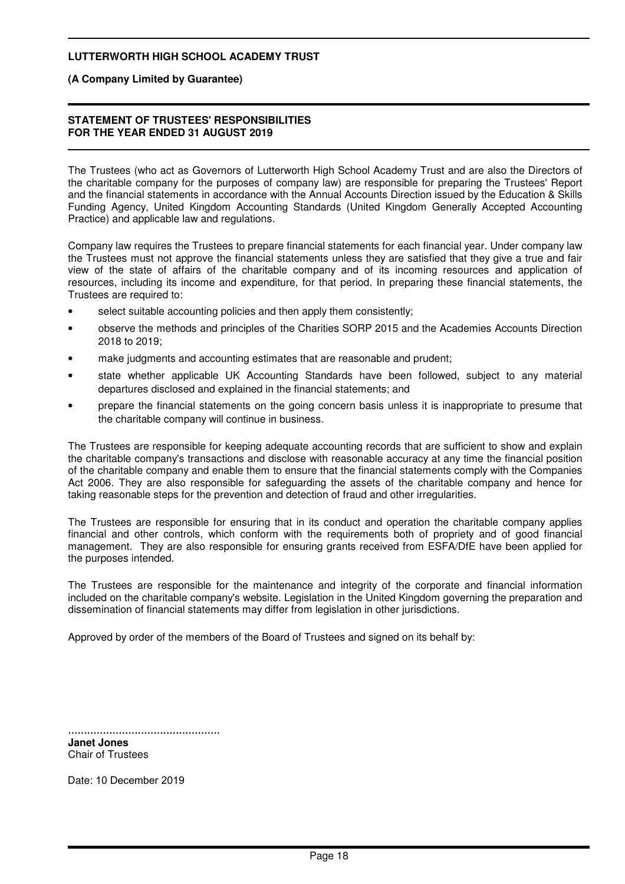**LUTTERWORTH HIGH SCHOOL ACADEMY TRUST**

**(A Company Limited by Guarantee)**

## STATEMENT OF TRUSTEES' RESPONSIBILITIES
## FOR THE YEAR ENDED 31 AUGUST 2019

The Trustees (who act as Governors of Lutterworth High School Academy Trust and are also the Directors of the charitable company for the purposes of company law) are responsible for preparing the Trustees' Report and the financial statements in accordance with the Annual Accounts Direction issued by the Education & Skills Funding Agency, United Kingdom Accounting Standards (United Kingdom Generally Accepted Accounting Practice) and applicable law and regulations.

Company law requires the Trustees to prepare financial statements for each financial year. Under company law the Trustees must not approve the financial statements unless they are satisfied that they give a true and fair view of the state of affairs of the charitable company and of its incoming resources and application of resources, including its income and expenditure, for that period. In preparing these financial statements, the Trustees are required to:

- select suitable accounting policies and then apply them consistently;
- observe the methods and principles of the Charities SORP 2015 and the Academies Accounts Direction 2018 to 2019;
- make judgments and accounting estimates that are reasonable and prudent;
- state whether applicable UK Accounting Standards have been followed, subject to any material departures disclosed and explained in the financial statements; and
- prepare the financial statements on the going concern basis unless it is inappropriate to presume that the charitable company will continue in business.

The Trustees are responsible for keeping adequate accounting records that are sufficient to show and explain the charitable company's transactions and disclose with reasonable accuracy at any time the financial position of the charitable company and enable them to ensure that the financial statements comply with the Companies Act 2006. They are also responsible for safeguarding the assets of the charitable company and hence for taking reasonable steps for the prevention and detection of fraud and other irregularities.

The Trustees are responsible for ensuring that in its conduct and operation the charitable company applies financial and other controls, which conform with the requirements both of propriety and of good financial management. They are also responsible for ensuring grants received from ESFA/DfE have been applied for the purposes intended.

The Trustees are responsible for the maintenance and integrity of the corporate and financial information included on the charitable company's website. Legislation in the United Kingdom governing the preparation and dissemination of financial statements may differ from legislation in other jurisdictions.

Approved by order of the members of the Board of Trustees and signed on its behalf by:

................................................
**Janet Jones**
Chair of Trustees

Date: 10 December 2019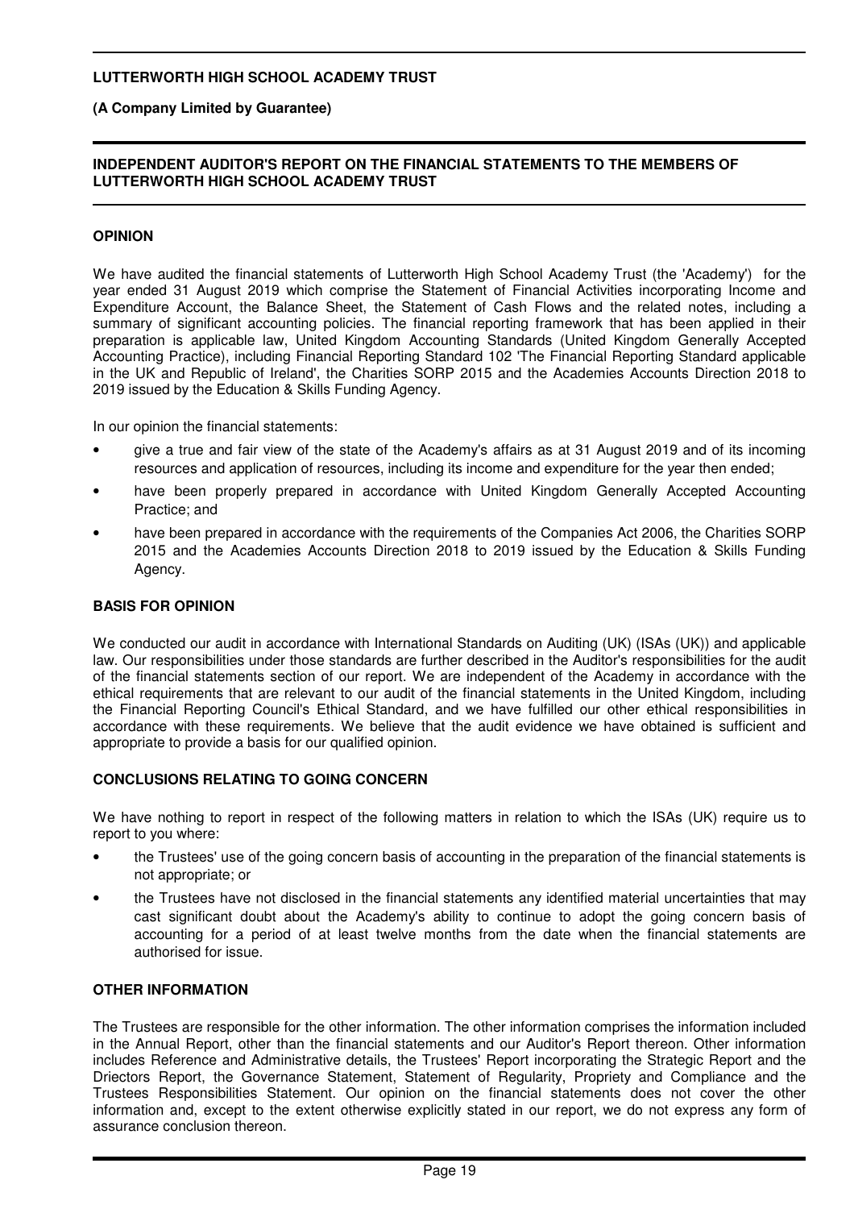# INDEPENDENT AUDITOR'S REPORT ON THE FINANCIAL STATEMENTS TO THE MEMBERS OF LUTTERWORTH HIGH SCHOOL ACADEMY TRUST

## OPINION

We have audited the financial statements of Lutterworth High School Academy Trust (the 'Academy') for the year ended 31 August 2019 which comprise the Statement of Financial Activities incorporating Income and Expenditure Account, the Balance Sheet, the Statement of Cash Flows and the related notes, including a summary of significant accounting policies. The financial reporting framework that has been applied in their preparation is applicable law, United Kingdom Accounting Standards (United Kingdom Generally Accepted Accounting Practice), including Financial Reporting Standard 102 'The Financial Reporting Standard applicable in the UK and Republic of Ireland', the Charities SORP 2015 and the Academies Accounts Direction 2018 to 2019 issued by the Education & Skills Funding Agency.

In our opinion the financial statements:

- give a true and fair view of the state of the Academy's affairs as at 31 August 2019 and of its incoming resources and application of resources, including its income and expenditure for the year then ended;
- have been properly prepared in accordance with United Kingdom Generally Accepted Accounting Practice; and
- have been prepared in accordance with the requirements of the Companies Act 2006, the Charities SORP 2015 and the Academies Accounts Direction 2018 to 2019 issued by the Education & Skills Funding Agency.

## BASIS FOR OPINION

We conducted our audit in accordance with International Standards on Auditing (UK) (ISAs (UK)) and applicable law. Our responsibilities under those standards are further described in the Auditor's responsibilities for the audit of the financial statements section of our report. We are independent of the Academy in accordance with the ethical requirements that are relevant to our audit of the financial statements in the United Kingdom, including the Financial Reporting Council's Ethical Standard, and we have fulfilled our other ethical responsibilities in accordance with these requirements. We believe that the audit evidence we have obtained is sufficient and appropriate to provide a basis for our qualified opinion.

## CONCLUSIONS RELATING TO GOING CONCERN

We have nothing to report in respect of the following matters in relation to which the ISAs (UK) require us to report to you where:

- the Trustees' use of the going concern basis of accounting in the preparation of the financial statements is not appropriate; or
- the Trustees have not disclosed in the financial statements any identified material uncertainties that may cast significant doubt about the Academy's ability to continue to adopt the going concern basis of accounting for a period of at least twelve months from the date when the financial statements are authorised for issue.

## OTHER INFORMATION

The Trustees are responsible for the other information. The other information comprises the information included in the Annual Report, other than the financial statements and our Auditor's Report thereon. Other information includes Reference and Administrative details, the Trustees' Report incorporating the Strategic Report and the Driectors Report, the Governance Statement, Statement of Regularity, Propriety and Compliance and the Trustees Responsibilities Statement. Our opinion on the financial statements does not cover the other information and, except to the extent otherwise explicitly stated in our report, we do not express any form of assurance conclusion thereon.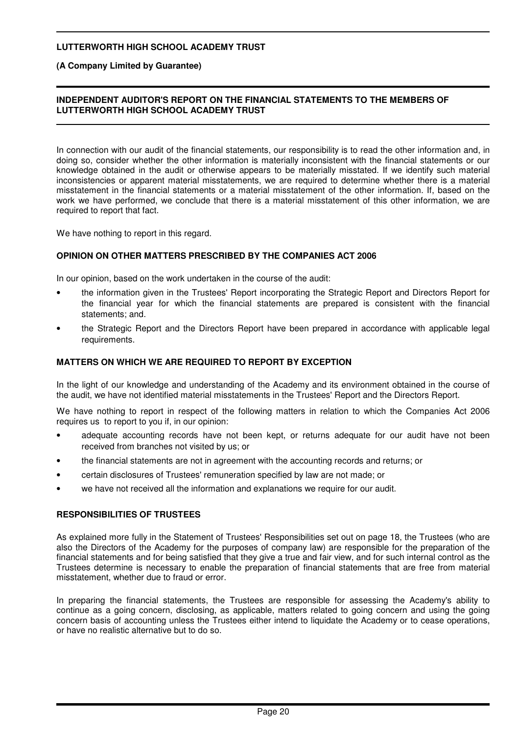In connection with our audit of the financial statements, our responsibility is to read the other information and, in doing so, consider whether the other information is materially inconsistent with the financial statements or our knowledge obtained in the audit or otherwise appears to be materially misstated. If we identify such material inconsistencies or apparent material misstatements, we are required to determine whether there is a material misstatement in the financial statements or a material misstatement of the other information. If, based on the work we have performed, we conclude that there is a material misstatement of this other information, we are required to report that fact.

We have nothing to report in this regard.

**OPINION ON OTHER MATTERS PRESCRIBED BY THE COMPANIES ACT 2006**

In our opinion, based on the work undertaken in the course of the audit:

- the information given in the Trustees' Report incorporating the Strategic Report and Directors Report for the financial year for which the financial statements are prepared is consistent with the financial statements; and.
- the Strategic Report and the Directors Report have been prepared in accordance with applicable legal requirements.

**MATTERS ON WHICH WE ARE REQUIRED TO REPORT BY EXCEPTION**

In the light of our knowledge and understanding of the Academy and its environment obtained in the course of the audit, we have not identified material misstatements in the Trustees' Report and the Directors Report.

We have nothing to report in respect of the following matters in relation to which the Companies Act 2006 requires us to report to you if, in our opinion:

- adequate accounting records have not been kept, or returns adequate for our audit have not been received from branches not visited by us; or
- the financial statements are not in agreement with the accounting records and returns; or
- certain disclosures of Trustees' remuneration specified by law are not made; or
- we have not received all the information and explanations we require for our audit.

**RESPONSIBILITIES OF TRUSTEES**

As explained more fully in the Statement of Trustees' Responsibilities set out on page 18, the Trustees (who are also the Directors of the Academy for the purposes of company law) are responsible for the preparation of the financial statements and for being satisfied that they give a true and fair view, and for such internal control as the Trustees determine is necessary to enable the preparation of financial statements that are free from material misstatement, whether due to fraud or error.

In preparing the financial statements, the Trustees are responsible for assessing the Academy's ability to continue as a going concern, disclosing, as applicable, matters related to going concern and using the going concern basis of accounting unless the Trustees either intend to liquidate the Academy or to cease operations, or have no realistic alternative but to do so.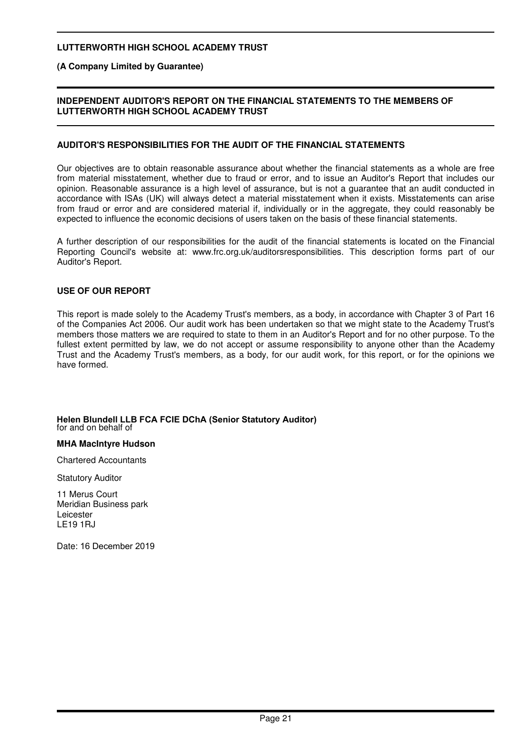**LUTTERWORTH HIGH SCHOOL ACADEMY TRUST**

**(A Company Limited by Guarantee)**

## INDEPENDENT AUDITOR'S REPORT ON THE FINANCIAL STATEMENTS TO THE MEMBERS OF LUTTERWORTH HIGH SCHOOL ACADEMY TRUST

### AUDITOR'S RESPONSIBILITIES FOR THE AUDIT OF THE FINANCIAL STATEMENTS

Our objectives are to obtain reasonable assurance about whether the financial statements as a whole are free from material misstatement, whether due to fraud or error, and to issue an Auditor's Report that includes our opinion. Reasonable assurance is a high level of assurance, but is not a guarantee that an audit conducted in accordance with ISAs (UK) will always detect a material misstatement when it exists. Misstatements can arise from fraud or error and are considered material if, individually or in the aggregate, they could reasonably be expected to influence the economic decisions of users taken on the basis of these financial statements.

A further description of our responsibilities for the audit of the financial statements is located on the Financial Reporting Council's website at: www.frc.org.uk/auditorsresponsibilities. This description forms part of our Auditor's Report.

### USE OF OUR REPORT

This report is made solely to the Academy Trust's members, as a body, in accordance with Chapter 3 of Part 16 of the Companies Act 2006. Our audit work has been undertaken so that we might state to the Academy Trust's members those matters we are required to state to them in an Auditor's Report and for no other purpose. To the fullest extent permitted by law, we do not accept or assume responsibility to anyone other than the Academy Trust and the Academy Trust's members, as a body, for our audit work, for this report, or for the opinions we have formed.

**Helen Blundell LLB FCA FCIE DChA (Senior Statutory Auditor)**
for and on behalf of

**MHA MacIntyre Hudson**

Chartered Accountants

Statutory Auditor

11 Merus Court
Meridian Business park
Leicester
LE19 1RJ

Date: 16 December 2019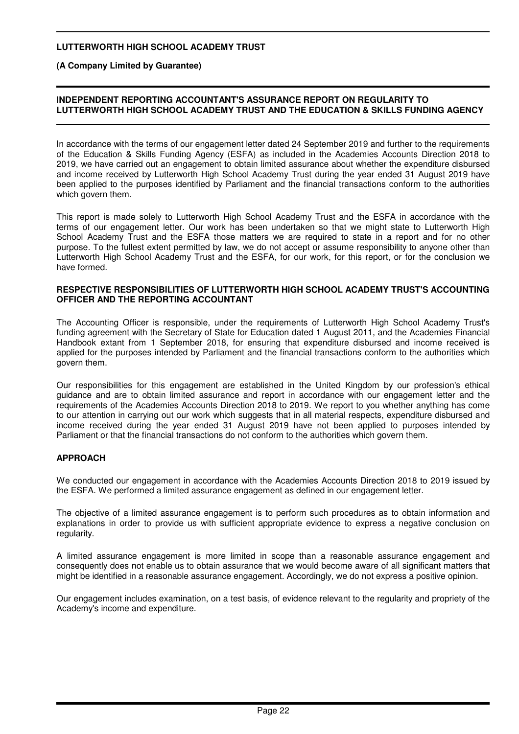**LUTTERWORTH HIGH SCHOOL ACADEMY TRUST**

**(A Company Limited by Guarantee)**

## INDEPENDENT REPORTING ACCOUNTANT'S ASSURANCE REPORT ON REGULARITY TO LUTTERWORTH HIGH SCHOOL ACADEMY TRUST AND THE EDUCATION & SKILLS FUNDING AGENCY

In accordance with the terms of our engagement letter dated 24 September 2019 and further to the requirements of the Education & Skills Funding Agency (ESFA) as included in the Academies Accounts Direction 2018 to 2019, we have carried out an engagement to obtain limited assurance about whether the expenditure disbursed and income received by Lutterworth High School Academy Trust during the year ended 31 August 2019 have been applied to the purposes identified by Parliament and the financial transactions conform to the authorities which govern them.

This report is made solely to Lutterworth High School Academy Trust and the ESFA in accordance with the terms of our engagement letter. Our work has been undertaken so that we might state to Lutterworth High School Academy Trust and the ESFA those matters we are required to state in a report and for no other purpose. To the fullest extent permitted by law, we do not accept or assume responsibility to anyone other than Lutterworth High School Academy Trust and the ESFA, for our work, for this report, or for the conclusion we have formed.

### RESPECTIVE RESPONSIBILITIES OF LUTTERWORTH HIGH SCHOOL ACADEMY TRUST'S ACCOUNTING OFFICER AND THE REPORTING ACCOUNTANT

The Accounting Officer is responsible, under the requirements of Lutterworth High School Academy Trust's funding agreement with the Secretary of State for Education dated 1 August 2011, and the Academies Financial Handbook extant from 1 September 2018, for ensuring that expenditure disbursed and income received is applied for the purposes intended by Parliament and the financial transactions conform to the authorities which govern them.

Our responsibilities for this engagement are established in the United Kingdom by our profession's ethical guidance and are to obtain limited assurance and report in accordance with our engagement letter and the requirements of the Academies Accounts Direction 2018 to 2019. We report to you whether anything has come to our attention in carrying out our work which suggests that in all material respects, expenditure disbursed and income received during the year ended 31 August 2019 have not been applied to purposes intended by Parliament or that the financial transactions do not conform to the authorities which govern them.

### APPROACH

We conducted our engagement in accordance with the Academies Accounts Direction 2018 to 2019 issued by the ESFA. We performed a limited assurance engagement as defined in our engagement letter.

The objective of a limited assurance engagement is to perform such procedures as to obtain information and explanations in order to provide us with sufficient appropriate evidence to express a negative conclusion on regularity.

A limited assurance engagement is more limited in scope than a reasonable assurance engagement and consequently does not enable us to obtain assurance that we would become aware of all significant matters that might be identified in a reasonable assurance engagement. Accordingly, we do not express a positive opinion.

Our engagement includes examination, on a test basis, of evidence relevant to the regularity and propriety of the Academy's income and expenditure.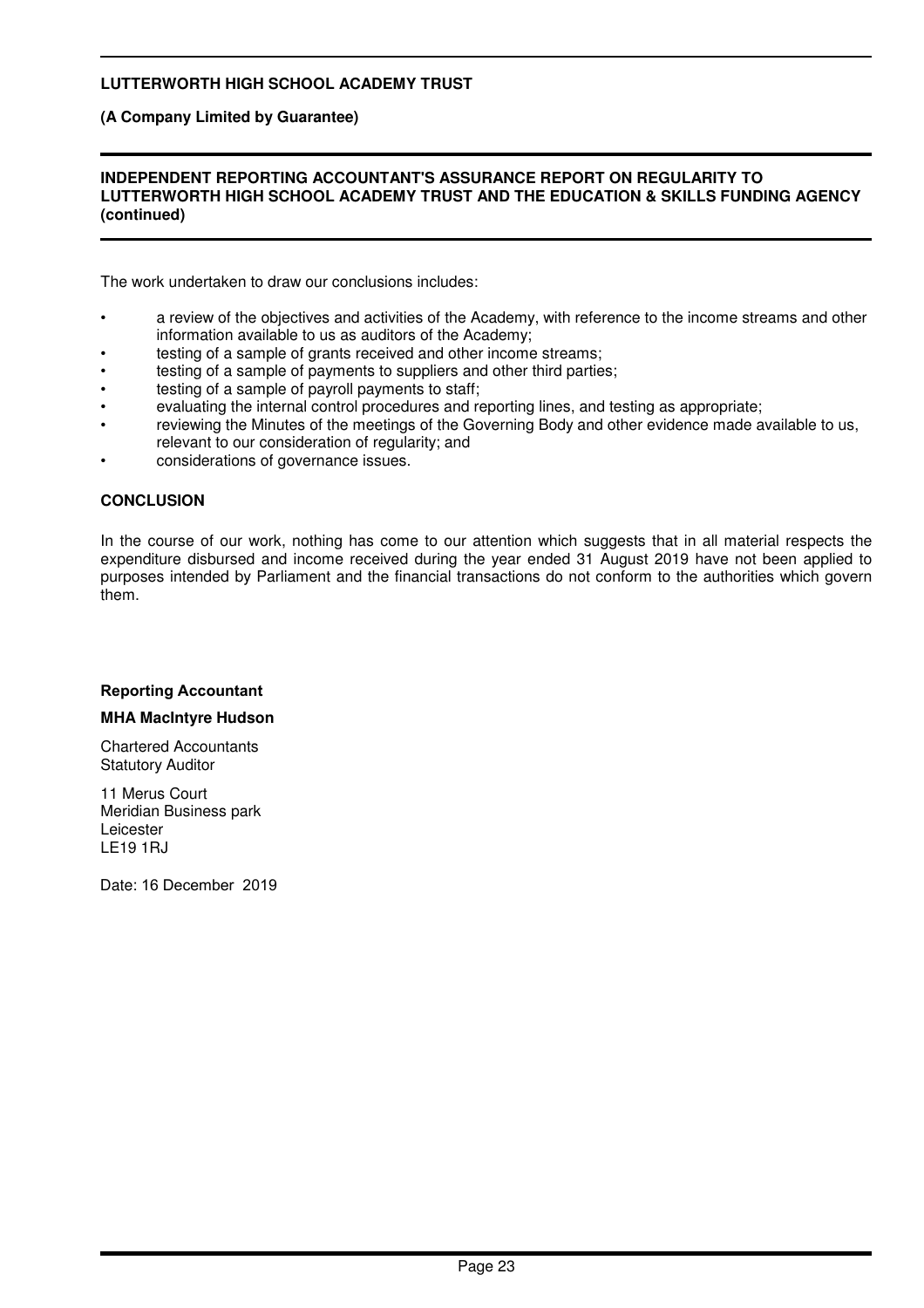**LUTTERWORTH HIGH SCHOOL ACADEMY TRUST**

**(A Company Limited by Guarantee)**

**INDEPENDENT REPORTING ACCOUNTANT'S ASSURANCE REPORT ON REGULARITY TO LUTTERWORTH HIGH SCHOOL ACADEMY TRUST AND THE EDUCATION & SKILLS FUNDING AGENCY (continued)**

The work undertaken to draw our conclusions includes:

- a review of the objectives and activities of the Academy, with reference to the income streams and other information available to us as auditors of the Academy;
- testing of a sample of grants received and other income streams;
- testing of a sample of payments to suppliers and other third parties;
- testing of a sample of payroll payments to staff;
- evaluating the internal control procedures and reporting lines, and testing as appropriate;
- reviewing the Minutes of the meetings of the Governing Body and other evidence made available to us, relevant to our consideration of regularity; and
- considerations of governance issues.

**CONCLUSION**

In the course of our work, nothing has come to our attention which suggests that in all material respects the expenditure disbursed and income received during the year ended 31 August 2019 have not been applied to purposes intended by Parliament and the financial transactions do not conform to the authorities which govern them.

**Reporting Accountant**

**MHA MacIntyre Hudson**

Chartered Accountants
Statutory Auditor

11 Merus Court
Meridian Business park
Leicester
LE19 1RJ

Date: 16 December 2019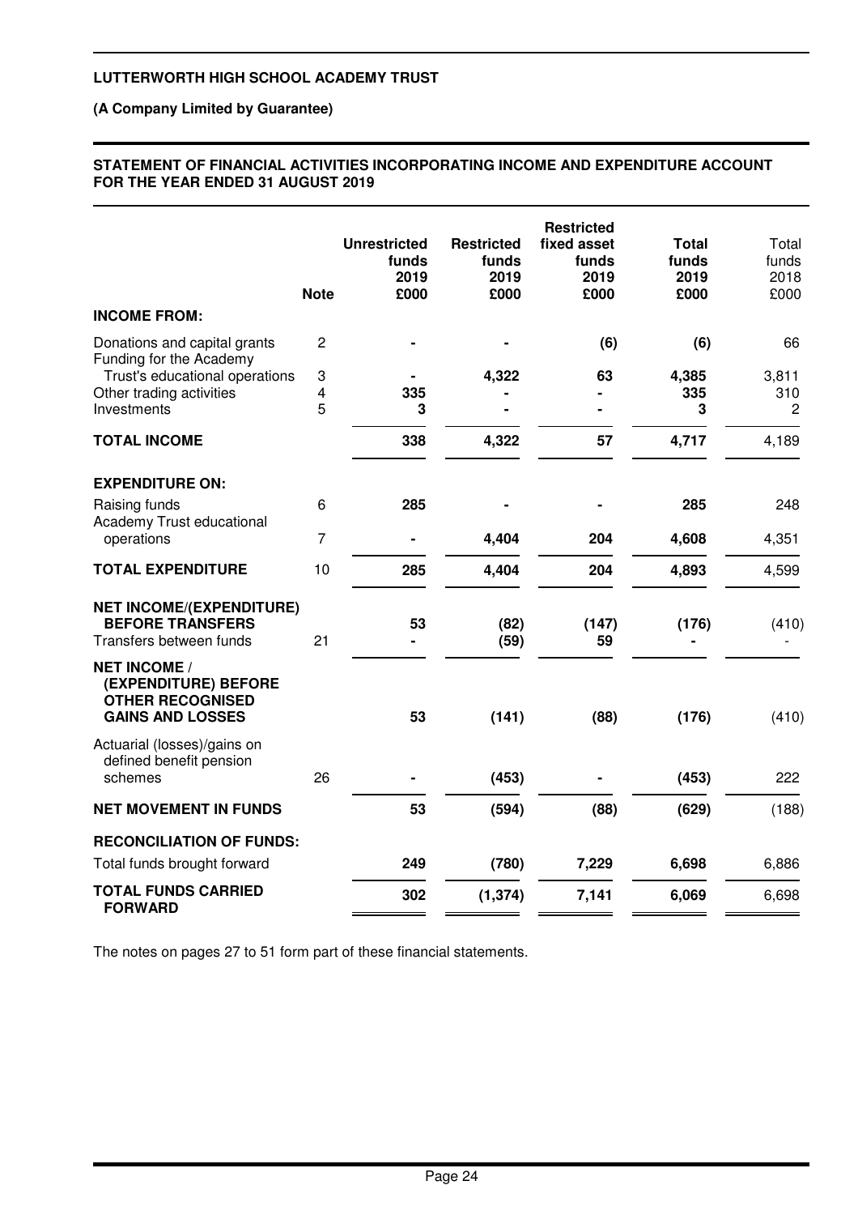**LUTTERWORTH HIGH SCHOOL ACADEMY TRUST**

**(A Company Limited by Guarantee)**

**STATEMENT OF FINANCIAL ACTIVITIES INCORPORATING INCOME AND EXPENDITURE ACCOUNT FOR THE YEAR ENDED 31 AUGUST 2019**

| | Note | Unrestricted funds 2019 £000 | Restricted funds 2019 £000 | Restricted fixed asset funds 2019 £000 | Total funds 2019 £000 | Total funds 2018 £000 |
|---|---|---|---|---|---|---|
| **INCOME FROM:** | | | | | | |
| Donations and capital grants | 2 | - | - | (6) | (6) | 66 |
| Funding for the Academy Trust's educational operations | 3 | - | 4,322 | 63 | 4,385 | 3,811 |
| Other trading activities | 4 | 335 | - | - | 335 | 310 |
| Investments | 5 | 3 | - | - | 3 | 2 |
| **TOTAL INCOME** | | 338 | 4,322 | 57 | 4,717 | 4,189 |
| **EXPENDITURE ON:** | | | | | | |
| Raising funds | 6 | 285 | - | - | 285 | 248 |
| Academy Trust educational operations | 7 | - | 4,404 | 204 | 4,608 | 4,351 |
| **TOTAL EXPENDITURE** | 10 | 285 | 4,404 | 204 | 4,893 | 4,599 |
| **NET INCOME/(EXPENDITURE) BEFORE TRANSFERS** | | 53 | (82) | (147) | (176) | (410) |
| Transfers between funds | 21 | - | (59) | 59 | - | - |
| **NET INCOME / (EXPENDITURE) BEFORE OTHER RECOGNISED GAINS AND LOSSES** | | 53 | (141) | (88) | (176) | (410) |
| Actuarial (losses)/gains on defined benefit pension schemes | 26 | - | (453) | - | (453) | 222 |
| **NET MOVEMENT IN FUNDS** | | 53 | (594) | (88) | (629) | (188) |
| **RECONCILIATION OF FUNDS:** | | | | | | |
| Total funds brought forward | | 249 | (780) | 7,229 | 6,698 | 6,886 |
| **TOTAL FUNDS CARRIED FORWARD** | | 302 | (1,374) | 7,141 | 6,069 | 6,698 |

The notes on pages 27 to 51 form part of these financial statements.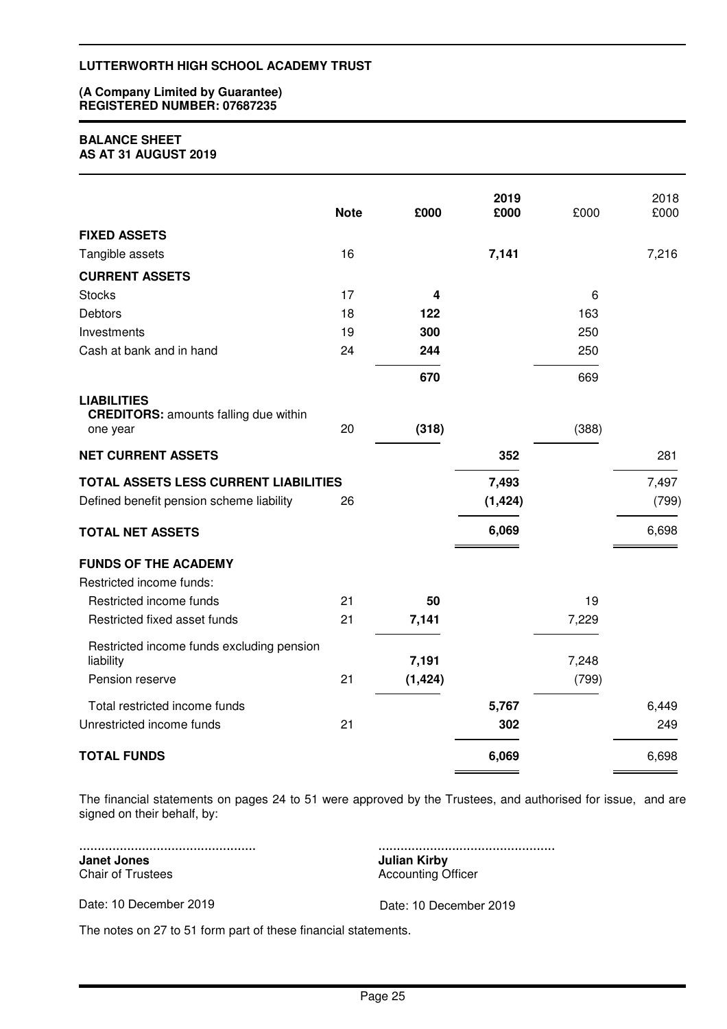**LUTTERWORTH HIGH SCHOOL ACADEMY TRUST**

**(A Company Limited by Guarantee)**
**REGISTERED NUMBER: 07687235**

# BALANCE SHEET
## AS AT 31 AUGUST 2019

| | Note | £000 | 2019 £000 | £000 | 2018 £000 |
|---|---|---|---|---|---|
| **FIXED ASSETS** | | | | | |
| Tangible assets | 16 | | **7,141** | | 7,216 |
| **CURRENT ASSETS** | | | | | |
| Stocks | 17 | **4** | | 6 | |
| Debtors | 18 | **122** | | 163 | |
| Investments | 19 | **300** | | 250 | |
| Cash at bank and in hand | 24 | **244** | | 250 | |
| | | **670** | | 669 | |
| **LIABILITIES** **CREDITORS:** amounts falling due within one year | 20 | **(318)** | | (388) | |
| **NET CURRENT ASSETS** | | | **352** | | 281 |
| **TOTAL ASSETS LESS CURRENT LIABILITIES** | | | **7,493** | | 7,497 |
| Defined benefit pension scheme liability | 26 | | **(1,424)** | | (799) |
| **TOTAL NET ASSETS** | | | **6,069** | | 6,698 |
| **FUNDS OF THE ACADEMY** | | | | | |
| Restricted income funds: | | | | | |
| Restricted income funds | 21 | **50** | | 19 | |
| Restricted fixed asset funds | 21 | **7,141** | | 7,229 | |
| Restricted income funds excluding pension liability | | **7,191** | | 7,248 | |
| Pension reserve | 21 | **(1,424)** | | (799) | |
| Total restricted income funds | | | **5,767** | | 6,449 |
| Unrestricted income funds | 21 | | **302** | | 249 |
| **TOTAL FUNDS** | | | **6,069** | | 6,698 |

The financial statements on pages 24 to 51 were approved by the Trustees, and authorised for issue, and are signed on their behalf, by:

................................................
**Janet Jones**
Chair of Trustees

Date: 10 December 2019

................................................
**Julian Kirby**
Accounting Officer

Date: 10 December 2019

The notes on 27 to 51 form part of these financial statements.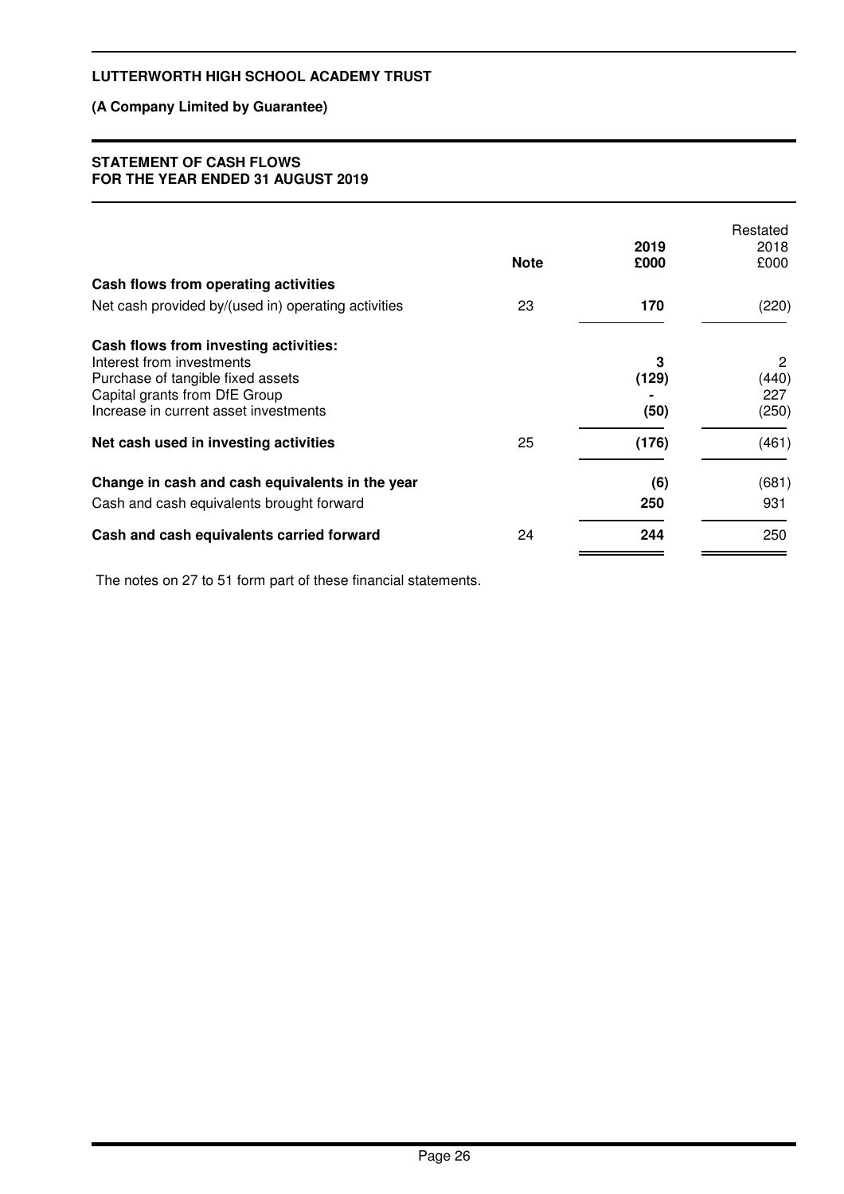**LUTTERWORTH HIGH SCHOOL ACADEMY TRUST**

**(A Company Limited by Guarantee)**

**STATEMENT OF CASH FLOWS**
**FOR THE YEAR ENDED 31 AUGUST 2019**

| | Note | 2019 £000 | Restated 2018 £000 |
|---|---|---|---|
| **Cash flows from operating activities** | | | |
| Net cash provided by/(used in) operating activities | 23 | **170** | (220) |
| **Cash flows from investing activities:** | | | |
| Interest from investments | | **3** | 2 |
| Purchase of tangible fixed assets | | **(129)** | (440) |
| Capital grants from DfE Group | | **-** | 227 |
| Increase in current asset investments | | **(50)** | (250) |
| **Net cash used in investing activities** | 25 | **(176)** | (461) |
| **Change in cash and cash equivalents in the year** | | **(6)** | (681) |
| Cash and cash equivalents brought forward | | **250** | 931 |
| **Cash and cash equivalents carried forward** | 24 | **244** | 250 |

The notes on 27 to 51 form part of these financial statements.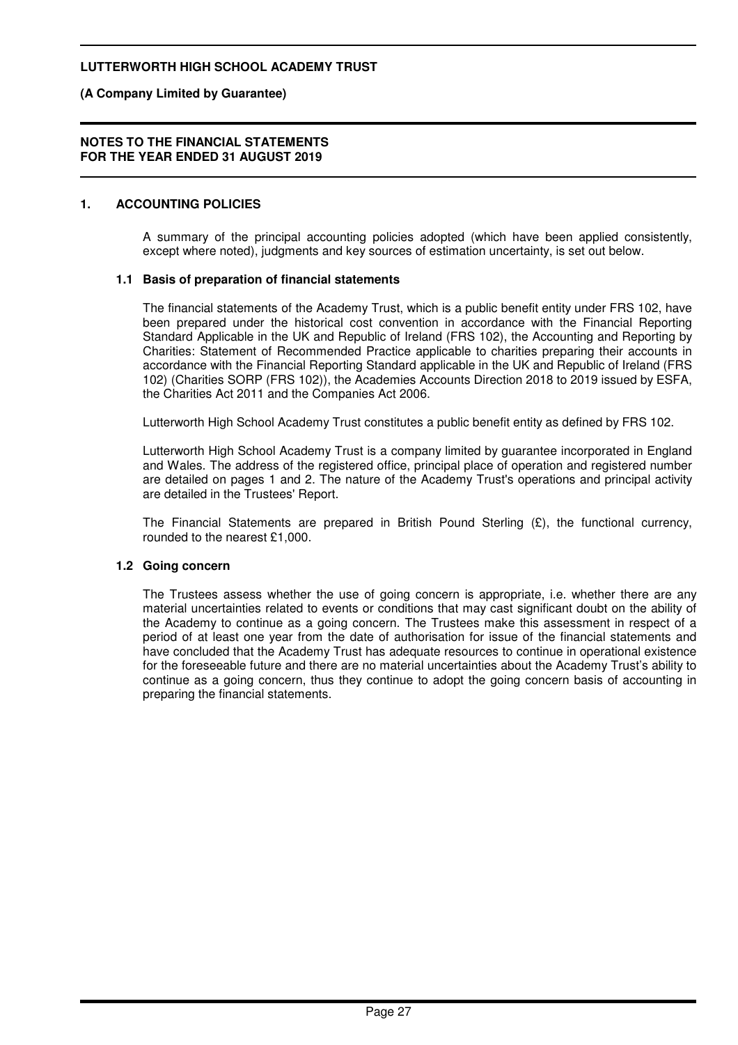## 1. ACCOUNTING POLICIES

A summary of the principal accounting policies adopted (which have been applied consistently, except where noted), judgments and key sources of estimation uncertainty, is set out below.

### 1.1 Basis of preparation of financial statements

The financial statements of the Academy Trust, which is a public benefit entity under FRS 102, have been prepared under the historical cost convention in accordance with the Financial Reporting Standard Applicable in the UK and Republic of Ireland (FRS 102), the Accounting and Reporting by Charities: Statement of Recommended Practice applicable to charities preparing their accounts in accordance with the Financial Reporting Standard applicable in the UK and Republic of Ireland (FRS 102) (Charities SORP (FRS 102)), the Academies Accounts Direction 2018 to 2019 issued by ESFA, the Charities Act 2011 and the Companies Act 2006.

Lutterworth High School Academy Trust constitutes a public benefit entity as defined by FRS 102.

Lutterworth High School Academy Trust is a company limited by guarantee incorporated in England and Wales. The address of the registered office, principal place of operation and registered number are detailed on pages 1 and 2. The nature of the Academy Trust's operations and principal activity are detailed in the Trustees' Report.

The Financial Statements are prepared in British Pound Sterling (£), the functional currency, rounded to the nearest £1,000.

### 1.2 Going concern

The Trustees assess whether the use of going concern is appropriate, i.e. whether there are any material uncertainties related to events or conditions that may cast significant doubt on the ability of the Academy to continue as a going concern. The Trustees make this assessment in respect of a period of at least one year from the date of authorisation for issue of the financial statements and have concluded that the Academy Trust has adequate resources to continue in operational existence for the foreseeable future and there are no material uncertainties about the Academy Trust's ability to continue as a going concern, thus they continue to adopt the going concern basis of accounting in preparing the financial statements.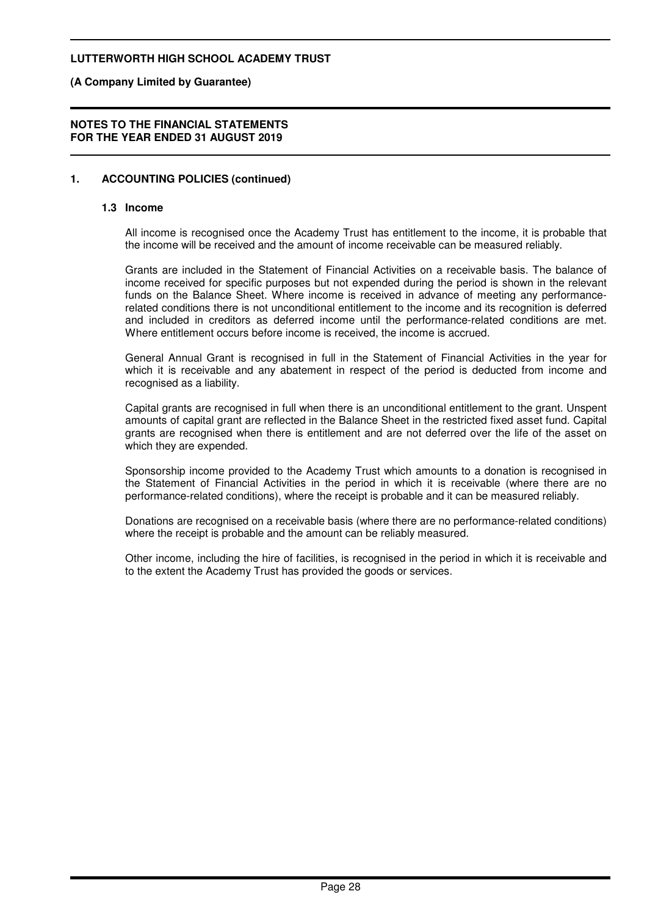## 1. ACCOUNTING POLICIES (continued)

### 1.3 Income

All income is recognised once the Academy Trust has entitlement to the income, it is probable that the income will be received and the amount of income receivable can be measured reliably.

Grants are included in the Statement of Financial Activities on a receivable basis. The balance of income received for specific purposes but not expended during the period is shown in the relevant funds on the Balance Sheet. Where income is received in advance of meeting any performance-related conditions there is not unconditional entitlement to the income and its recognition is deferred and included in creditors as deferred income until the performance-related conditions are met. Where entitlement occurs before income is received, the income is accrued.

General Annual Grant is recognised in full in the Statement of Financial Activities in the year for which it is receivable and any abatement in respect of the period is deducted from income and recognised as a liability.

Capital grants are recognised in full when there is an unconditional entitlement to the grant. Unspent amounts of capital grant are reflected in the Balance Sheet in the restricted fixed asset fund. Capital grants are recognised when there is entitlement and are not deferred over the life of the asset on which they are expended.

Sponsorship income provided to the Academy Trust which amounts to a donation is recognised in the Statement of Financial Activities in the period in which it is receivable (where there are no performance-related conditions), where the receipt is probable and it can be measured reliably.

Donations are recognised on a receivable basis (where there are no performance-related conditions) where the receipt is probable and the amount can be reliably measured.

Other income, including the hire of facilities, is recognised in the period in which it is receivable and to the extent the Academy Trust has provided the goods or services.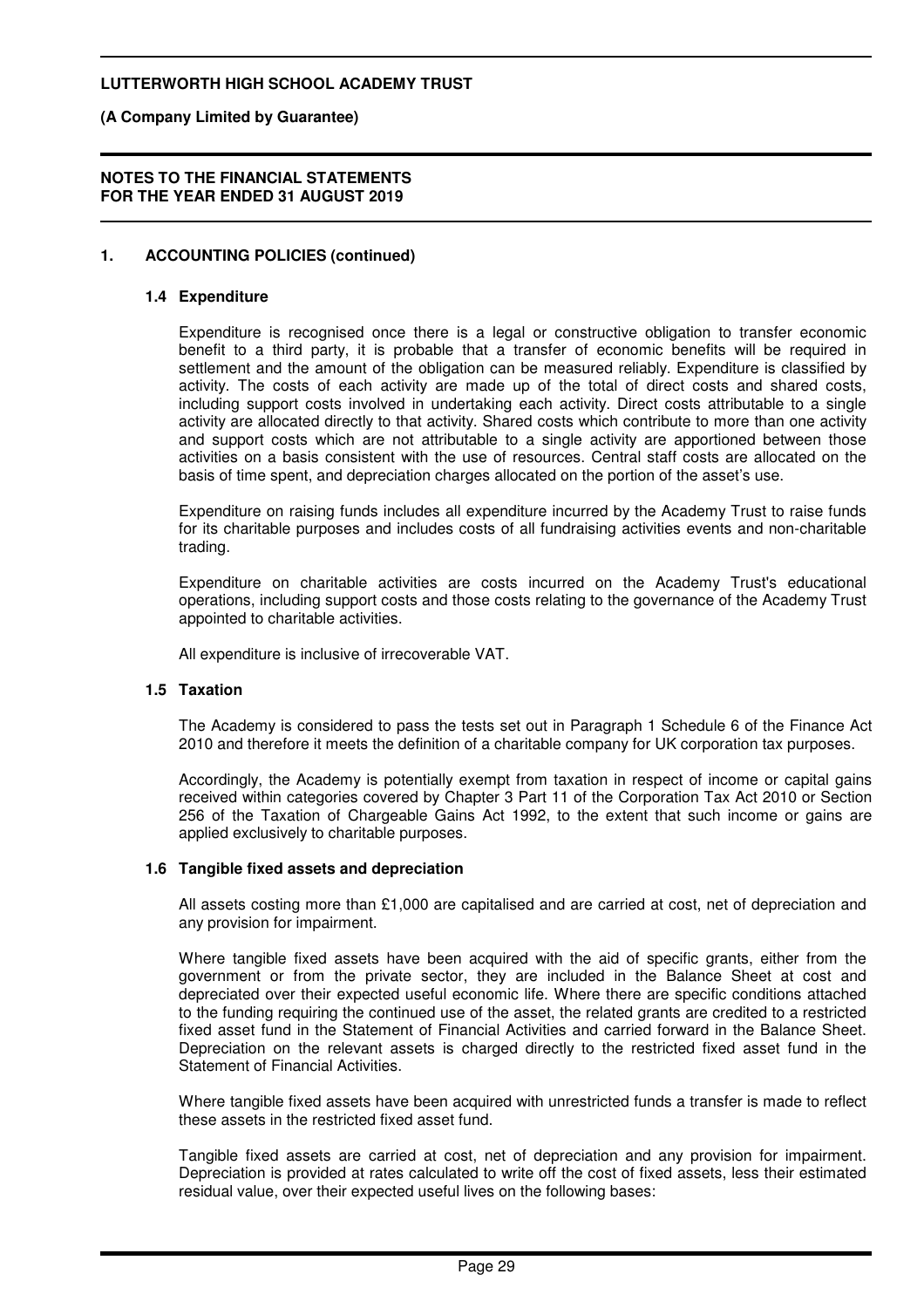## 1. ACCOUNTING POLICIES (continued)

### 1.4 Expenditure

Expenditure is recognised once there is a legal or constructive obligation to transfer economic benefit to a third party, it is probable that a transfer of economic benefits will be required in settlement and the amount of the obligation can be measured reliably. Expenditure is classified by activity. The costs of each activity are made up of the total of direct costs and shared costs, including support costs involved in undertaking each activity. Direct costs attributable to a single activity are allocated directly to that activity. Shared costs which contribute to more than one activity and support costs which are not attributable to a single activity are apportioned between those activities on a basis consistent with the use of resources. Central staff costs are allocated on the basis of time spent, and depreciation charges allocated on the portion of the asset's use.

Expenditure on raising funds includes all expenditure incurred by the Academy Trust to raise funds for its charitable purposes and includes costs of all fundraising activities events and non-charitable trading.

Expenditure on charitable activities are costs incurred on the Academy Trust's educational operations, including support costs and those costs relating to the governance of the Academy Trust appointed to charitable activities.

All expenditure is inclusive of irrecoverable VAT.

### 1.5 Taxation

The Academy is considered to pass the tests set out in Paragraph 1 Schedule 6 of the Finance Act 2010 and therefore it meets the definition of a charitable company for UK corporation tax purposes.

Accordingly, the Academy is potentially exempt from taxation in respect of income or capital gains received within categories covered by Chapter 3 Part 11 of the Corporation Tax Act 2010 or Section 256 of the Taxation of Chargeable Gains Act 1992, to the extent that such income or gains are applied exclusively to charitable purposes.

### 1.6 Tangible fixed assets and depreciation

All assets costing more than £1,000 are capitalised and are carried at cost, net of depreciation and any provision for impairment.

Where tangible fixed assets have been acquired with the aid of specific grants, either from the government or from the private sector, they are included in the Balance Sheet at cost and depreciated over their expected useful economic life. Where there are specific conditions attached to the funding requiring the continued use of the asset, the related grants are credited to a restricted fixed asset fund in the Statement of Financial Activities and carried forward in the Balance Sheet. Depreciation on the relevant assets is charged directly to the restricted fixed asset fund in the Statement of Financial Activities.

Where tangible fixed assets have been acquired with unrestricted funds a transfer is made to reflect these assets in the restricted fixed asset fund.

Tangible fixed assets are carried at cost, net of depreciation and any provision for impairment. Depreciation is provided at rates calculated to write off the cost of fixed assets, less their estimated residual value, over their expected useful lives on the following bases: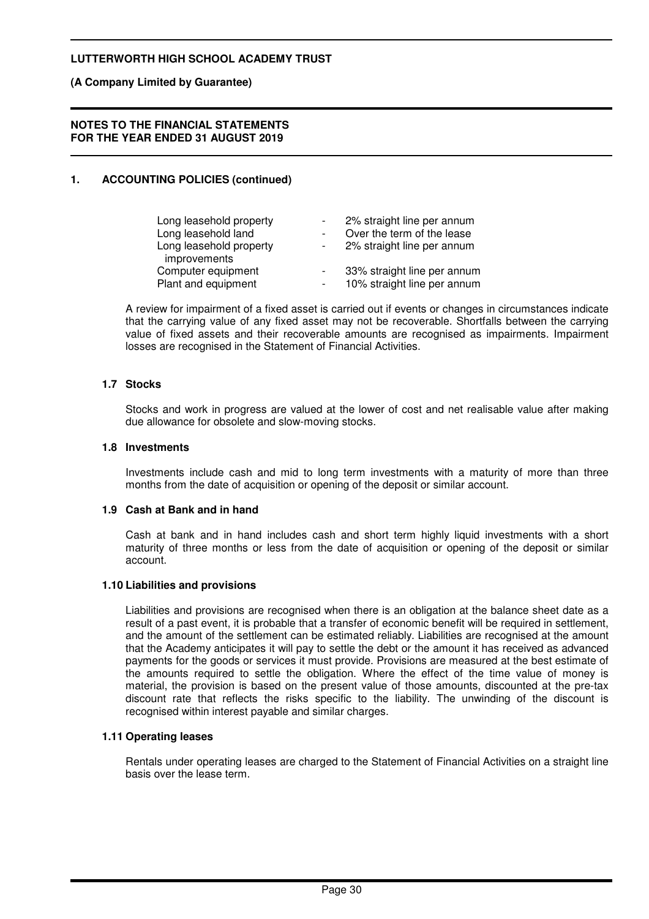**LUTTERWORTH HIGH SCHOOL ACADEMY TRUST**

**(A Company Limited by Guarantee)**

**NOTES TO THE FINANCIAL STATEMENTS FOR THE YEAR ENDED 31 AUGUST 2019**

## 1. ACCOUNTING POLICIES (continued)

| | | |
|---|---|---|
| Long leasehold property | - | 2% straight line per annum |
| Long leasehold land | - | Over the term of the lease |
| Long leasehold property improvements | - | 2% straight line per annum |
| Computer equipment | - | 33% straight line per annum |
| Plant and equipment | - | 10% straight line per annum |

A review for impairment of a fixed asset is carried out if events or changes in circumstances indicate that the carrying value of any fixed asset may not be recoverable. Shortfalls between the carrying value of fixed assets and their recoverable amounts are recognised as impairments. Impairment losses are recognised in the Statement of Financial Activities.

### 1.7 Stocks

Stocks and work in progress are valued at the lower of cost and net realisable value after making due allowance for obsolete and slow-moving stocks.

### 1.8 Investments

Investments include cash and mid to long term investments with a maturity of more than three months from the date of acquisition or opening of the deposit or similar account.

### 1.9 Cash at Bank and in hand

Cash at bank and in hand includes cash and short term highly liquid investments with a short maturity of three months or less from the date of acquisition or opening of the deposit or similar account.

### 1.10 Liabilities and provisions

Liabilities and provisions are recognised when there is an obligation at the balance sheet date as a result of a past event, it is probable that a transfer of economic benefit will be required in settlement, and the amount of the settlement can be estimated reliably. Liabilities are recognised at the amount that the Academy anticipates it will pay to settle the debt or the amount it has received as advanced payments for the goods or services it must provide. Provisions are measured at the best estimate of the amounts required to settle the obligation. Where the effect of the time value of money is material, the provision is based on the present value of those amounts, discounted at the pre-tax discount rate that reflects the risks specific to the liability. The unwinding of the discount is recognised within interest payable and similar charges.

### 1.11 Operating leases

Rentals under operating leases are charged to the Statement of Financial Activities on a straight line basis over the lease term.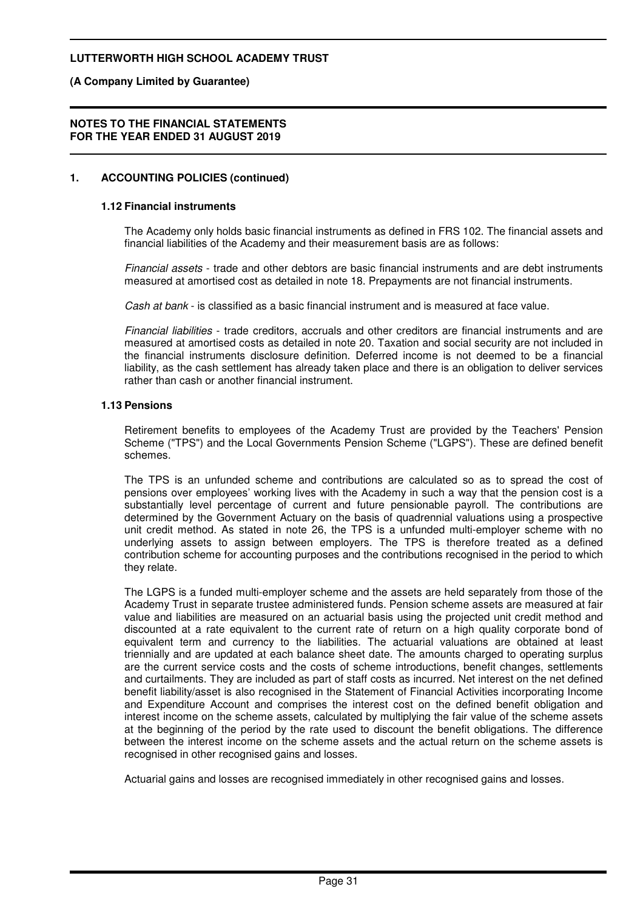## 1. ACCOUNTING POLICIES (continued)

### 1.12 Financial instruments

The Academy only holds basic financial instruments as defined in FRS 102. The financial assets and financial liabilities of the Academy and their measurement basis are as follows:

*Financial assets* - trade and other debtors are basic financial instruments and are debt instruments measured at amortised cost as detailed in note 18. Prepayments are not financial instruments.

*Cash at bank* - is classified as a basic financial instrument and is measured at face value.

*Financial liabilities* - trade creditors, accruals and other creditors are financial instruments and are measured at amortised costs as detailed in note 20. Taxation and social security are not included in the financial instruments disclosure definition. Deferred income is not deemed to be a financial liability, as the cash settlement has already taken place and there is an obligation to deliver services rather than cash or another financial instrument.

### 1.13 Pensions

Retirement benefits to employees of the Academy Trust are provided by the Teachers' Pension Scheme ("TPS") and the Local Governments Pension Scheme ("LGPS"). These are defined benefit schemes.

The TPS is an unfunded scheme and contributions are calculated so as to spread the cost of pensions over employees' working lives with the Academy in such a way that the pension cost is a substantially level percentage of current and future pensionable payroll. The contributions are determined by the Government Actuary on the basis of quadrennial valuations using a prospective unit credit method. As stated in note 26, the TPS is a unfunded multi-employer scheme with no underlying assets to assign between employers. The TPS is therefore treated as a defined contribution scheme for accounting purposes and the contributions recognised in the period to which they relate.

The LGPS is a funded multi-employer scheme and the assets are held separately from those of the Academy Trust in separate trustee administered funds. Pension scheme assets are measured at fair value and liabilities are measured on an actuarial basis using the projected unit credit method and discounted at a rate equivalent to the current rate of return on a high quality corporate bond of equivalent term and currency to the liabilities. The actuarial valuations are obtained at least triennially and are updated at each balance sheet date. The amounts charged to operating surplus are the current service costs and the costs of scheme introductions, benefit changes, settlements and curtailments. They are included as part of staff costs as incurred. Net interest on the net defined benefit liability/asset is also recognised in the Statement of Financial Activities incorporating Income and Expenditure Account and comprises the interest cost on the defined benefit obligation and interest income on the scheme assets, calculated by multiplying the fair value of the scheme assets at the beginning of the period by the rate used to discount the benefit obligations. The difference between the interest income on the scheme assets and the actual return on the scheme assets is recognised in other recognised gains and losses.

Actuarial gains and losses are recognised immediately in other recognised gains and losses.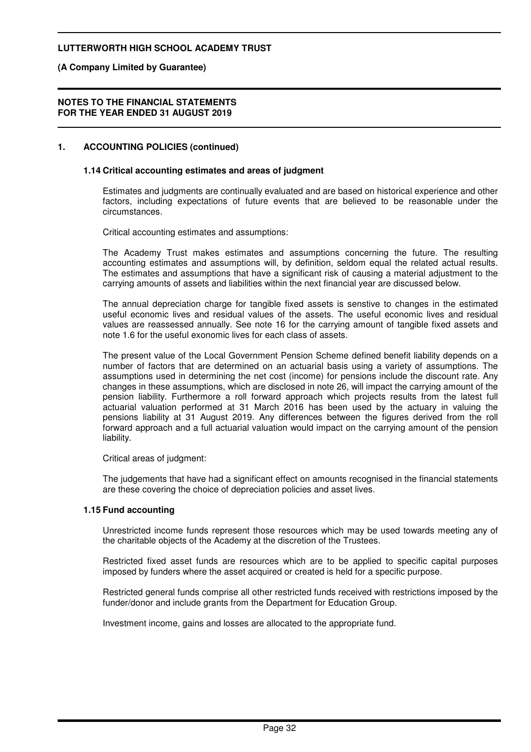## 1. ACCOUNTING POLICIES (continued)

### 1.14 Critical accounting estimates and areas of judgment

Estimates and judgments are continually evaluated and are based on historical experience and other factors, including expectations of future events that are believed to be reasonable under the circumstances.

Critical accounting estimates and assumptions:

The Academy Trust makes estimates and assumptions concerning the future. The resulting accounting estimates and assumptions will, by definition, seldom equal the related actual results. The estimates and assumptions that have a significant risk of causing a material adjustment to the carrying amounts of assets and liabilities within the next financial year are discussed below.

The annual depreciation charge for tangible fixed assets is senstive to changes in the estimated useful economic lives and residual values of the assets. The useful economic lives and residual values are reassessed annually. See note 16 for the carrying amount of tangible fixed assets and note 1.6 for the useful exonomic lives for each class of assets.

The present value of the Local Government Pension Scheme defined benefit liability depends on a number of factors that are determined on an actuarial basis using a variety of assumptions. The assumptions used in determining the net cost (income) for pensions include the discount rate. Any changes in these assumptions, which are disclosed in note 26, will impact the carrying amount of the pension liability. Furthermore a roll forward approach which projects results from the latest full actuarial valuation performed at 31 March 2016 has been used by the actuary in valuing the pensions liability at 31 August 2019. Any differences between the figures derived from the roll forward approach and a full actuarial valuation would impact on the carrying amount of the pension liability.

Critical areas of judgment:

The judgements that have had a significant effect on amounts recognised in the financial statements are these covering the choice of depreciation policies and asset lives.

### 1.15 Fund accounting

Unrestricted income funds represent those resources which may be used towards meeting any of the charitable objects of the Academy at the discretion of the Trustees.

Restricted fixed asset funds are resources which are to be applied to specific capital purposes imposed by funders where the asset acquired or created is held for a specific purpose.

Restricted general funds comprise all other restricted funds received with restrictions imposed by the funder/donor and include grants from the Department for Education Group.

Investment income, gains and losses are allocated to the appropriate fund.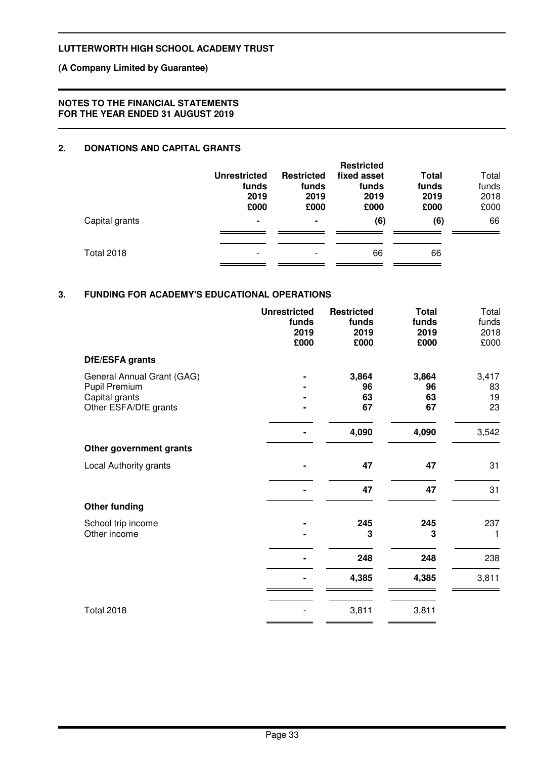**LUTTERWORTH HIGH SCHOOL ACADEMY TRUST**

**(A Company Limited by Guarantee)**

**NOTES TO THE FINANCIAL STATEMENTS**
**FOR THE YEAR ENDED 31 AUGUST 2019**

## 2. DONATIONS AND CAPITAL GRANTS

| | Unrestricted funds 2019 £000 | Restricted funds 2019 £000 | Restricted fixed asset funds 2019 £000 | Total funds 2019 £000 | Total funds 2018 £000 |
|---|---|---|---|---|---|
| Capital grants | - | - | (6) | (6) | 66 |
| Total 2018 | - | - | 66 | 66 | |

## 3. FUNDING FOR ACADEMY'S EDUCATIONAL OPERATIONS

| | Unrestricted funds 2019 £000 | Restricted funds 2019 £000 | Total funds 2019 £000 | Total funds 2018 £000 |
|---|---|---|---|---|
| **DfE/ESFA grants** | | | | |
| General Annual Grant (GAG) | - | 3,864 | 3,864 | 3,417 |
| Pupil Premium | - | 96 | 96 | 83 |
| Capital grants | - | 63 | 63 | 19 |
| Other ESFA/DfE grants | - | 67 | 67 | 23 |
| | - | 4,090 | 4,090 | 3,542 |
| **Other government grants** | | | | |
| Local Authority grants | - | 47 | 47 | 31 |
| | - | 47 | 47 | 31 |
| **Other funding** | | | | |
| School trip income | - | 245 | 245 | 237 |
| Other income | - | 3 | 3 | 1 |
| | - | 248 | 248 | 238 |
| | - | 4,385 | 4,385 | 3,811 |
| Total 2018 | - | 3,811 | 3,811 | |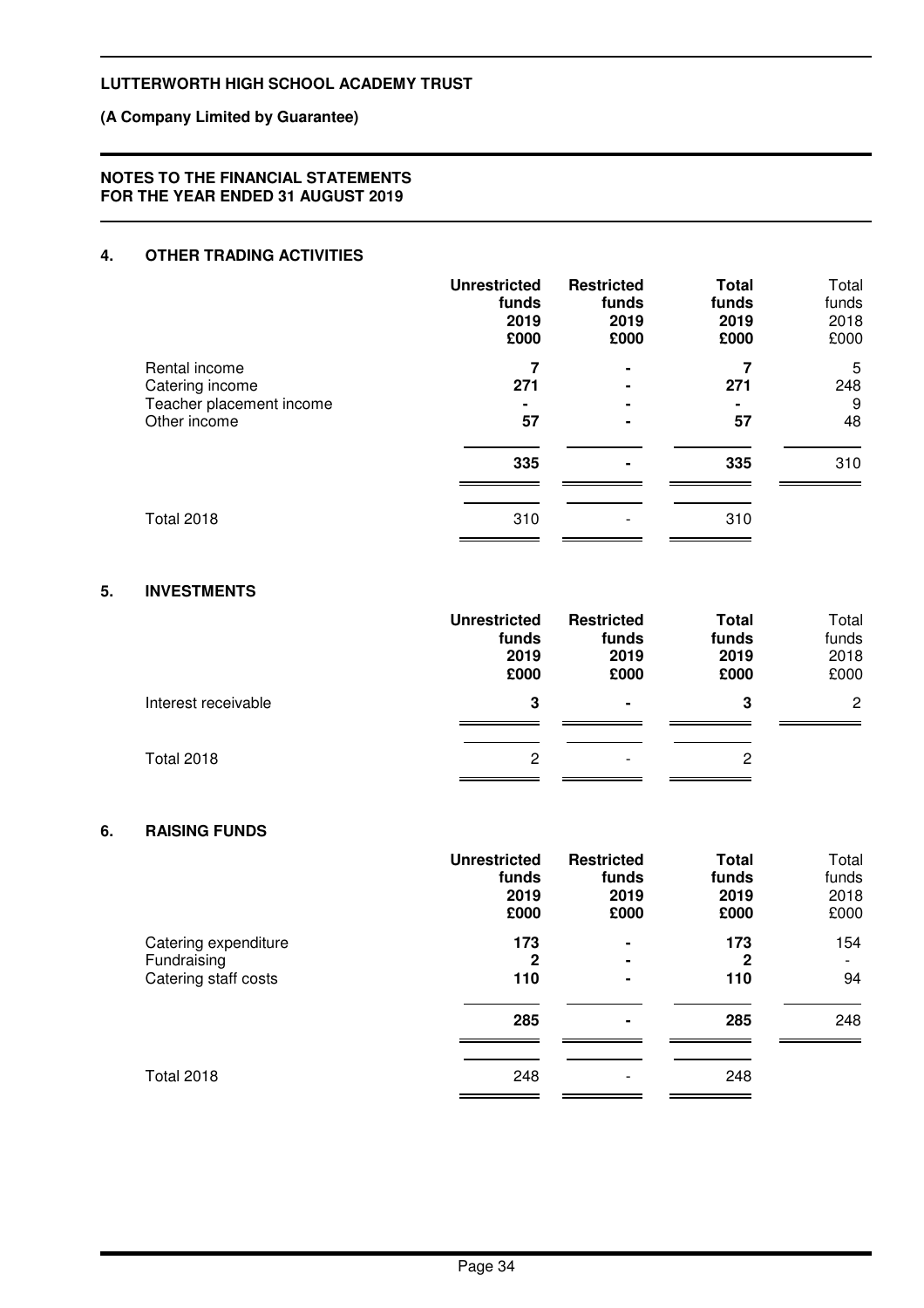**LUTTERWORTH HIGH SCHOOL ACADEMY TRUST**

**(A Company Limited by Guarantee)**

**NOTES TO THE FINANCIAL STATEMENTS FOR THE YEAR ENDED 31 AUGUST 2019**

## 4. OTHER TRADING ACTIVITIES

| | Unrestricted funds 2019 £000 | Restricted funds 2019 £000 | Total funds 2019 £000 | Total funds 2018 £000 |
|---|---|---|---|---|
| Rental income | 7 | - | 7 | 5 |
| Catering income | 271 | - | 271 | 248 |
| Teacher placement income | - | - | - | 9 |
| Other income | 57 | - | 57 | 48 |
| | **335** | **-** | **335** | 310 |
| Total 2018 | 310 | - | 310 | |

## 5. INVESTMENTS

| | Unrestricted funds 2019 £000 | Restricted funds 2019 £000 | Total funds 2019 £000 | Total funds 2018 £000 |
|---|---|---|---|---|
| Interest receivable | 3 | - | 3 | 2 |
| Total 2018 | 2 | - | 2 | |

## 6. RAISING FUNDS

| | Unrestricted funds 2019 £000 | Restricted funds 2019 £000 | Total funds 2019 £000 | Total funds 2018 £000 |
|---|---|---|---|---|
| Catering expenditure | 173 | - | 173 | 154 |
| Fundraising | 2 | - | 2 | - |
| Catering staff costs | 110 | - | 110 | 94 |
| | **285** | **-** | **285** | 248 |
| Total 2018 | 248 | - | 248 | |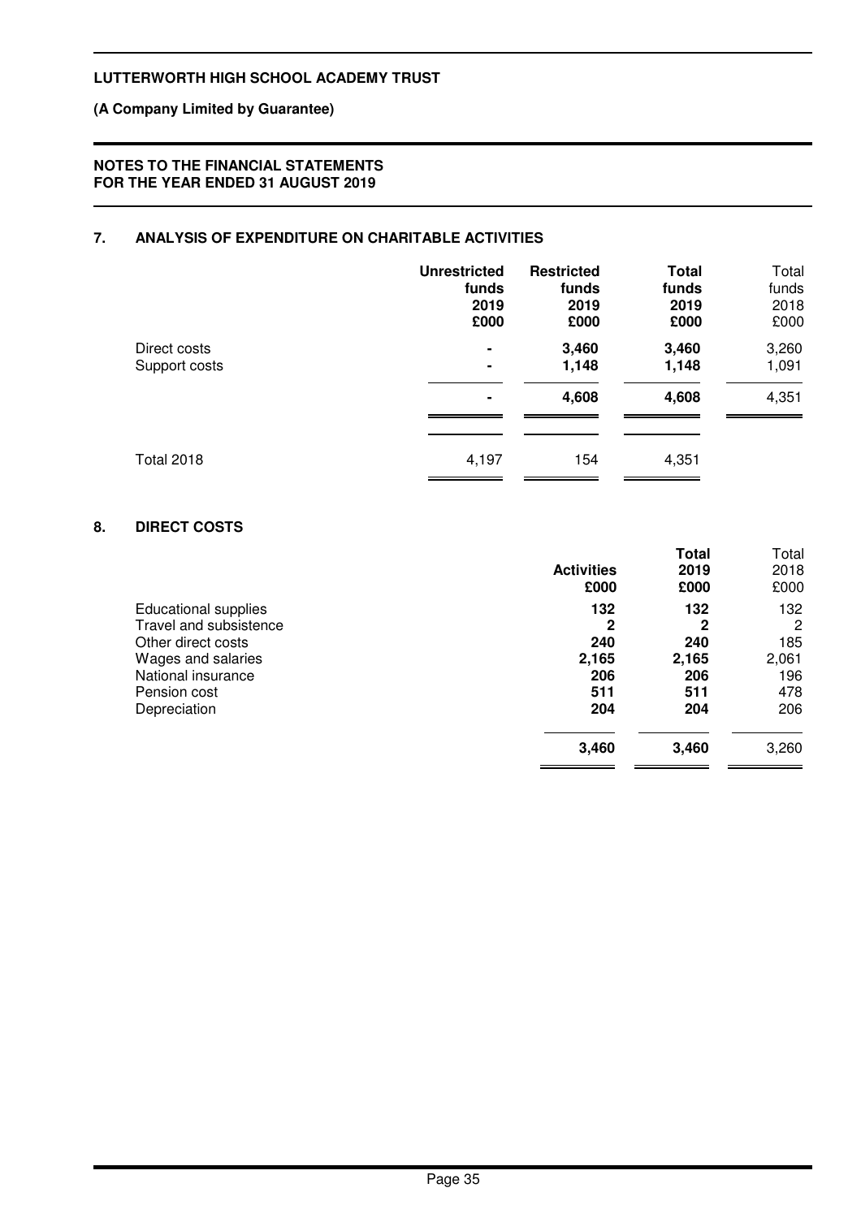**LUTTERWORTH HIGH SCHOOL ACADEMY TRUST**

**(A Company Limited by Guarantee)**

**NOTES TO THE FINANCIAL STATEMENTS FOR THE YEAR ENDED 31 AUGUST 2019**

## 7. ANALYSIS OF EXPENDITURE ON CHARITABLE ACTIVITIES

| | **Unrestricted funds 2019 £000** | **Restricted funds 2019 £000** | **Total funds 2019 £000** | Total funds 2018 £000 |
|---|---|---|---|---|
| Direct costs | **-** | **3,460** | **3,460** | 3,260 |
| Support costs | **-** | **1,148** | **1,148** | 1,091 |
| | **-** | **4,608** | **4,608** | 4,351 |
| Total 2018 | 4,197 | 154 | 4,351 | |

## 8. DIRECT COSTS

| | **Activities £000** | **Total 2019 £000** | Total 2018 £000 |
|---|---|---|---|
| Educational supplies | **132** | **132** | 132 |
| Travel and subsistence | **2** | **2** | 2 |
| Other direct costs | **240** | **240** | 185 |
| Wages and salaries | **2,165** | **2,165** | 2,061 |
| National insurance | **206** | **206** | 196 |
| Pension cost | **511** | **511** | 478 |
| Depreciation | **204** | **204** | 206 |
| | **3,460** | **3,460** | 3,260 |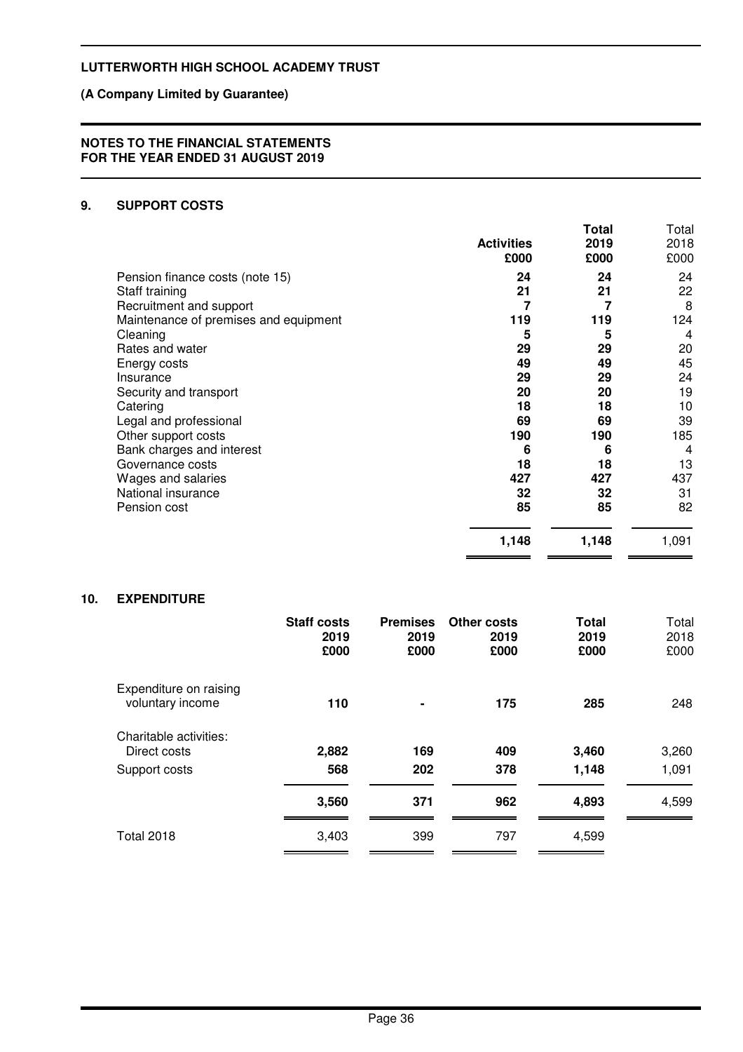**LUTTERWORTH HIGH SCHOOL ACADEMY TRUST**

**(A Company Limited by Guarantee)**

**NOTES TO THE FINANCIAL STATEMENTS FOR THE YEAR ENDED 31 AUGUST 2019**

## 9. SUPPORT COSTS

| | **Activities £000** | **Total 2019 £000** | Total 2018 £000 |
|---|---|---|---|
| Pension finance costs (note 15) | **24** | **24** | 24 |
| Staff training | **21** | **21** | 22 |
| Recruitment and support | **7** | **7** | 8 |
| Maintenance of premises and equipment | **119** | **119** | 124 |
| Cleaning | **5** | **5** | 4 |
| Rates and water | **29** | **29** | 20 |
| Energy costs | **49** | **49** | 45 |
| Insurance | **29** | **29** | 24 |
| Security and transport | **20** | **20** | 19 |
| Catering | **18** | **18** | 10 |
| Legal and professional | **69** | **69** | 39 |
| Other support costs | **190** | **190** | 185 |
| Bank charges and interest | **6** | **6** | 4 |
| Governance costs | **18** | **18** | 13 |
| Wages and salaries | **427** | **427** | 437 |
| National insurance | **32** | **32** | 31 |
| Pension cost | **85** | **85** | 82 |
| | **1,148** | **1,148** | 1,091 |

## 10. EXPENDITURE

| | **Staff costs 2019 £000** | **Premises 2019 £000** | **Other costs 2019 £000** | **Total 2019 £000** | Total 2018 £000 |
|---|---|---|---|---|---|
| Expenditure on raising voluntary income | **110** | **-** | **175** | **285** | 248 |
| Charitable activities: | | | | | |
| Direct costs | **2,882** | **169** | **409** | **3,460** | 3,260 |
| Support costs | **568** | **202** | **378** | **1,148** | 1,091 |
| | **3,560** | **371** | **962** | **4,893** | 4,599 |
| Total 2018 | 3,403 | 399 | 797 | 4,599 | |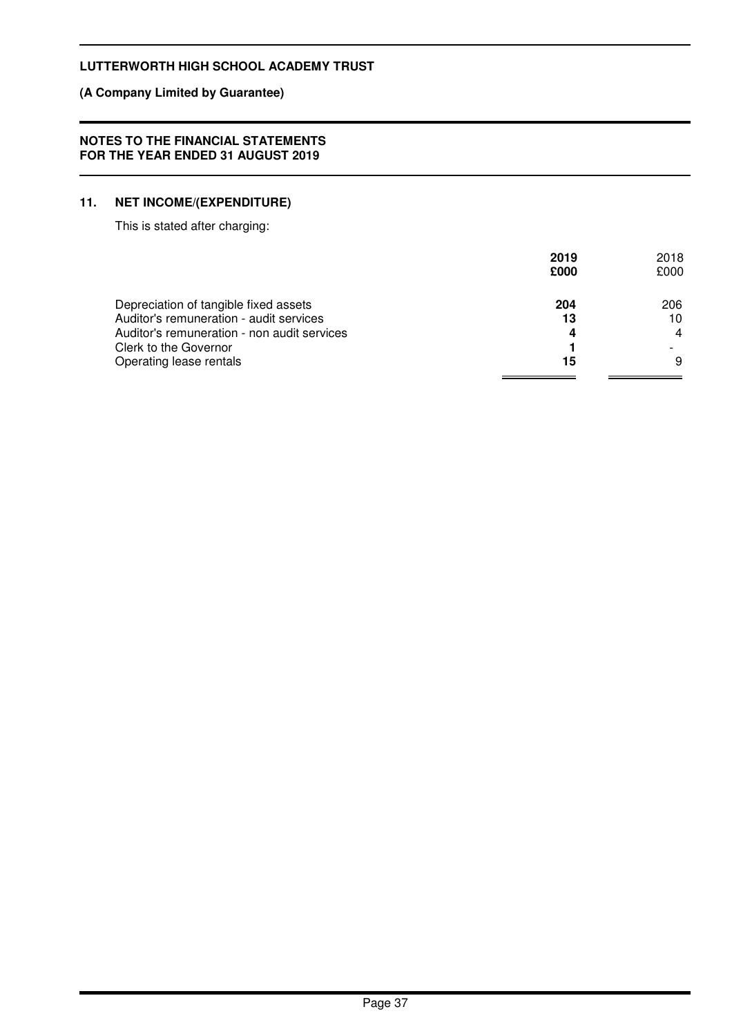## 11. NET INCOME/(EXPENDITURE)

This is stated after charging:

| | 2019 £000 | 2018 £000 |
|---|---|---|
| Depreciation of tangible fixed assets | **204** | 206 |
| Auditor's remuneration - audit services | **13** | 10 |
| Auditor's remuneration - non audit services | **4** | 4 |
| Clerk to the Governor | **1** | - |
| Operating lease rentals | **15** | 9 |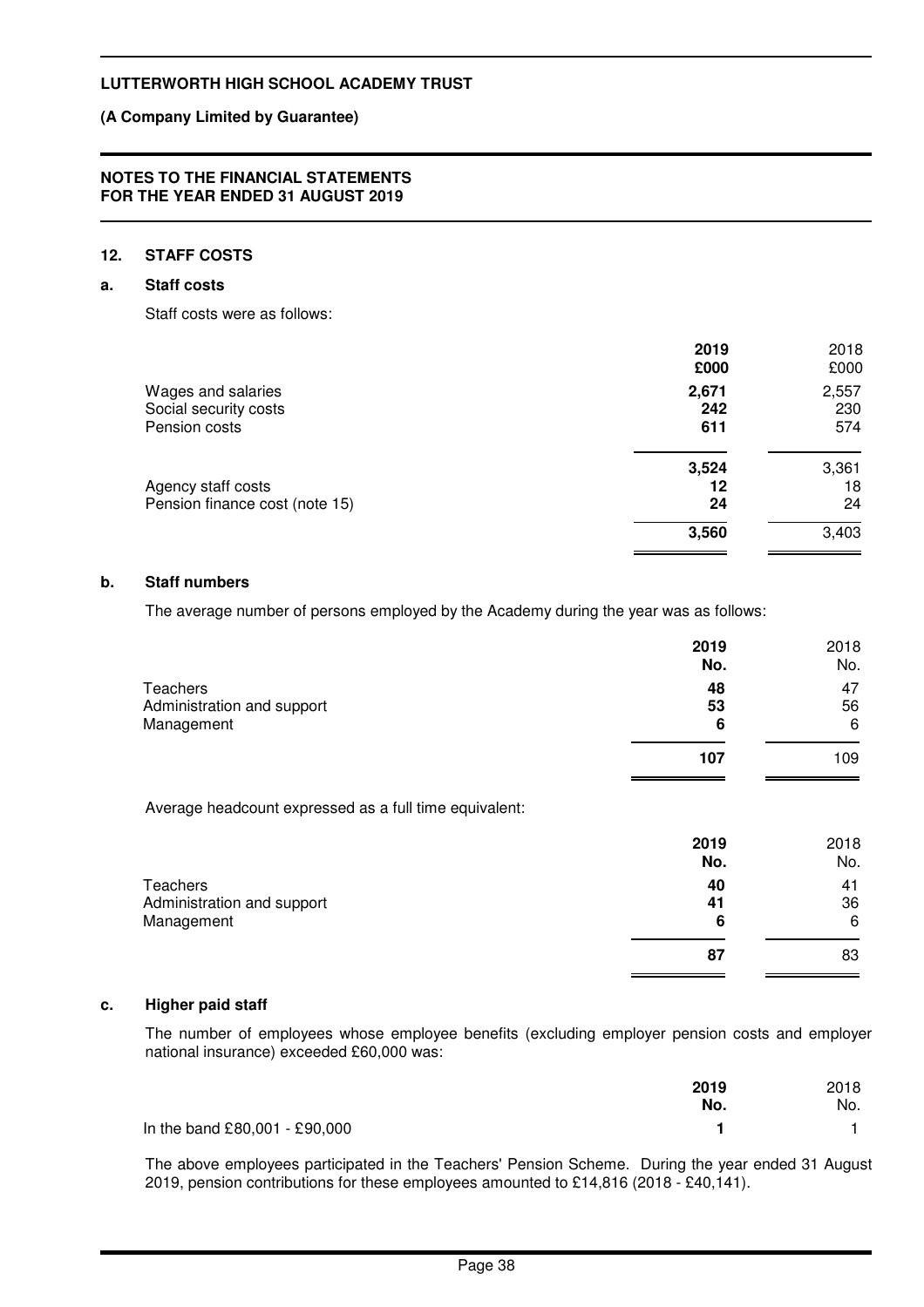## 12. STAFF COSTS

### a. Staff costs

Staff costs were as follows:

| | 2019 £000 | 2018 £000 |
|---|---|---|
| Wages and salaries | **2,671** | 2,557 |
| Social security costs | **242** | 230 |
| Pension costs | **611** | 574 |
| | **3,524** | 3,361 |
| Agency staff costs | **12** | 18 |
| Pension finance cost (note 15) | **24** | 24 |
| | **3,560** | 3,403 |

### b. Staff numbers

The average number of persons employed by the Academy during the year was as follows:

| | 2019 No. | 2018 No. |
|---|---|---|
| Teachers | **48** | 47 |
| Administration and support | **53** | 56 |
| Management | **6** | 6 |
| | **107** | 109 |

Average headcount expressed as a full time equivalent:

| | 2019 No. | 2018 No. |
|---|---|---|
| Teachers | **40** | 41 |
| Administration and support | **41** | 36 |
| Management | **6** | 6 |
| | **87** | 83 |

### c. Higher paid staff

The number of employees whose employee benefits (excluding employer pension costs and employer national insurance) exceeded £60,000 was:

| | 2019 No. | 2018 No. |
|---|---|---|
| In the band £80,001 - £90,000 | **1** | 1 |

The above employees participated in the Teachers' Pension Scheme. During the year ended 31 August 2019, pension contributions for these employees amounted to £14,816 (2018 - £40,141).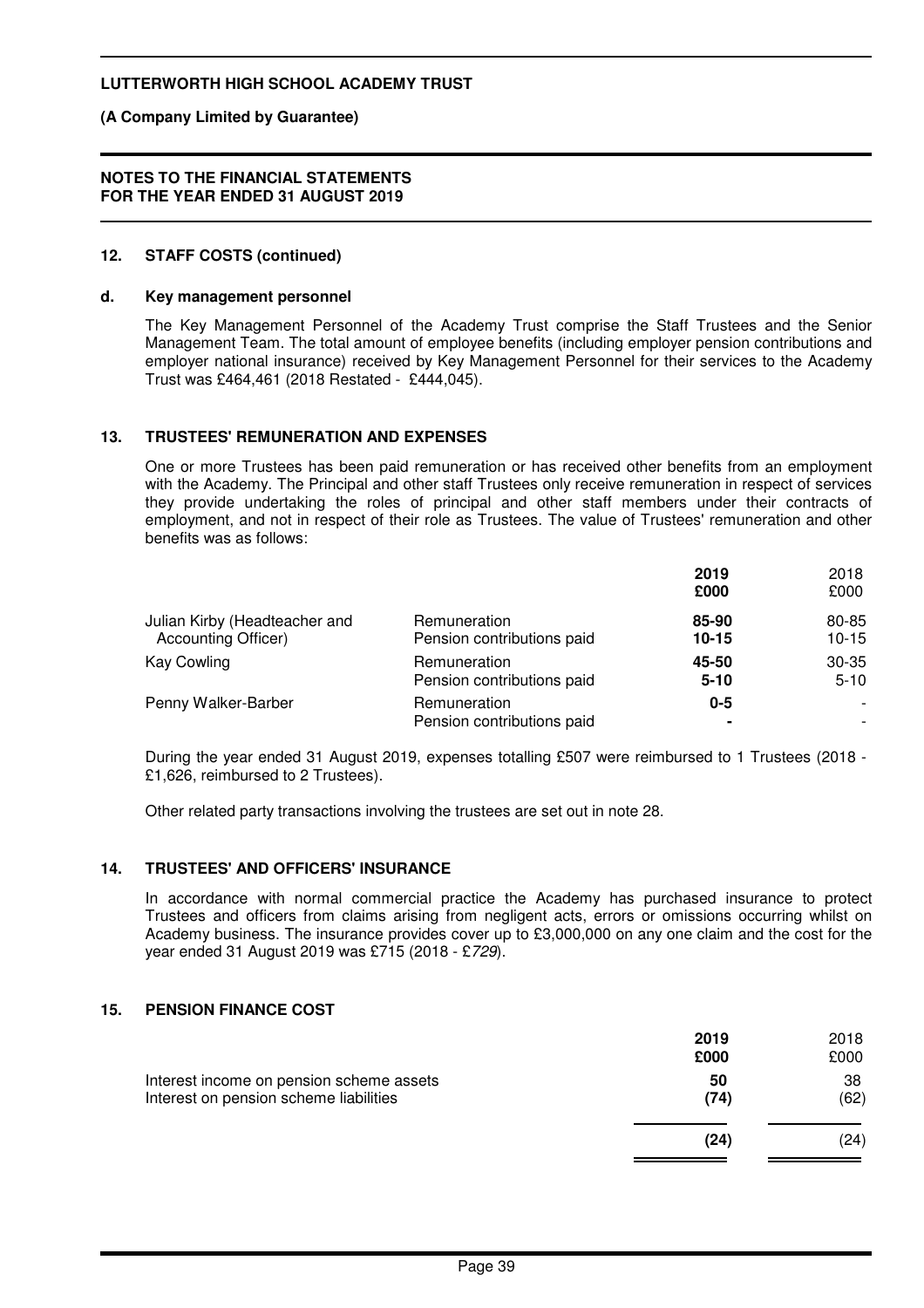## 12. STAFF COSTS (continued)

### d. Key management personnel

The Key Management Personnel of the Academy Trust comprise the Staff Trustees and the Senior Management Team. The total amount of employee benefits (including employer pension contributions and employer national insurance) received by Key Management Personnel for their services to the Academy Trust was £464,461 (2018 Restated - £444,045).

## 13. TRUSTEES' REMUNERATION AND EXPENSES

One or more Trustees has been paid remuneration or has received other benefits from an employment with the Academy. The Principal and other staff Trustees only receive remuneration in respect of services they provide undertaking the roles of principal and other staff members under their contracts of employment, and not in respect of their role as Trustees. The value of Trustees' remuneration and other benefits was as follows:

| | | **2019 £000** | 2018 £000 |
|---|---|---|---|
| Julian Kirby (Headteacher and Accounting Officer) | Remuneration | **85-90** | 80-85 |
| | Pension contributions paid | **10-15** | 10-15 |
| Kay Cowling | Remuneration | **45-50** | 30-35 |
| | Pension contributions paid | **5-10** | 5-10 |
| Penny Walker-Barber | Remuneration | **0-5** | - |
| | Pension contributions paid | **-** | - |

During the year ended 31 August 2019, expenses totalling £507 were reimbursed to 1 Trustees (2018 - £1,626, reimbursed to 2 Trustees).

Other related party transactions involving the trustees are set out in note 28.

## 14. TRUSTEES' AND OFFICERS' INSURANCE

In accordance with normal commercial practice the Academy has purchased insurance to protect Trustees and officers from claims arising from negligent acts, errors or omissions occurring whilst on Academy business. The insurance provides cover up to £3,000,000 on any one claim and the cost for the year ended 31 August 2019 was £715 (2018 - £*729*).

## 15. PENSION FINANCE COST

| | **2019 £000** | 2018 £000 |
|---|---|---|
| Interest income on pension scheme assets | **50** | 38 |
| Interest on pension scheme liabilities | **(74)** | (62) |
| | **(24)** | (24) |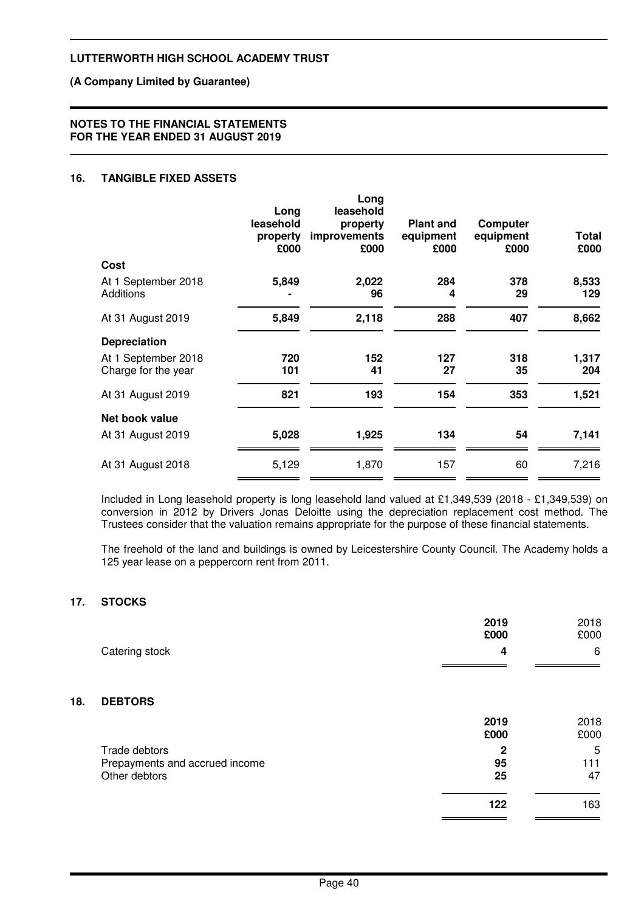## 16. TANGIBLE FIXED ASSETS

| | Long leasehold property £000 | Long leasehold property improvements £000 | Plant and equipment £000 | Computer equipment £000 | Total £000 |
|---|---|---|---|---|---|
| **Cost** | | | | | |
| At 1 September 2018 | **5,849** | **2,022** | **284** | **378** | **8,533** |
| Additions | **-** | **96** | **4** | **29** | **129** |
| At 31 August 2019 | **5,849** | **2,118** | **288** | **407** | **8,662** |
| **Depreciation** | | | | | |
| At 1 September 2018 | **720** | **152** | **127** | **318** | **1,317** |
| Charge for the year | **101** | **41** | **27** | **35** | **204** |
| At 31 August 2019 | **821** | **193** | **154** | **353** | **1,521** |
| **Net book value** | | | | | |
| At 31 August 2019 | **5,028** | **1,925** | **134** | **54** | **7,141** |
| At 31 August 2018 | 5,129 | 1,870 | 157 | 60 | 7,216 |

Included in Long leasehold property is long leasehold land valued at £1,349,539 (2018 - £1,349,539) on conversion in 2012 by Drivers Jonas Deloitte using the depreciation replacement cost method. The Trustees consider that the valuation remains appropriate for the purpose of these financial statements.

The freehold of the land and buildings is owned by Leicestershire County Council. The Academy holds a 125 year lease on a peppercorn rent from 2011.

## 17. STOCKS

| | 2019 £000 | 2018 £000 |
|---|---|---|
| Catering stock | **4** | 6 |

## 18. DEBTORS

| | 2019 £000 | 2018 £000 |
|---|---|---|
| Trade debtors | **2** | 5 |
| Prepayments and accrued income | **95** | 111 |
| Other debtors | **25** | 47 |
| | **122** | 163 |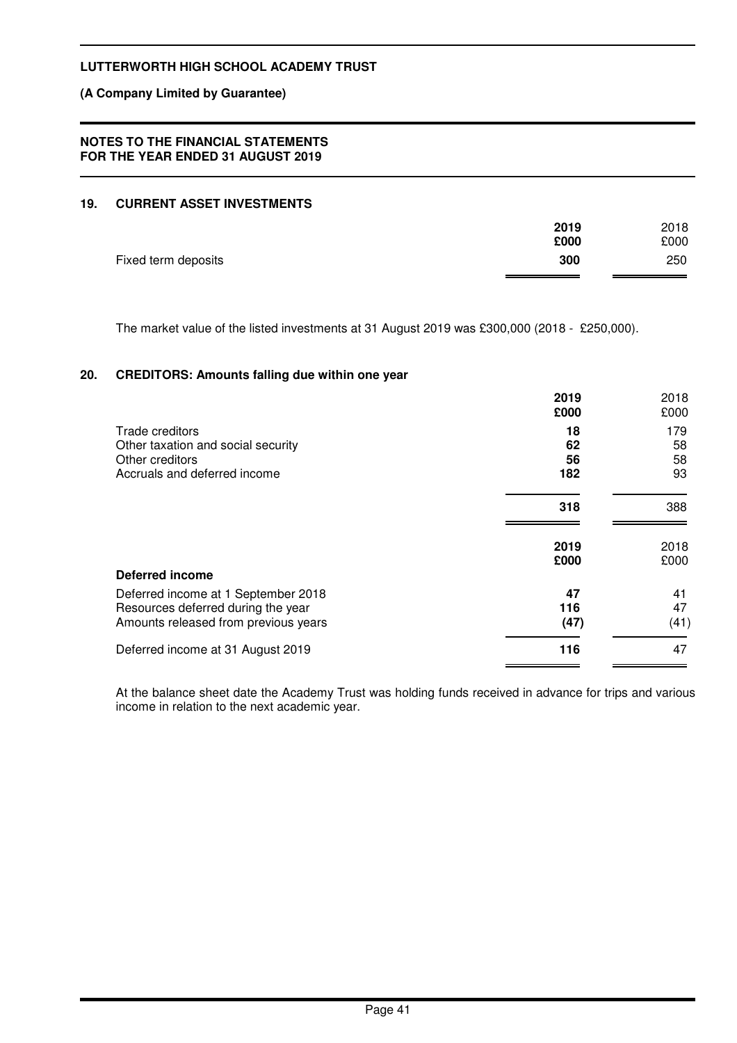**(A Company Limited by Guarantee)**

**NOTES TO THE FINANCIAL STATEMENTS FOR THE YEAR ENDED 31 AUGUST 2019**

## 19. CURRENT ASSET INVESTMENTS

| | 2019 £000 | 2018 £000 |
|---|---|---|
| Fixed term deposits | **300** | 250 |

The market value of the listed investments at 31 August 2019 was £300,000 (2018 - £250,000).

## 20. CREDITORS: Amounts falling due within one year

| | 2019 £000 | 2018 £000 |
|---|---|---|
| Trade creditors | **18** | 179 |
| Other taxation and social security | **62** | 58 |
| Other creditors | **56** | 58 |
| Accruals and deferred income | **182** | 93 |
| | **318** | 388 |

| **Deferred income** | 2019 £000 | 2018 £000 |
|---|---|---|
| Deferred income at 1 September 2018 | **47** | 41 |
| Resources deferred during the year | **116** | 47 |
| Amounts released from previous years | **(47)** | (41) |
| Deferred income at 31 August 2019 | **116** | 47 |

At the balance sheet date the Academy Trust was holding funds received in advance for trips and various income in relation to the next academic year.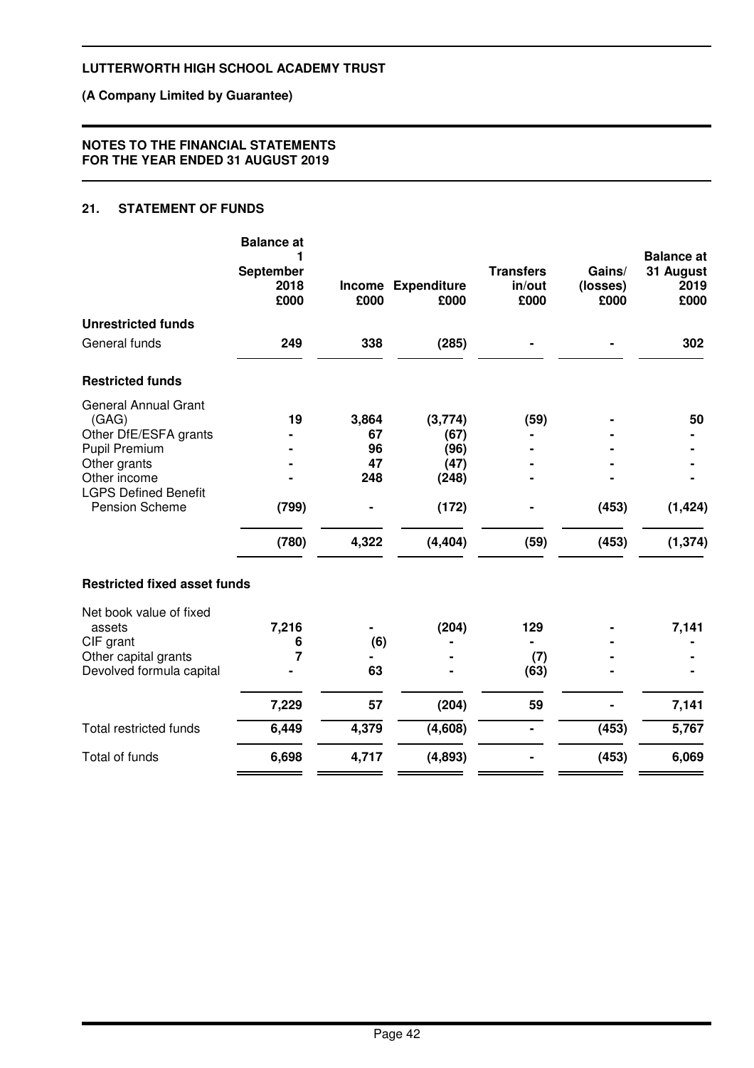**LUTTERWORTH HIGH SCHOOL ACADEMY TRUST**

**(A Company Limited by Guarantee)**

**NOTES TO THE FINANCIAL STATEMENTS FOR THE YEAR ENDED 31 AUGUST 2019**

## 21. STATEMENT OF FUNDS

| | Balance at 1 September 2018 £000 | Income £000 | Expenditure £000 | Transfers in/out £000 | Gains/ (losses) £000 | Balance at 31 August 2019 £000 |
|---|---|---|---|---|---|---|
| **Unrestricted funds** | | | | | | |
| General funds | 249 | 338 | (285) | - | - | 302 |
| **Restricted funds** | | | | | | |
| General Annual Grant (GAG) | 19 | 3,864 | (3,774) | (59) | - | 50 |
| Other DfE/ESFA grants | - | 67 | (67) | - | - | - |
| Pupil Premium | - | 96 | (96) | - | - | - |
| Other grants | - | 47 | (47) | - | - | - |
| Other income | - | 248 | (248) | - | - | - |
| LGPS Defined Benefit Pension Scheme | (799) | - | (172) | - | (453) | (1,424) |
| | (780) | 4,322 | (4,404) | (59) | (453) | (1,374) |
| **Restricted fixed asset funds** | | | | | | |
| Net book value of fixed assets | 7,216 | - | (204) | 129 | - | 7,141 |
| CIF grant | 6 | (6) | - | - | - | - |
| Other capital grants | 7 | - | - | (7) | - | - |
| Devolved formula capital | - | 63 | - | (63) | - | - |
| | 7,229 | 57 | (204) | 59 | - | 7,141 |
| Total restricted funds | 6,449 | 4,379 | (4,608) | - | (453) | 5,767 |
| Total of funds | 6,698 | 4,717 | (4,893) | - | (453) | 6,069 |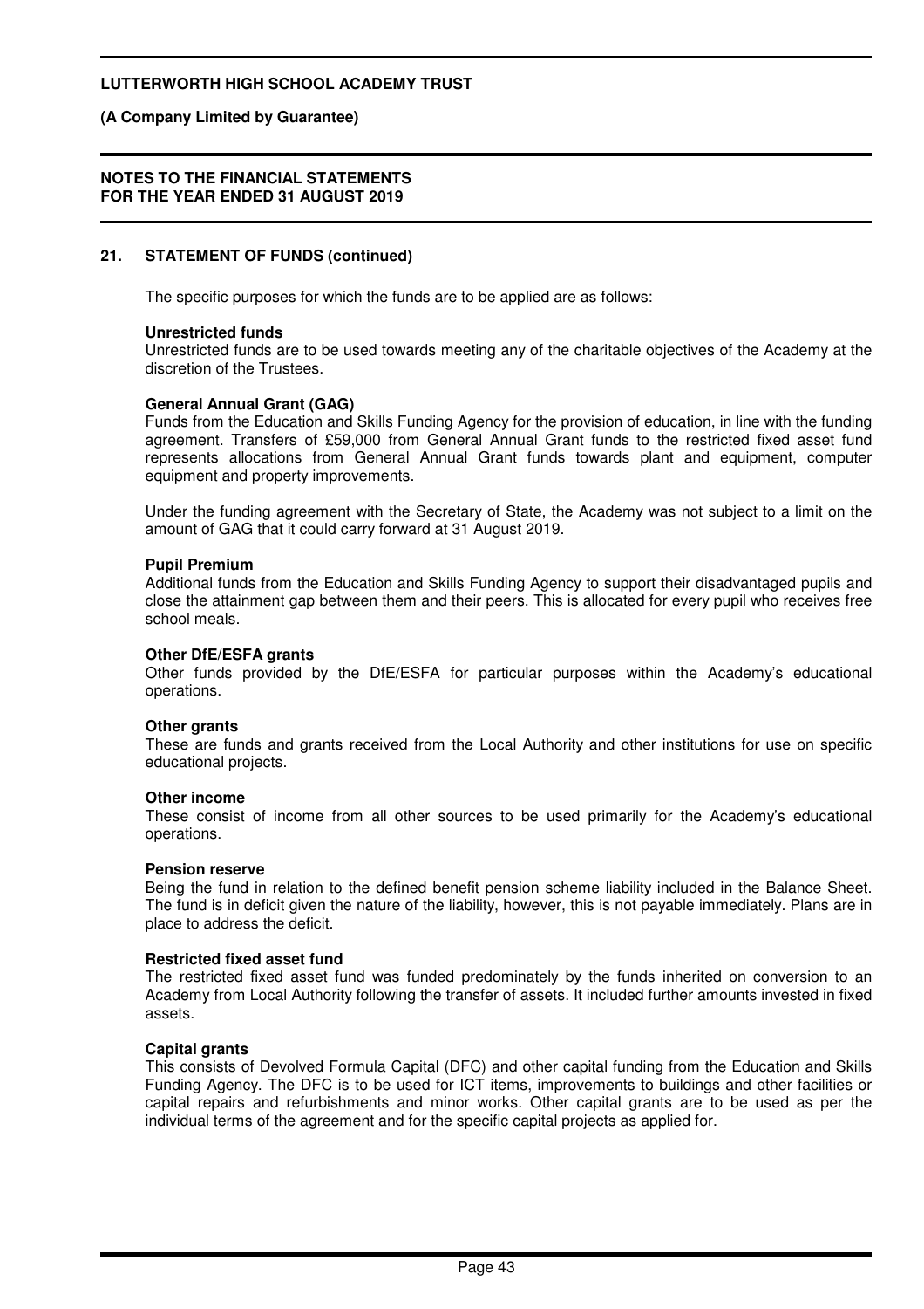## 21. STATEMENT OF FUNDS (continued)

The specific purposes for which the funds are to be applied are as follows:

**Unrestricted funds**
Unrestricted funds are to be used towards meeting any of the charitable objectives of the Academy at the discretion of the Trustees.

**General Annual Grant (GAG)**
Funds from the Education and Skills Funding Agency for the provision of education, in line with the funding agreement. Transfers of £59,000 from General Annual Grant funds to the restricted fixed asset fund represents allocations from General Annual Grant funds towards plant and equipment, computer equipment and property improvements.

Under the funding agreement with the Secretary of State, the Academy was not subject to a limit on the amount of GAG that it could carry forward at 31 August 2019.

**Pupil Premium**
Additional funds from the Education and Skills Funding Agency to support their disadvantaged pupils and close the attainment gap between them and their peers. This is allocated for every pupil who receives free school meals.

**Other DfE/ESFA grants**
Other funds provided by the DfE/ESFA for particular purposes within the Academy's educational operations.

**Other grants**
These are funds and grants received from the Local Authority and other institutions for use on specific educational projects.

**Other income**
These consist of income from all other sources to be used primarily for the Academy's educational operations.

**Pension reserve**
Being the fund in relation to the defined benefit pension scheme liability included in the Balance Sheet. The fund is in deficit given the nature of the liability, however, this is not payable immediately. Plans are in place to address the deficit.

**Restricted fixed asset fund**
The restricted fixed asset fund was funded predominately by the funds inherited on conversion to an Academy from Local Authority following the transfer of assets. It included further amounts invested in fixed assets.

**Capital grants**
This consists of Devolved Formula Capital (DFC) and other capital funding from the Education and Skills Funding Agency. The DFC is to be used for ICT items, improvements to buildings and other facilities or capital repairs and refurbishments and minor works. Other capital grants are to be used as per the individual terms of the agreement and for the specific capital projects as applied for.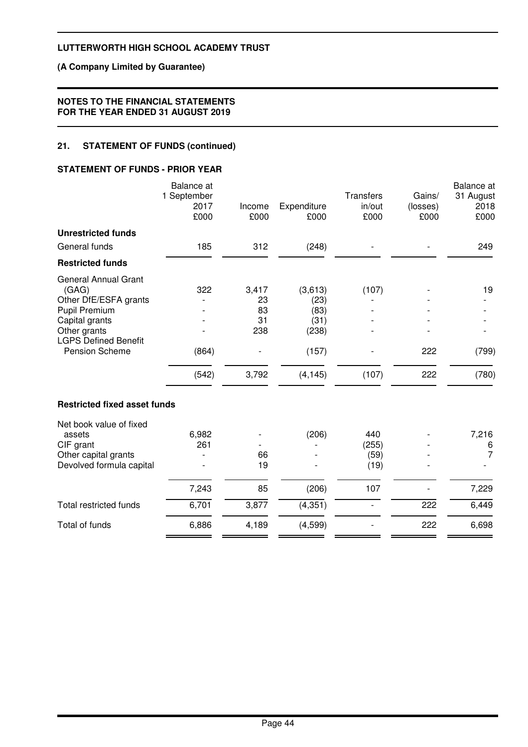## 21. STATEMENT OF FUNDS (continued)

### STATEMENT OF FUNDS - PRIOR YEAR

| | Balance at 1 September 2017 £000 | Income £000 | Expenditure £000 | Transfers in/out £000 | Gains/ (losses) £000 | Balance at 31 August 2018 £000 |
|---|---|---|---|---|---|---|
| **Unrestricted funds** | | | | | | |
| General funds | 185 | 312 | (248) | - | - | 249 |
| **Restricted funds** | | | | | | |
| General Annual Grant (GAG) | 322 | 3,417 | (3,613) | (107) | - | 19 |
| Other DfE/ESFA grants | - | 23 | (23) | - | - | - |
| Pupil Premium | - | 83 | (83) | - | - | - |
| Capital grants | - | 31 | (31) | - | - | - |
| Other grants | - | 238 | (238) | - | - | - |
| LGPS Defined Benefit Pension Scheme | (864) | - | (157) | - | 222 | (799) |
| | (542) | 3,792 | (4,145) | (107) | 222 | (780) |
| **Restricted fixed asset funds** | | | | | | |
| Net book value of fixed assets | 6,982 | - | (206) | 440 | - | 7,216 |
| CIF grant | 261 | - | - | (255) | - | 6 |
| Other capital grants | - | 66 | - | (59) | - | 7 |
| Devolved formula capital | - | 19 | - | (19) | - | - |
| | 7,243 | 85 | (206) | 107 | - | 7,229 |
| Total restricted funds | 6,701 | 3,877 | (4,351) | - | 222 | 6,449 |
| Total of funds | 6,886 | 4,189 | (4,599) | - | 222 | 6,698 |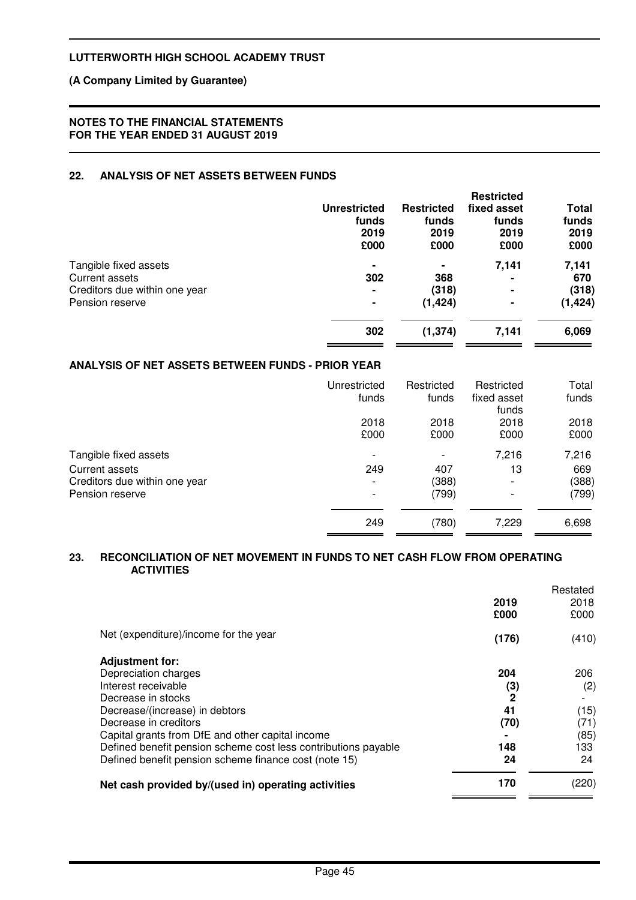# LUTTERWORTH HIGH SCHOOL ACADEMY TRUST

**(A Company Limited by Guarantee)**

**NOTES TO THE FINANCIAL STATEMENTS FOR THE YEAR ENDED 31 AUGUST 2019**

## 22. ANALYSIS OF NET ASSETS BETWEEN FUNDS

| | Unrestricted funds 2019 £000 | Restricted funds 2019 £000 | Restricted fixed asset funds 2019 £000 | Total funds 2019 £000 |
|---|---|---|---|---|
| Tangible fixed assets | - | - | 7,141 | 7,141 |
| Current assets | 302 | 368 | - | 670 |
| Creditors due within one year | - | (318) | - | (318) |
| Pension reserve | - | (1,424) | - | (1,424) |
| | **302** | **(1,374)** | **7,141** | **6,069** |

### ANALYSIS OF NET ASSETS BETWEEN FUNDS - PRIOR YEAR

| | Unrestricted funds 2018 £000 | Restricted funds 2018 £000 | Restricted fixed asset funds 2018 £000 | Total funds 2018 £000 |
|---|---|---|---|---|
| Tangible fixed assets | - | - | 7,216 | 7,216 |
| Current assets | 249 | 407 | 13 | 669 |
| Creditors due within one year | - | (388) | - | (388) |
| Pension reserve | - | (799) | - | (799) |
| | 249 | (780) | 7,229 | 6,698 |

## 23. RECONCILIATION OF NET MOVEMENT IN FUNDS TO NET CASH FLOW FROM OPERATING ACTIVITIES

| | 2019 £000 | Restated 2018 £000 |
|---|---|---|
| Net (expenditure)/income for the year | (176) | (410) |
| **Adjustment for:** | | |
| Depreciation charges | 204 | 206 |
| Interest receivable | (3) | (2) |
| Decrease in stocks | 2 | - |
| Decrease/(increase) in debtors | 41 | (15) |
| Decrease in creditors | (70) | (71) |
| Capital grants from DfE and other capital income | - | (85) |
| Defined benefit pension scheme cost less contributions payable | 148 | 133 |
| Defined benefit pension scheme finance cost (note 15) | 24 | 24 |
| **Net cash provided by/(used in) operating activities** | **170** | (220) |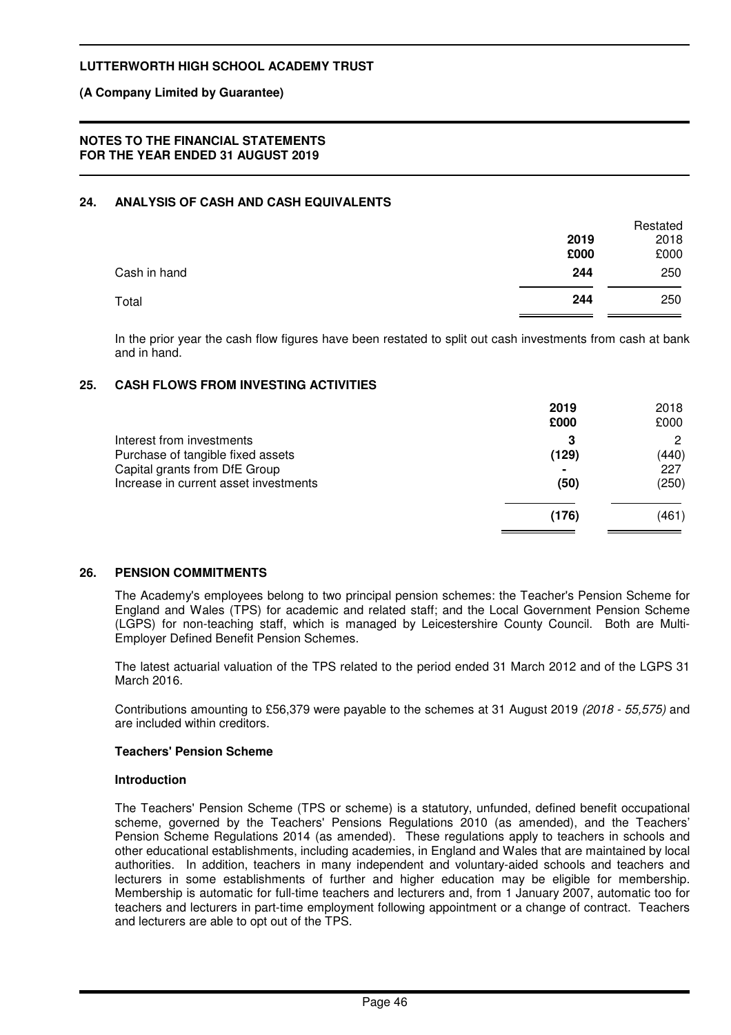## 24. ANALYSIS OF CASH AND CASH EQUIVALENTS

| | 2019 £000 | Restated 2018 £000 |
|---|---|---|
| Cash in hand | **244** | 250 |
| Total | **244** | 250 |

In the prior year the cash flow figures have been restated to split out cash investments from cash at bank and in hand.

## 25. CASH FLOWS FROM INVESTING ACTIVITIES

| | 2019 £000 | 2018 £000 |
|---|---|---|
| Interest from investments | **3** | 2 |
| Purchase of tangible fixed assets | **(129)** | (440) |
| Capital grants from DfE Group | **-** | 227 |
| Increase in current asset investments | **(50)** | (250) |
| | **(176)** | (461) |

## 26. PENSION COMMITMENTS

The Academy's employees belong to two principal pension schemes: the Teacher's Pension Scheme for England and Wales (TPS) for academic and related staff; and the Local Government Pension Scheme (LGPS) for non-teaching staff, which is managed by Leicestershire County Council. Both are Multi-Employer Defined Benefit Pension Schemes.

The latest actuarial valuation of the TPS related to the period ended 31 March 2012 and of the LGPS 31 March 2016.

Contributions amounting to £56,379 were payable to the schemes at 31 August 2019 *(2018 - 55,575)* and are included within creditors.

**Teachers' Pension Scheme**

**Introduction**

The Teachers' Pension Scheme (TPS or scheme) is a statutory, unfunded, defined benefit occupational scheme, governed by the Teachers' Pensions Regulations 2010 (as amended), and the Teachers' Pension Scheme Regulations 2014 (as amended). These regulations apply to teachers in schools and other educational establishments, including academies, in England and Wales that are maintained by local authorities. In addition, teachers in many independent and voluntary-aided schools and teachers and lecturers in some establishments of further and higher education may be eligible for membership. Membership is automatic for full-time teachers and lecturers and, from 1 January 2007, automatic too for teachers and lecturers in part-time employment following appointment or a change of contract. Teachers and lecturers are able to opt out of the TPS.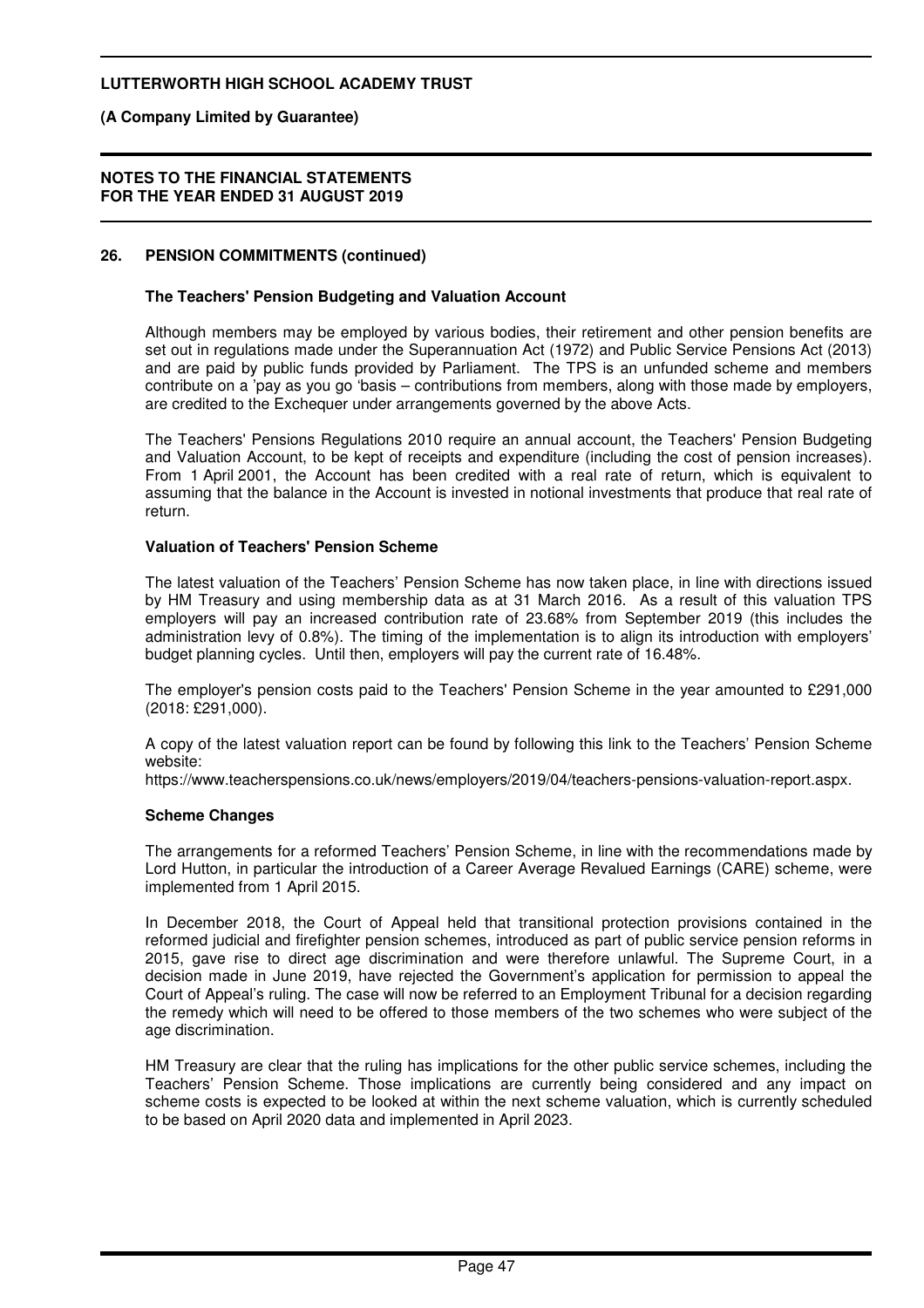## 26. PENSION COMMITMENTS (continued)

### The Teachers' Pension Budgeting and Valuation Account

Although members may be employed by various bodies, their retirement and other pension benefits are set out in regulations made under the Superannuation Act (1972) and Public Service Pensions Act (2013) and are paid by public funds provided by Parliament. The TPS is an unfunded scheme and members contribute on a 'pay as you go 'basis – contributions from members, along with those made by employers, are credited to the Exchequer under arrangements governed by the above Acts.

The Teachers' Pensions Regulations 2010 require an annual account, the Teachers' Pension Budgeting and Valuation Account, to be kept of receipts and expenditure (including the cost of pension increases). From 1 April 2001, the Account has been credited with a real rate of return, which is equivalent to assuming that the balance in the Account is invested in notional investments that produce that real rate of return.

### Valuation of Teachers' Pension Scheme

The latest valuation of the Teachers' Pension Scheme has now taken place, in line with directions issued by HM Treasury and using membership data as at 31 March 2016. As a result of this valuation TPS employers will pay an increased contribution rate of 23.68% from September 2019 (this includes the administration levy of 0.8%). The timing of the implementation is to align its introduction with employers' budget planning cycles. Until then, employers will pay the current rate of 16.48%.

The employer's pension costs paid to the Teachers' Pension Scheme in the year amounted to £291,000 (2018: £291,000).

A copy of the latest valuation report can be found by following this link to the Teachers' Pension Scheme website:
https://www.teacherspensions.co.uk/news/employers/2019/04/teachers-pensions-valuation-report.aspx.

### Scheme Changes

The arrangements for a reformed Teachers' Pension Scheme, in line with the recommendations made by Lord Hutton, in particular the introduction of a Career Average Revalued Earnings (CARE) scheme, were implemented from 1 April 2015.

In December 2018, the Court of Appeal held that transitional protection provisions contained in the reformed judicial and firefighter pension schemes, introduced as part of public service pension reforms in 2015, gave rise to direct age discrimination and were therefore unlawful. The Supreme Court, in a decision made in June 2019, have rejected the Government's application for permission to appeal the Court of Appeal's ruling. The case will now be referred to an Employment Tribunal for a decision regarding the remedy which will need to be offered to those members of the two schemes who were subject of the age discrimination.

HM Treasury are clear that the ruling has implications for the other public service schemes, including the Teachers' Pension Scheme. Those implications are currently being considered and any impact on scheme costs is expected to be looked at within the next scheme valuation, which is currently scheduled to be based on April 2020 data and implemented in April 2023.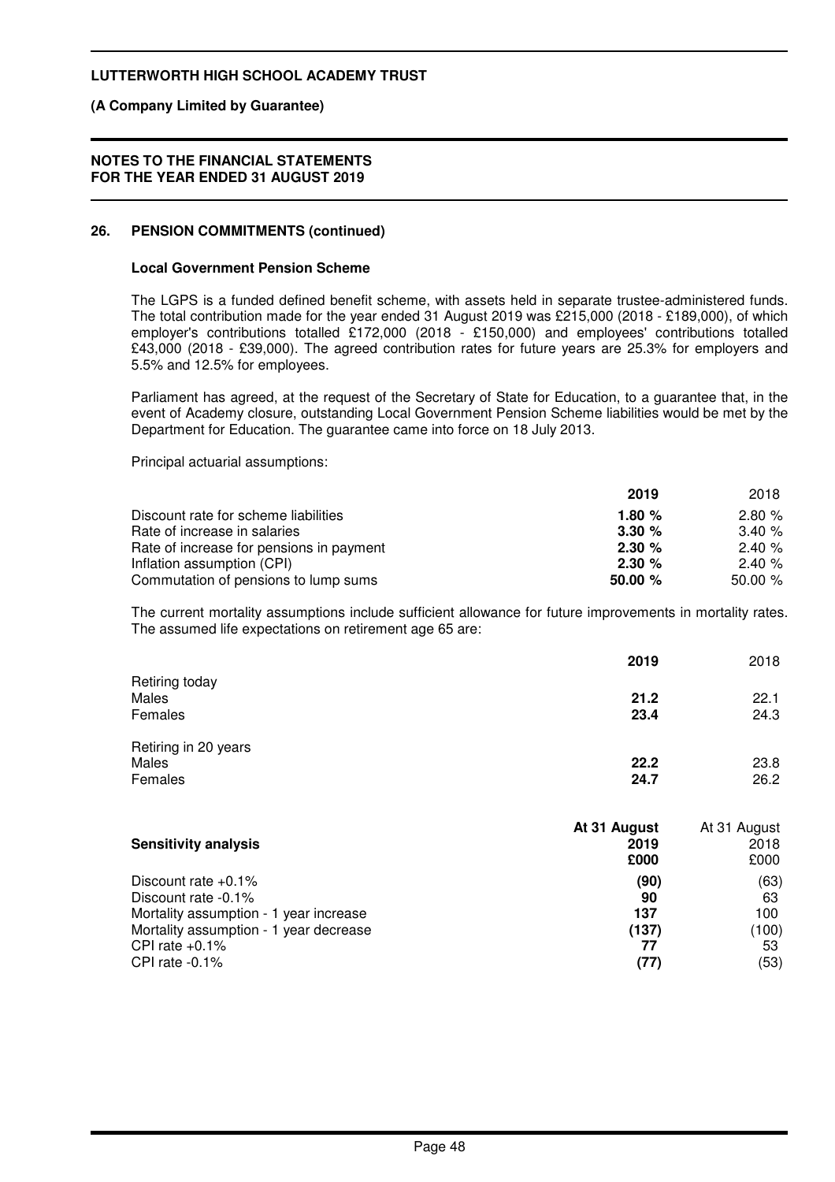## 26. PENSION COMMITMENTS (continued)

### Local Government Pension Scheme

The LGPS is a funded defined benefit scheme, with assets held in separate trustee-administered funds. The total contribution made for the year ended 31 August 2019 was £215,000 (2018 - £189,000), of which employer's contributions totalled £172,000 (2018 - £150,000) and employees' contributions totalled £43,000 (2018 - £39,000). The agreed contribution rates for future years are 25.3% for employers and 5.5% and 12.5% for employees.

Parliament has agreed, at the request of the Secretary of State for Education, to a guarantee that, in the event of Academy closure, outstanding Local Government Pension Scheme liabilities would be met by the Department for Education. The guarantee came into force on 18 July 2013.

Principal actuarial assumptions:

| | **2019** | 2018 |
|---|---|---|
| Discount rate for scheme liabilities | **1.80 %** | 2.80 % |
| Rate of increase in salaries | **3.30 %** | 3.40 % |
| Rate of increase for pensions in payment | **2.30 %** | 2.40 % |
| Inflation assumption (CPI) | **2.30 %** | 2.40 % |
| Commutation of pensions to lump sums | **50.00 %** | 50.00 % |

The current mortality assumptions include sufficient allowance for future improvements in mortality rates. The assumed life expectations on retirement age 65 are:

| | **2019** | 2018 |
|---|---|---|
| Retiring today | | |
| Males | **21.2** | 22.1 |
| Females | **23.4** | 24.3 |
| Retiring in 20 years | | |
| Males | **22.2** | 23.8 |
| Females | **24.7** | 26.2 |

| **Sensitivity analysis** | **At 31 August 2019 £000** | At 31 August 2018 £000 |
|---|---|---|
| Discount rate +0.1% | **(90)** | (63) |
| Discount rate -0.1% | **90** | 63 |
| Mortality assumption - 1 year increase | **137** | 100 |
| Mortality assumption - 1 year decrease | **(137)** | (100) |
| CPI rate +0.1% | **77** | 53 |
| CPI rate -0.1% | **(77)** | (53) |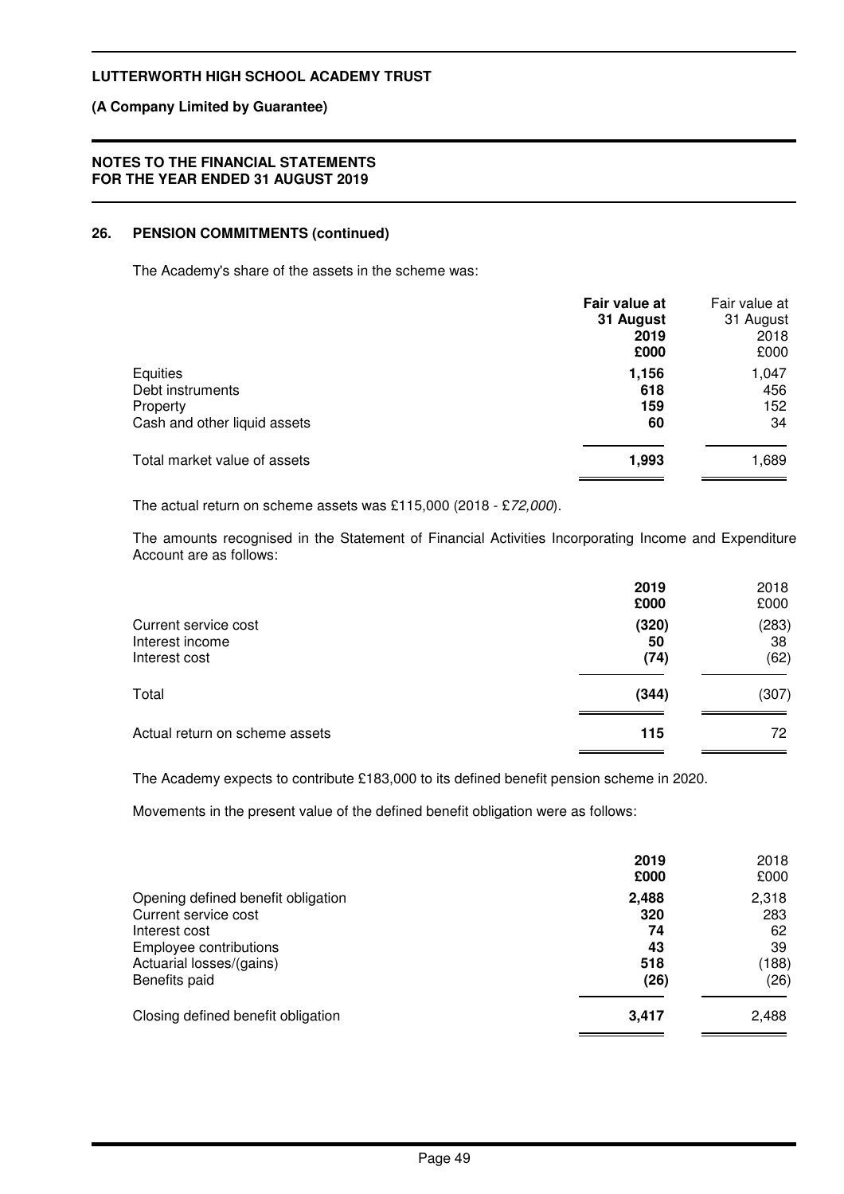## 26. PENSION COMMITMENTS (continued)

The Academy's share of the assets in the scheme was:

| | **Fair value at 31 August 2019 £000** | Fair value at 31 August 2018 £000 |
|---|---|---|
| Equities | **1,156** | 1,047 |
| Debt instruments | **618** | 456 |
| Property | **159** | 152 |
| Cash and other liquid assets | **60** | 34 |
| Total market value of assets | **1,993** | 1,689 |

The actual return on scheme assets was £115,000 (2018 - £*72,000*).

The amounts recognised in the Statement of Financial Activities Incorporating Income and Expenditure Account are as follows:

| | **2019 £000** | 2018 £000 |
|---|---|---|
| Current service cost | **(320)** | (283) |
| Interest income | **50** | 38 |
| Interest cost | **(74)** | (62) |
| Total | **(344)** | (307) |
| Actual return on scheme assets | **115** | 72 |

The Academy expects to contribute £183,000 to its defined benefit pension scheme in 2020.

Movements in the present value of the defined benefit obligation were as follows:

| | **2019 £000** | 2018 £000 |
|---|---|---|
| Opening defined benefit obligation | **2,488** | 2,318 |
| Current service cost | **320** | 283 |
| Interest cost | **74** | 62 |
| Employee contributions | **43** | 39 |
| Actuarial losses/(gains) | **518** | (188) |
| Benefits paid | **(26)** | (26) |
| Closing defined benefit obligation | **3,417** | 2,488 |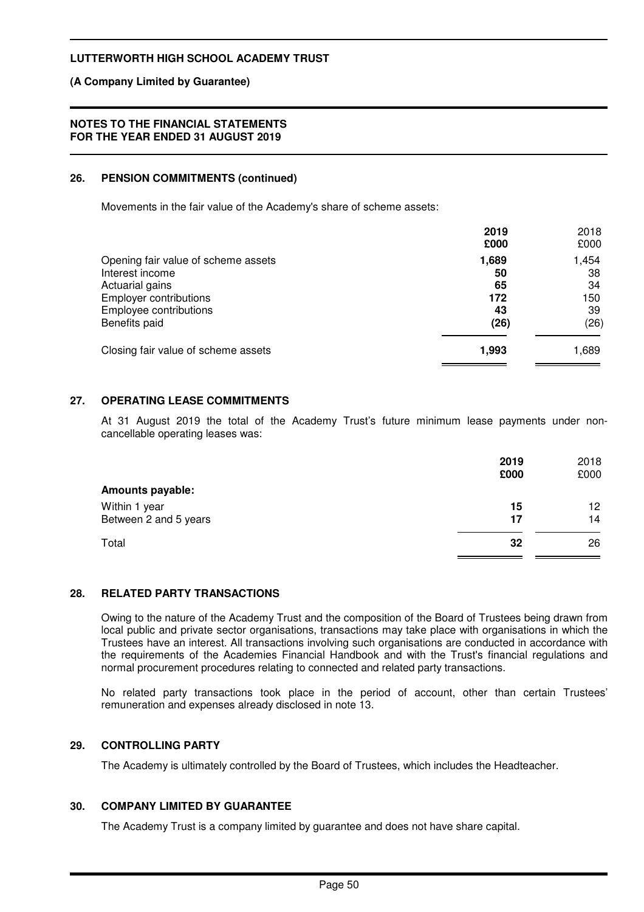## 26. PENSION COMMITMENTS (continued)

Movements in the fair value of the Academy's share of scheme assets:

| | 2019 £000 | 2018 £000 |
|---|---|---|
| Opening fair value of scheme assets | **1,689** | 1,454 |
| Interest income | **50** | 38 |
| Actuarial gains | **65** | 34 |
| Employer contributions | **172** | 150 |
| Employee contributions | **43** | 39 |
| Benefits paid | **(26)** | (26) |
| Closing fair value of scheme assets | **1,993** | 1,689 |

## 27. OPERATING LEASE COMMITMENTS

At 31 August 2019 the total of the Academy Trust's future minimum lease payments under non-cancellable operating leases was:

| | 2019 £000 | 2018 £000 |
|---|---|---|
| **Amounts payable:** | | |
| Within 1 year | **15** | 12 |
| Between 2 and 5 years | **17** | 14 |
| Total | **32** | 26 |

## 28. RELATED PARTY TRANSACTIONS

Owing to the nature of the Academy Trust and the composition of the Board of Trustees being drawn from local public and private sector organisations, transactions may take place with organisations in which the Trustees have an interest. All transactions involving such organisations are conducted in accordance with the requirements of the Academies Financial Handbook and with the Trust's financial regulations and normal procurement procedures relating to connected and related party transactions.

No related party transactions took place in the period of account, other than certain Trustees' remuneration and expenses already disclosed in note 13.

## 29. CONTROLLING PARTY

The Academy is ultimately controlled by the Board of Trustees, which includes the Headteacher.

## 30. COMPANY LIMITED BY GUARANTEE

The Academy Trust is a company limited by guarantee and does not have share capital.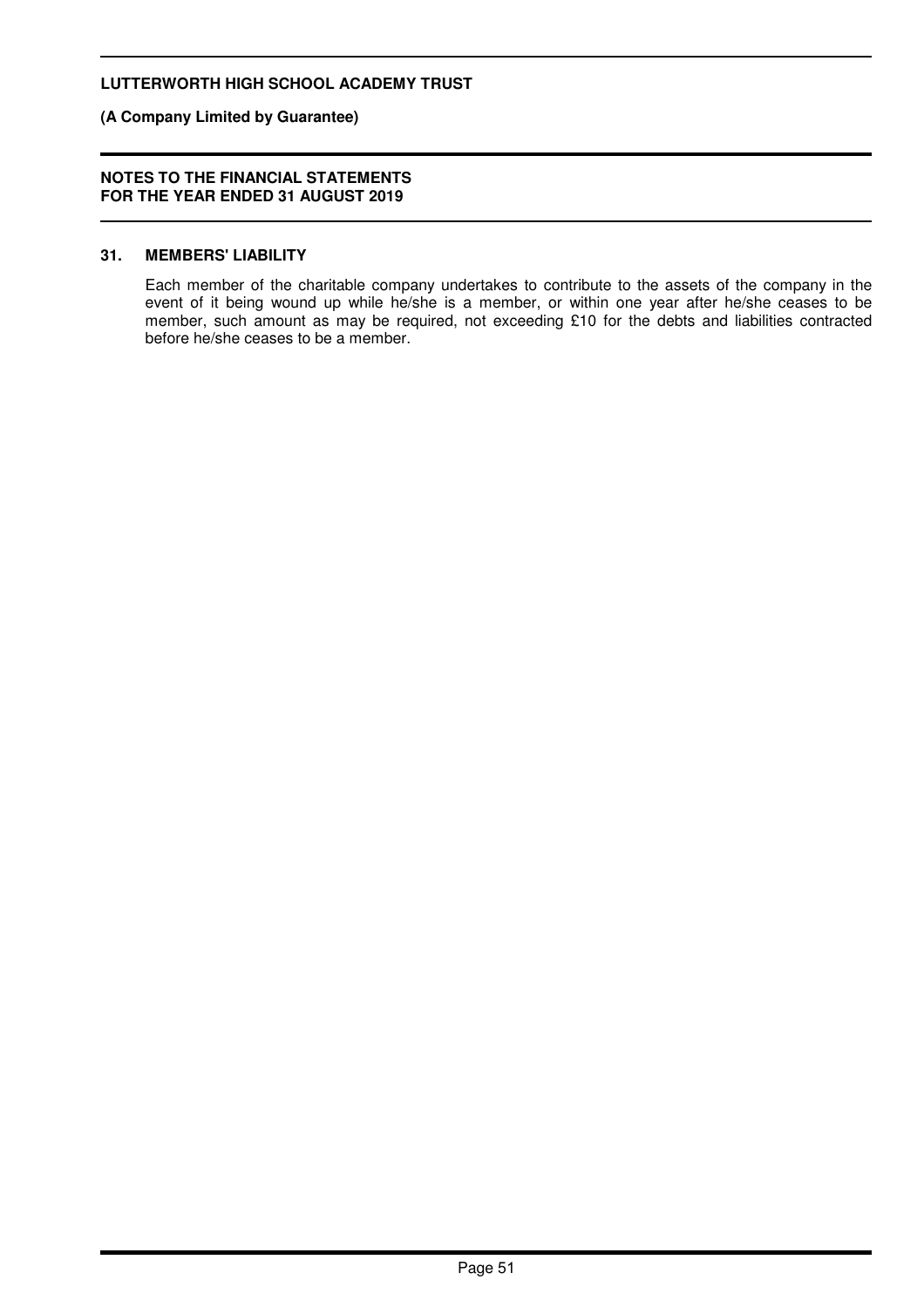## 31. MEMBERS' LIABILITY

Each member of the charitable company undertakes to contribute to the assets of the company in the event of it being wound up while he/she is a member, or within one year after he/she ceases to be member, such amount as may be required, not exceeding £10 for the debts and liabilities contracted before he/she ceases to be a member.